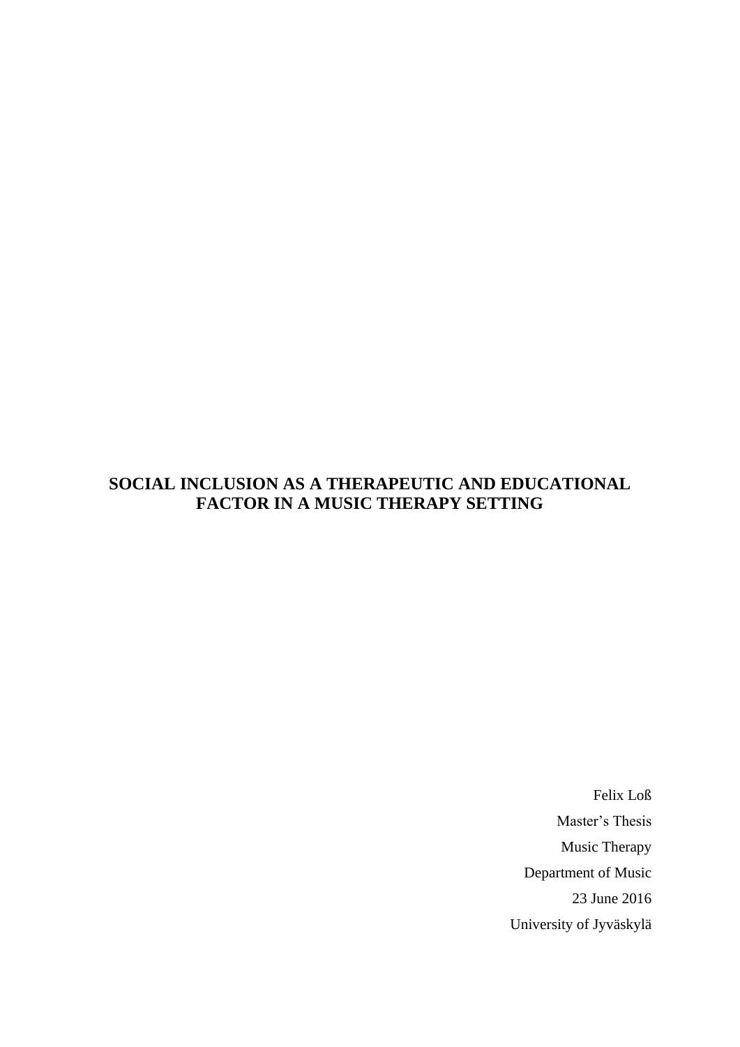# SOCIAL INCLUSION AS A THERAPEUTIC AND EDUCATIONAL FACTOR IN A MUSIC THERAPY SETTING

Felix Loß

Master's Thesis

Music Therapy

Department of Music

23 June 2016

University of Jyväskylä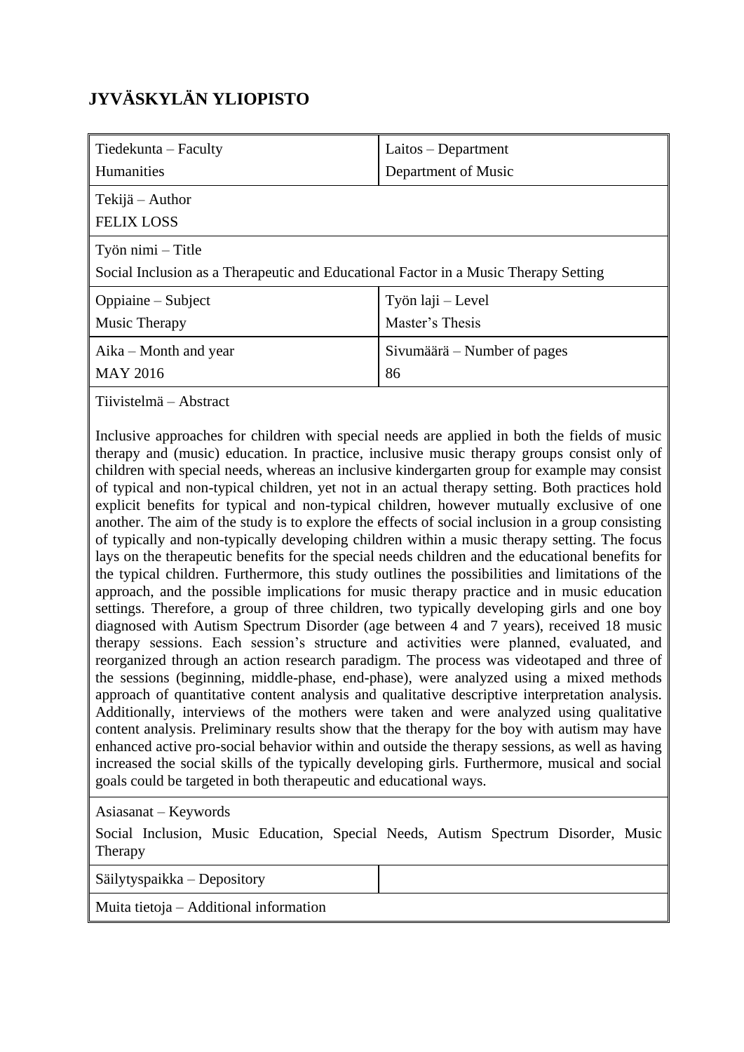# JYVÄSKYLÄN YLIOPISTO

| Tiedekunta – Faculty<br>Humanities | Laitos – Department<br>Department of Music |
|---|---|
| Tekijä – Author<br>FELIX LOSS | |
| Työn nimi – Title<br>Social Inclusion as a Therapeutic and Educational Factor in a Music Therapy Setting | |
| Oppiaine – Subject<br>Music Therapy | Työn laji – Level<br>Master's Thesis |
| Aika – Month and year<br>MAY 2016 | Sivumäärä – Number of pages<br>86 |

Tiivistelmä – Abstract

Inclusive approaches for children with special needs are applied in both the fields of music therapy and (music) education. In practice, inclusive music therapy groups consist only of children with special needs, whereas an inclusive kindergarten group for example may consist of typical and non-typical children, yet not in an actual therapy setting. Both practices hold explicit benefits for typical and non-typical children, however mutually exclusive of one another. The aim of the study is to explore the effects of social inclusion in a group consisting of typically and non-typically developing children within a music therapy setting. The focus lays on the therapeutic benefits for the special needs children and the educational benefits for the typical children. Furthermore, this study outlines the possibilities and limitations of the approach, and the possible implications for music therapy practice and in music education settings. Therefore, a group of three children, two typically developing girls and one boy diagnosed with Autism Spectrum Disorder (age between 4 and 7 years), received 18 music therapy sessions. Each session's structure and activities were planned, evaluated, and reorganized through an action research paradigm. The process was videotaped and three of the sessions (beginning, middle-phase, end-phase), were analyzed using a mixed methods approach of quantitative content analysis and qualitative descriptive interpretation analysis. Additionally, interviews of the mothers were taken and were analyzed using qualitative content analysis. Preliminary results show that the therapy for the boy with autism may have enhanced active pro-social behavior within and outside the therapy sessions, as well as having increased the social skills of the typically developing girls. Furthermore, musical and social goals could be targeted in both therapeutic and educational ways.

Asiasanat – Keywords

Social Inclusion, Music Education, Special Needs, Autism Spectrum Disorder, Music Therapy

| Säilytyspaikka – Depository | |
|---|---|
| Muita tietoja – Additional information | |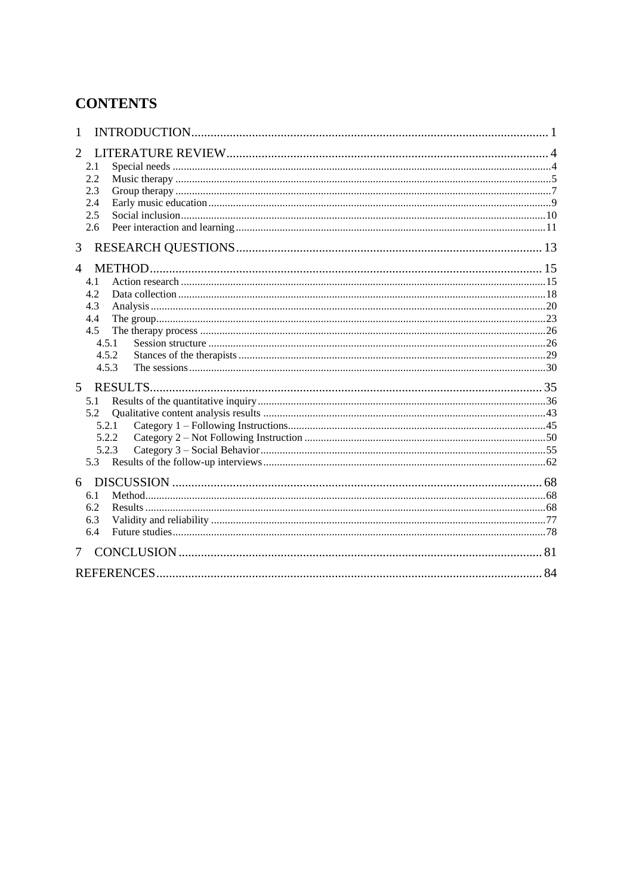# CONTENTS

1 INTRODUCTION ... 1

2 LITERATURE REVIEW ... 4
- 2.1 Special needs ... 4
- 2.2 Music therapy ... 5
- 2.3 Group therapy ... 7
- 2.4 Early music education ... 9
- 2.5 Social inclusion ... 10
- 2.6 Peer interaction and learning ... 11

3 RESEARCH QUESTIONS ... 13

4 METHOD ... 15
- 4.1 Action research ... 15
- 4.2 Data collection ... 18
- 4.3 Analysis ... 20
- 4.4 The group ... 23
- 4.5 The therapy process ... 26
  - 4.5.1 Session structure ... 26
  - 4.5.2 Stances of the therapists ... 29
  - 4.5.3 The sessions ... 30

5 RESULTS ... 35
- 5.1 Results of the quantitative inquiry ... 36
- 5.2 Qualitative content analysis results ... 43
  - 5.2.1 Category 1 – Following Instructions ... 45
  - 5.2.2 Category 2 – Not Following Instruction ... 50
  - 5.2.3 Category 3 – Social Behavior ... 55
- 5.3 Results of the follow-up interviews ... 62

6 DISCUSSION ... 68
- 6.1 Method ... 68
- 6.2 Results ... 68
- 6.3 Validity and reliability ... 77
- 6.4 Future studies ... 78

7 CONCLUSION ... 81

REFERENCES ... 84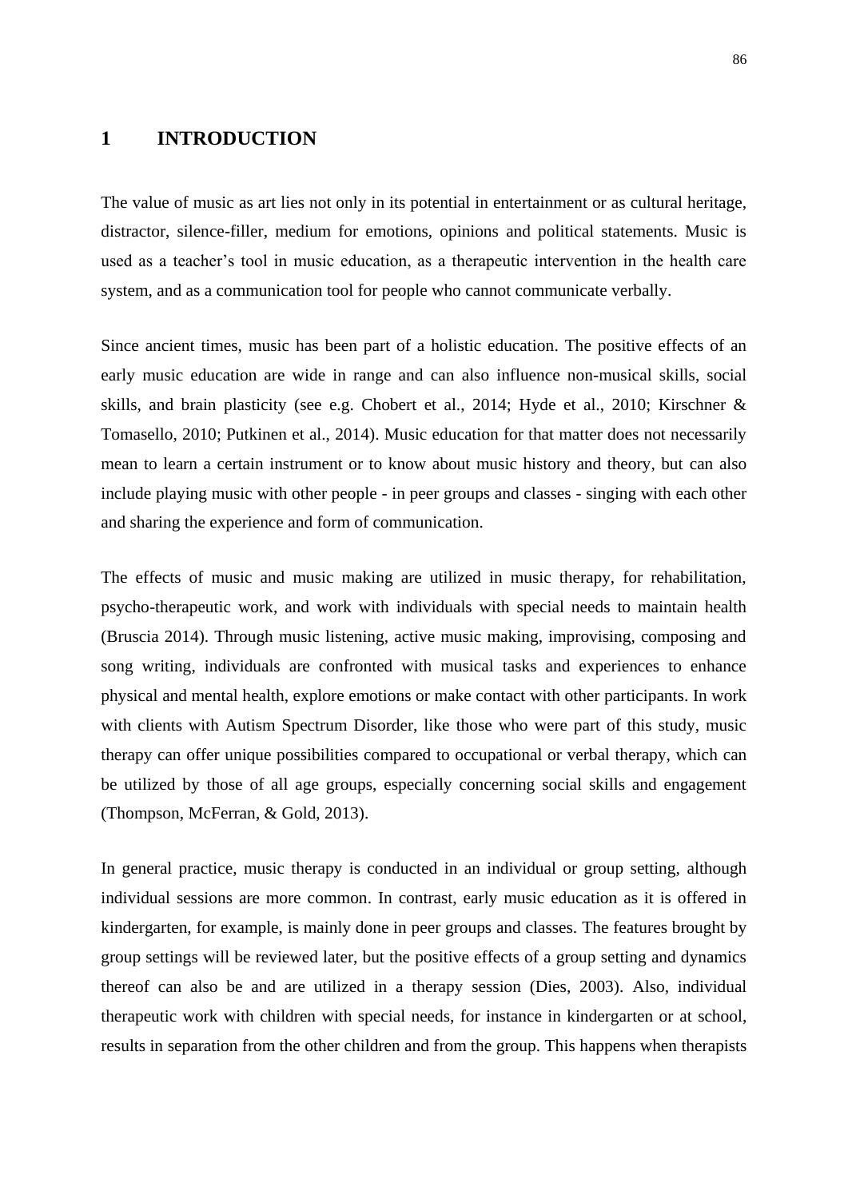# 1 INTRODUCTION

The value of music as art lies not only in its potential in entertainment or as cultural heritage, distractor, silence-filler, medium for emotions, opinions and political statements. Music is used as a teacher's tool in music education, as a therapeutic intervention in the health care system, and as a communication tool for people who cannot communicate verbally.

Since ancient times, music has been part of a holistic education. The positive effects of an early music education are wide in range and can also influence non-musical skills, social skills, and brain plasticity (see e.g. Chobert et al., 2014; Hyde et al., 2010; Kirschner & Tomasello, 2010; Putkinen et al., 2014). Music education for that matter does not necessarily mean to learn a certain instrument or to know about music history and theory, but can also include playing music with other people - in peer groups and classes - singing with each other and sharing the experience and form of communication.

The effects of music and music making are utilized in music therapy, for rehabilitation, psycho-therapeutic work, and work with individuals with special needs to maintain health (Bruscia 2014). Through music listening, active music making, improvising, composing and song writing, individuals are confronted with musical tasks and experiences to enhance physical and mental health, explore emotions or make contact with other participants. In work with clients with Autism Spectrum Disorder, like those who were part of this study, music therapy can offer unique possibilities compared to occupational or verbal therapy, which can be utilized by those of all age groups, especially concerning social skills and engagement (Thompson, McFerran, & Gold, 2013).

In general practice, music therapy is conducted in an individual or group setting, although individual sessions are more common. In contrast, early music education as it is offered in kindergarten, for example, is mainly done in peer groups and classes. The features brought by group settings will be reviewed later, but the positive effects of a group setting and dynamics thereof can also be and are utilized in a therapy session (Dies, 2003). Also, individual therapeutic work with children with special needs, for instance in kindergarten or at school, results in separation from the other children and from the group. This happens when therapists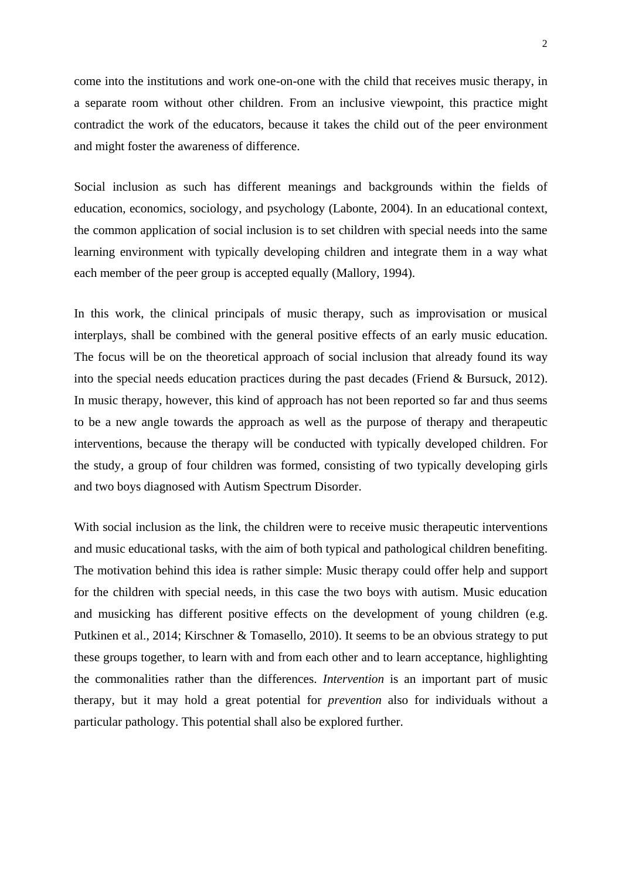come into the institutions and work one-on-one with the child that receives music therapy, in a separate room without other children. From an inclusive viewpoint, this practice might contradict the work of the educators, because it takes the child out of the peer environment and might foster the awareness of difference.

Social inclusion as such has different meanings and backgrounds within the fields of education, economics, sociology, and psychology (Labonte, 2004). In an educational context, the common application of social inclusion is to set children with special needs into the same learning environment with typically developing children and integrate them in a way what each member of the peer group is accepted equally (Mallory, 1994).

In this work, the clinical principals of music therapy, such as improvisation or musical interplays, shall be combined with the general positive effects of an early music education. The focus will be on the theoretical approach of social inclusion that already found its way into the special needs education practices during the past decades (Friend & Bursuck, 2012). In music therapy, however, this kind of approach has not been reported so far and thus seems to be a new angle towards the approach as well as the purpose of therapy and therapeutic interventions, because the therapy will be conducted with typically developed children. For the study, a group of four children was formed, consisting of two typically developing girls and two boys diagnosed with Autism Spectrum Disorder.

With social inclusion as the link, the children were to receive music therapeutic interventions and music educational tasks, with the aim of both typical and pathological children benefiting. The motivation behind this idea is rather simple: Music therapy could offer help and support for the children with special needs, in this case the two boys with autism. Music education and musicking has different positive effects on the development of young children (e.g. Putkinen et al., 2014; Kirschner & Tomasello, 2010). It seems to be an obvious strategy to put these groups together, to learn with and from each other and to learn acceptance, highlighting the commonalities rather than the differences. *Intervention* is an important part of music therapy, but it may hold a great potential for *prevention* also for individuals without a particular pathology. This potential shall also be explored further.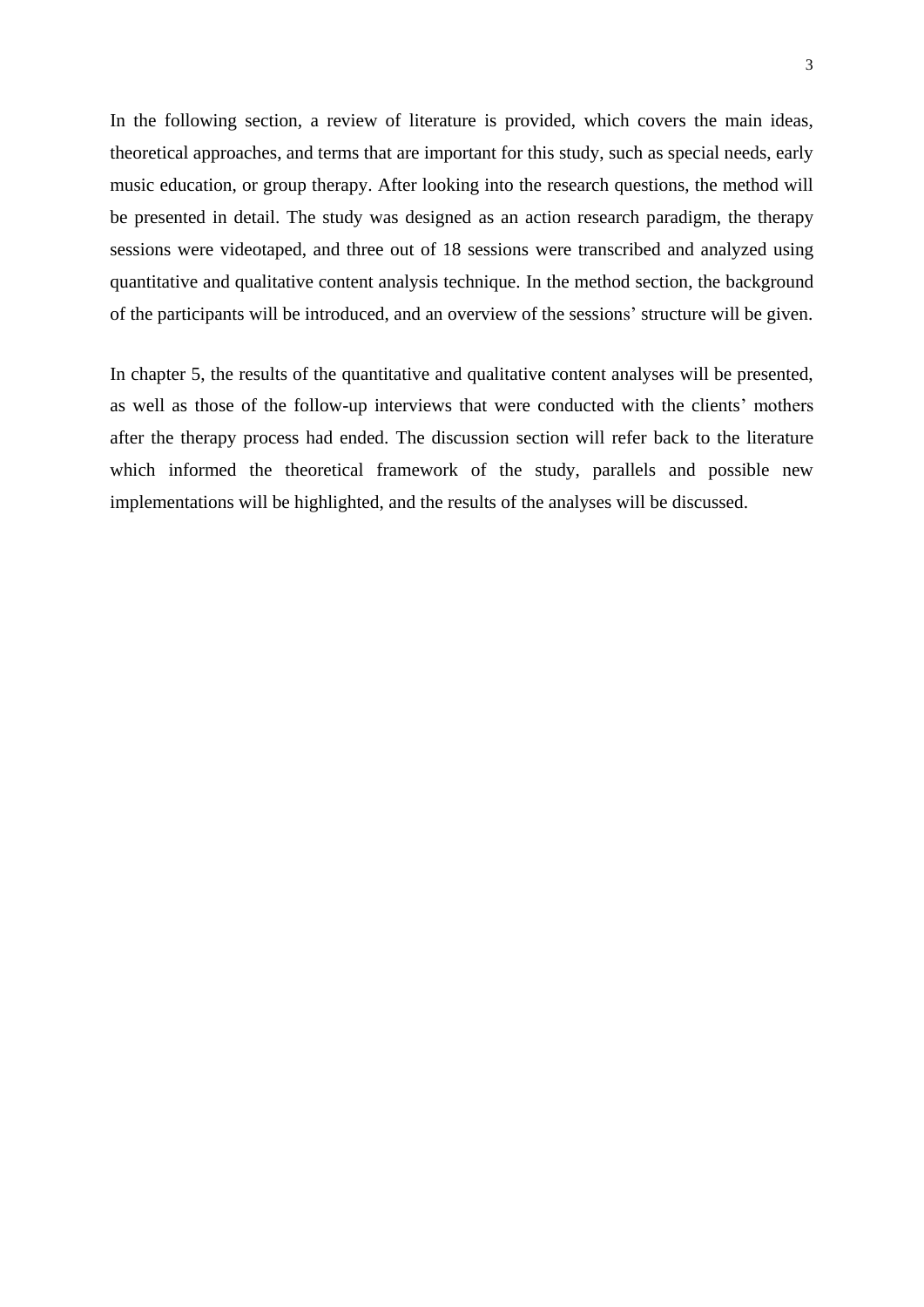In the following section, a review of literature is provided, which covers the main ideas, theoretical approaches, and terms that are important for this study, such as special needs, early music education, or group therapy. After looking into the research questions, the method will be presented in detail. The study was designed as an action research paradigm, the therapy sessions were videotaped, and three out of 18 sessions were transcribed and analyzed using quantitative and qualitative content analysis technique. In the method section, the background of the participants will be introduced, and an overview of the sessions' structure will be given.

In chapter 5, the results of the quantitative and qualitative content analyses will be presented, as well as those of the follow-up interviews that were conducted with the clients' mothers after the therapy process had ended. The discussion section will refer back to the literature which informed the theoretical framework of the study, parallels and possible new implementations will be highlighted, and the results of the analyses will be discussed.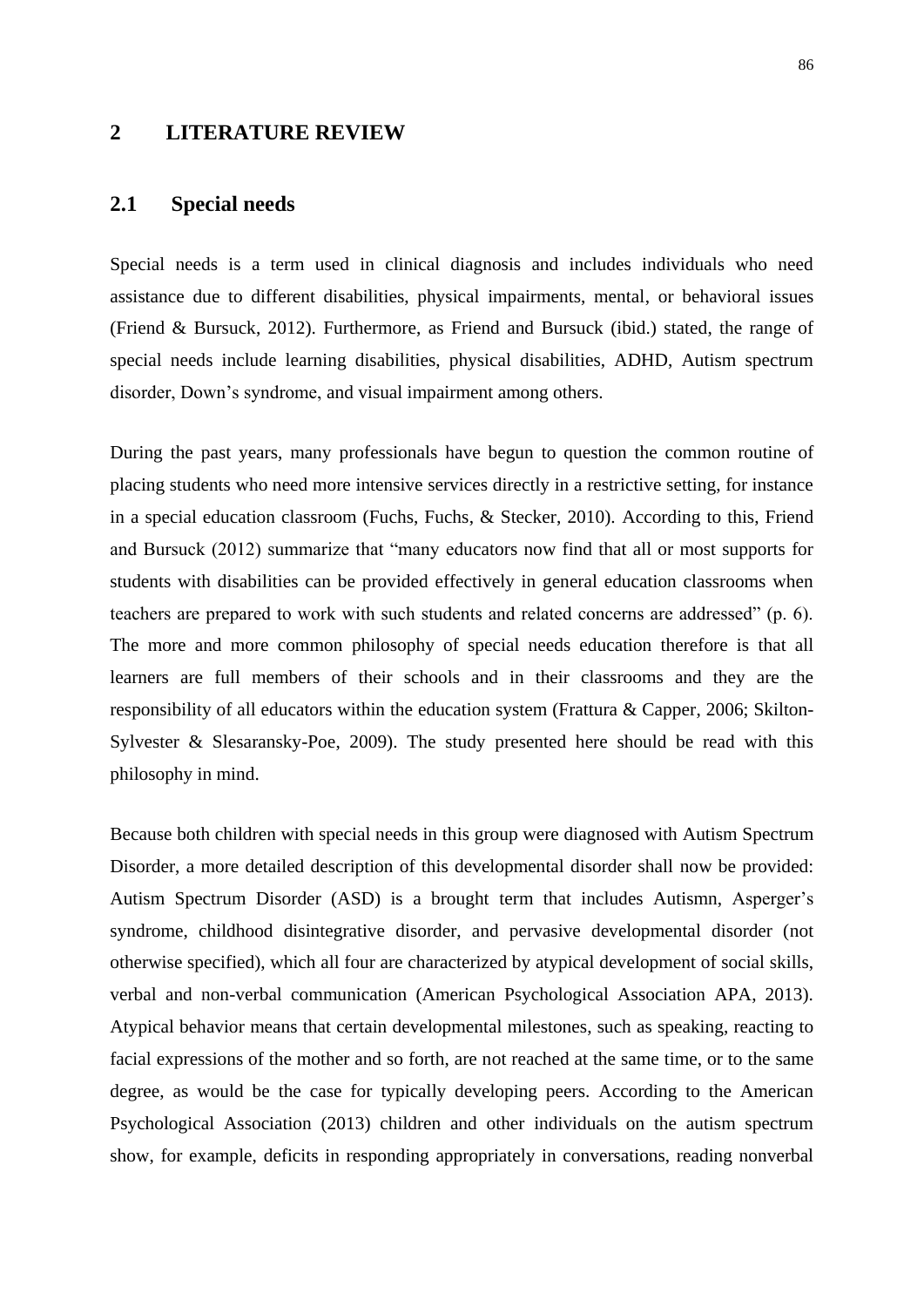# 2 LITERATURE REVIEW

## 2.1 Special needs

Special needs is a term used in clinical diagnosis and includes individuals who need assistance due to different disabilities, physical impairments, mental, or behavioral issues (Friend & Bursuck, 2012). Furthermore, as Friend and Bursuck (ibid.) stated, the range of special needs include learning disabilities, physical disabilities, ADHD, Autism spectrum disorder, Down's syndrome, and visual impairment among others.

During the past years, many professionals have begun to question the common routine of placing students who need more intensive services directly in a restrictive setting, for instance in a special education classroom (Fuchs, Fuchs, & Stecker, 2010). According to this, Friend and Bursuck (2012) summarize that "many educators now find that all or most supports for students with disabilities can be provided effectively in general education classrooms when teachers are prepared to work with such students and related concerns are addressed" (p. 6). The more and more common philosophy of special needs education therefore is that all learners are full members of their schools and in their classrooms and they are the responsibility of all educators within the education system (Frattura & Capper, 2006; Skilton-Sylvester & Slesaransky-Poe, 2009). The study presented here should be read with this philosophy in mind.

Because both children with special needs in this group were diagnosed with Autism Spectrum Disorder, a more detailed description of this developmental disorder shall now be provided: Autism Spectrum Disorder (ASD) is a brought term that includes Autismn, Asperger's syndrome, childhood disintegrative disorder, and pervasive developmental disorder (not otherwise specified), which all four are characterized by atypical development of social skills, verbal and non-verbal communication (American Psychological Association APA, 2013). Atypical behavior means that certain developmental milestones, such as speaking, reacting to facial expressions of the mother and so forth, are not reached at the same time, or to the same degree, as would be the case for typically developing peers. According to the American Psychological Association (2013) children and other individuals on the autism spectrum show, for example, deficits in responding appropriately in conversations, reading nonverbal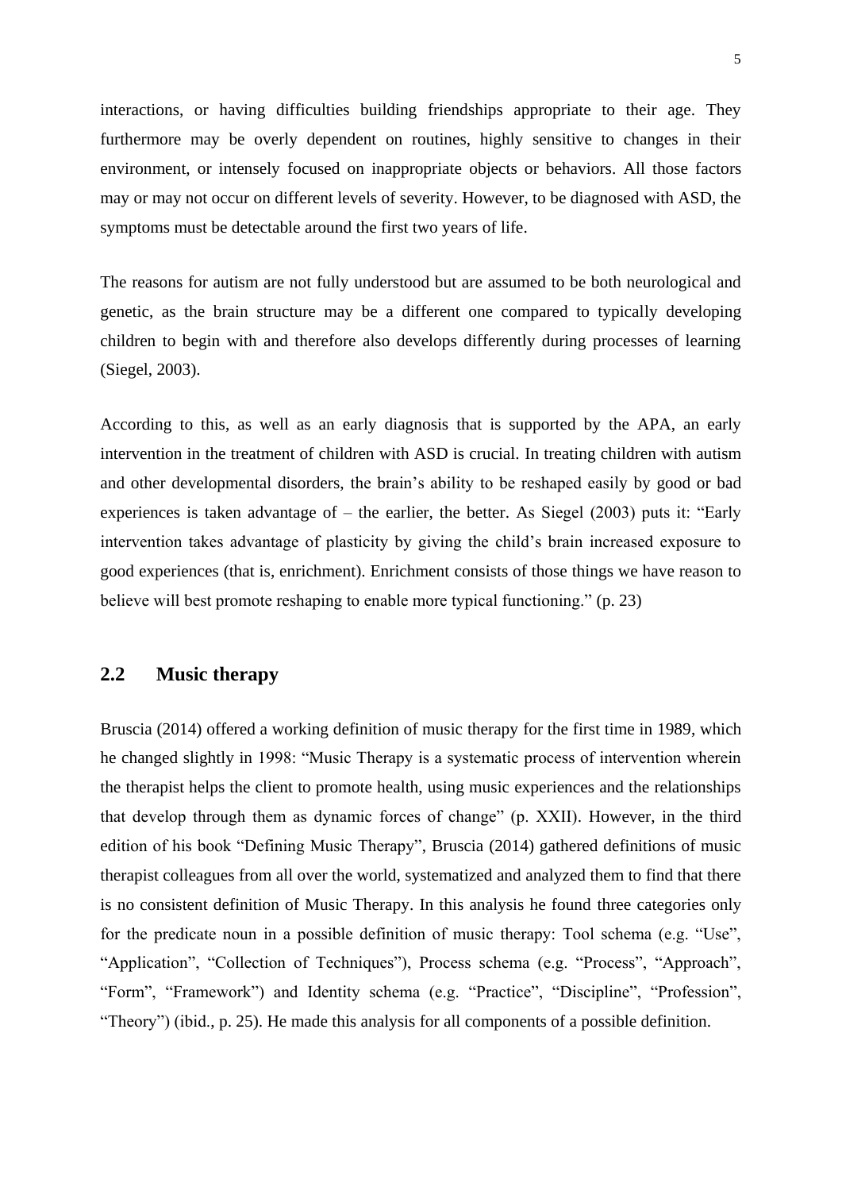interactions, or having difficulties building friendships appropriate to their age. They furthermore may be overly dependent on routines, highly sensitive to changes in their environment, or intensely focused on inappropriate objects or behaviors. All those factors may or may not occur on different levels of severity. However, to be diagnosed with ASD, the symptoms must be detectable around the first two years of life.

The reasons for autism are not fully understood but are assumed to be both neurological and genetic, as the brain structure may be a different one compared to typically developing children to begin with and therefore also develops differently during processes of learning (Siegel, 2003).

According to this, as well as an early diagnosis that is supported by the APA, an early intervention in the treatment of children with ASD is crucial. In treating children with autism and other developmental disorders, the brain's ability to be reshaped easily by good or bad experiences is taken advantage of – the earlier, the better. As Siegel (2003) puts it: "Early intervention takes advantage of plasticity by giving the child's brain increased exposure to good experiences (that is, enrichment). Enrichment consists of those things we have reason to believe will best promote reshaping to enable more typical functioning." (p. 23)

## 2.2 Music therapy

Bruscia (2014) offered a working definition of music therapy for the first time in 1989, which he changed slightly in 1998: "Music Therapy is a systematic process of intervention wherein the therapist helps the client to promote health, using music experiences and the relationships that develop through them as dynamic forces of change" (p. XXII). However, in the third edition of his book "Defining Music Therapy", Bruscia (2014) gathered definitions of music therapist colleagues from all over the world, systematized and analyzed them to find that there is no consistent definition of Music Therapy. In this analysis he found three categories only for the predicate noun in a possible definition of music therapy: Tool schema (e.g. "Use", "Application", "Collection of Techniques"), Process schema (e.g. "Process", "Approach", "Form", "Framework") and Identity schema (e.g. "Practice", "Discipline", "Profession", "Theory") (ibid., p. 25). He made this analysis for all components of a possible definition.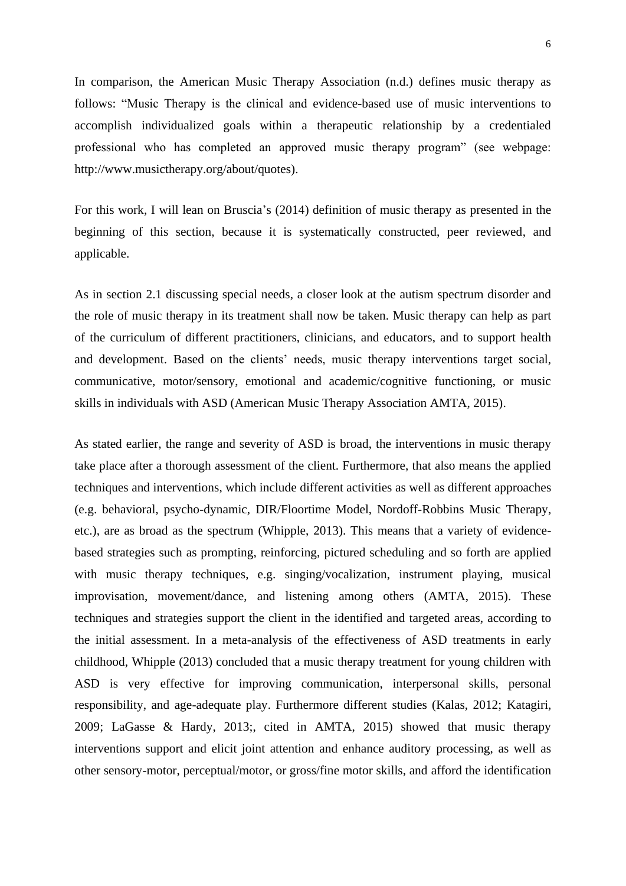In comparison, the American Music Therapy Association (n.d.) defines music therapy as follows: "Music Therapy is the clinical and evidence-based use of music interventions to accomplish individualized goals within a therapeutic relationship by a credentialed professional who has completed an approved music therapy program" (see webpage: http://www.musictherapy.org/about/quotes).

For this work, I will lean on Bruscia's (2014) definition of music therapy as presented in the beginning of this section, because it is systematically constructed, peer reviewed, and applicable.

As in section 2.1 discussing special needs, a closer look at the autism spectrum disorder and the role of music therapy in its treatment shall now be taken. Music therapy can help as part of the curriculum of different practitioners, clinicians, and educators, and to support health and development. Based on the clients' needs, music therapy interventions target social, communicative, motor/sensory, emotional and academic/cognitive functioning, or music skills in individuals with ASD (American Music Therapy Association AMTA, 2015).

As stated earlier, the range and severity of ASD is broad, the interventions in music therapy take place after a thorough assessment of the client. Furthermore, that also means the applied techniques and interventions, which include different activities as well as different approaches (e.g. behavioral, psycho-dynamic, DIR/Floortime Model, Nordoff-Robbins Music Therapy, etc.), are as broad as the spectrum (Whipple, 2013). This means that a variety of evidence-based strategies such as prompting, reinforcing, pictured scheduling and so forth are applied with music therapy techniques, e.g. singing/vocalization, instrument playing, musical improvisation, movement/dance, and listening among others (AMTA, 2015). These techniques and strategies support the client in the identified and targeted areas, according to the initial assessment. In a meta-analysis of the effectiveness of ASD treatments in early childhood, Whipple (2013) concluded that a music therapy treatment for young children with ASD is very effective for improving communication, interpersonal skills, personal responsibility, and age-adequate play. Furthermore different studies (Kalas, 2012; Katagiri, 2009; LaGasse & Hardy, 2013;, cited in AMTA, 2015) showed that music therapy interventions support and elicit joint attention and enhance auditory processing, as well as other sensory-motor, perceptual/motor, or gross/fine motor skills, and afford the identification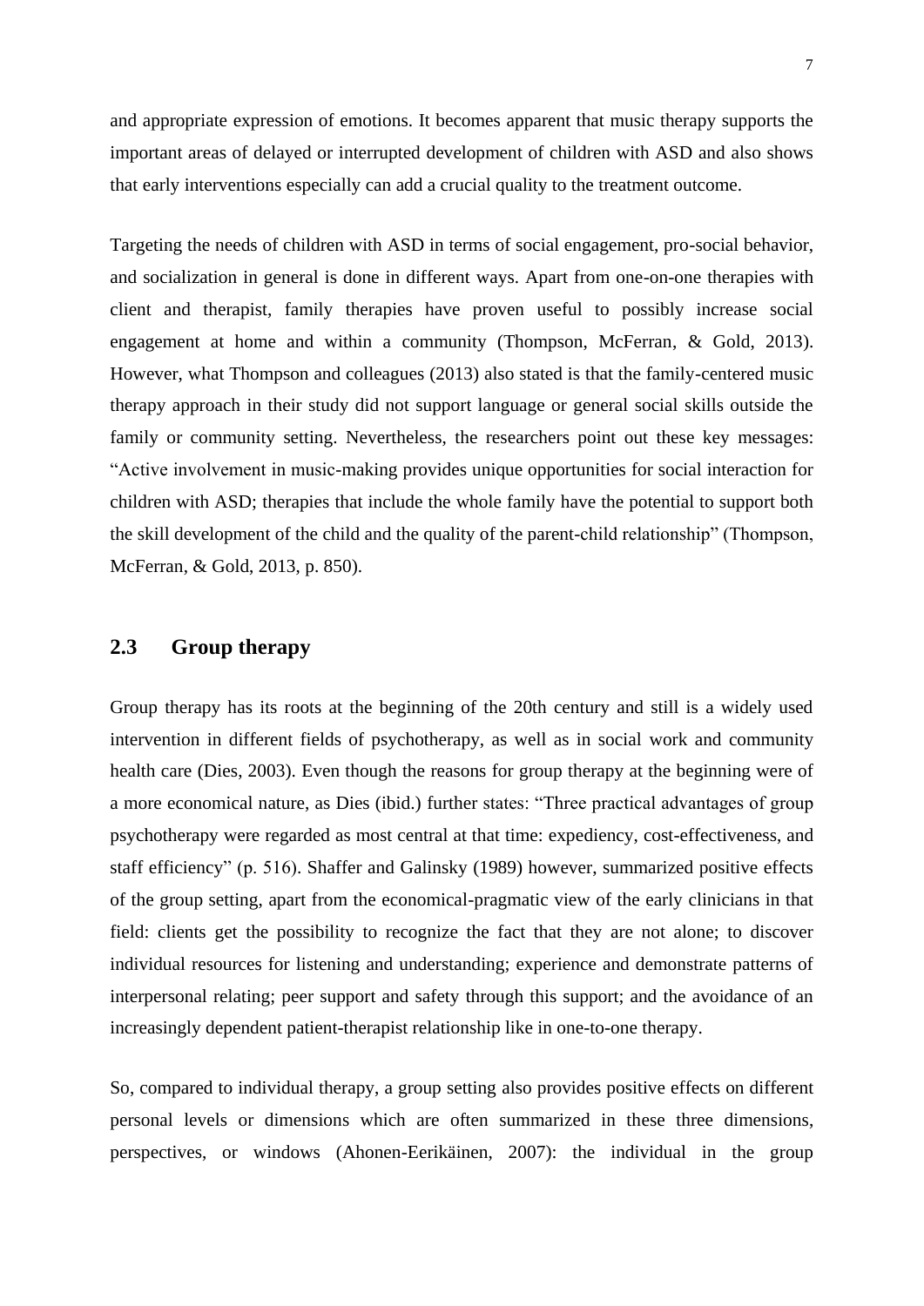and appropriate expression of emotions. It becomes apparent that music therapy supports the important areas of delayed or interrupted development of children with ASD and also shows that early interventions especially can add a crucial quality to the treatment outcome.

Targeting the needs of children with ASD in terms of social engagement, pro-social behavior, and socialization in general is done in different ways. Apart from one-on-one therapies with client and therapist, family therapies have proven useful to possibly increase social engagement at home and within a community (Thompson, McFerran, & Gold, 2013). However, what Thompson and colleagues (2013) also stated is that the family-centered music therapy approach in their study did not support language or general social skills outside the family or community setting. Nevertheless, the researchers point out these key messages: "Active involvement in music-making provides unique opportunities for social interaction for children with ASD; therapies that include the whole family have the potential to support both the skill development of the child and the quality of the parent-child relationship" (Thompson, McFerran, & Gold, 2013, p. 850).

## 2.3 Group therapy

Group therapy has its roots at the beginning of the 20th century and still is a widely used intervention in different fields of psychotherapy, as well as in social work and community health care (Dies, 2003). Even though the reasons for group therapy at the beginning were of a more economical nature, as Dies (ibid.) further states: "Three practical advantages of group psychotherapy were regarded as most central at that time: expediency, cost-effectiveness, and staff efficiency" (p. 516). Shaffer and Galinsky (1989) however, summarized positive effects of the group setting, apart from the economical-pragmatic view of the early clinicians in that field: clients get the possibility to recognize the fact that they are not alone; to discover individual resources for listening and understanding; experience and demonstrate patterns of interpersonal relating; peer support and safety through this support; and the avoidance of an increasingly dependent patient-therapist relationship like in one-to-one therapy.

So, compared to individual therapy, a group setting also provides positive effects on different personal levels or dimensions which are often summarized in these three dimensions, perspectives, or windows (Ahonen-Eerikäinen, 2007): the individual in the group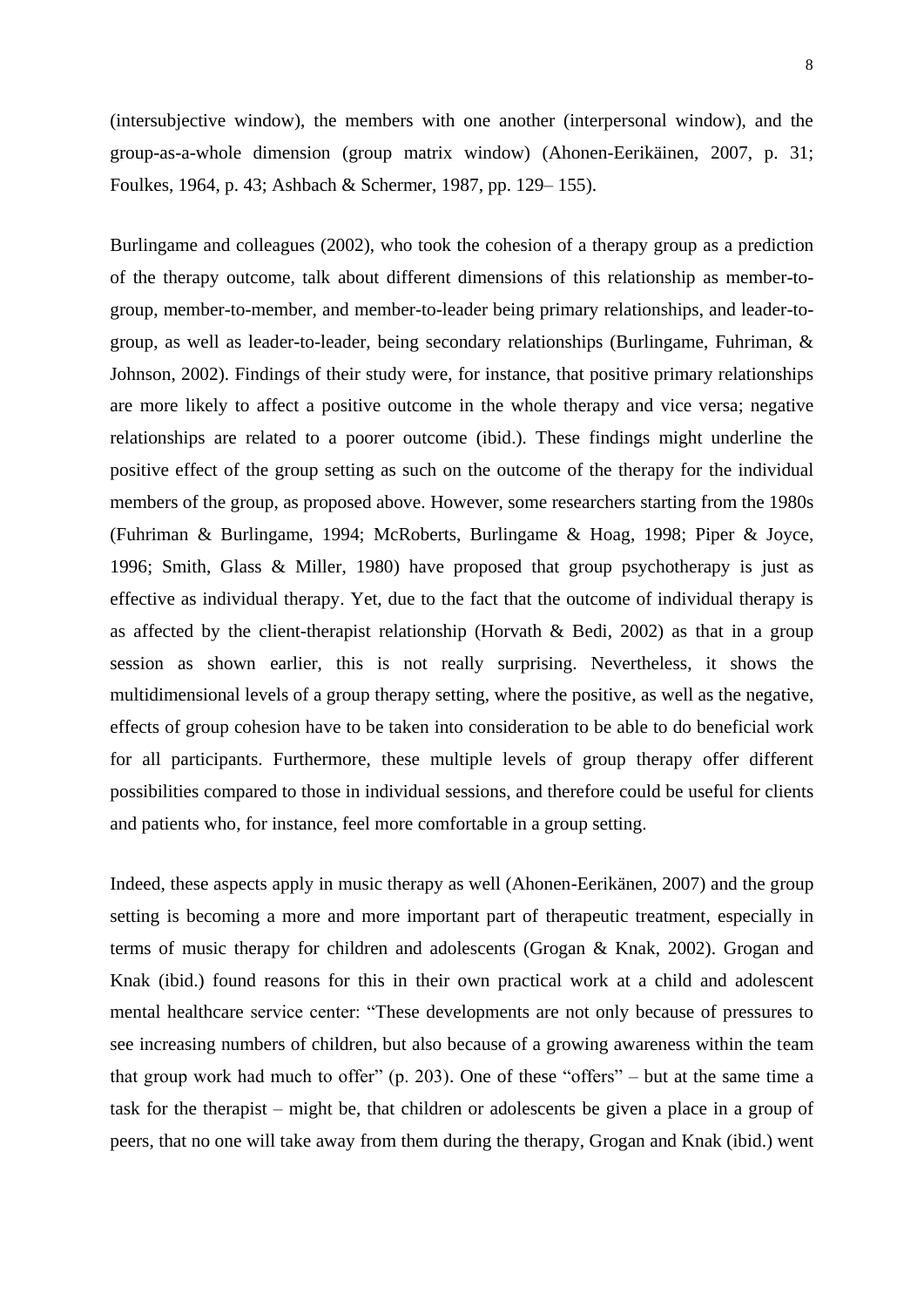(intersubjective window), the members with one another (interpersonal window), and the group-as-a-whole dimension (group matrix window) (Ahonen-Eerikäinen, 2007, p. 31; Foulkes, 1964, p. 43; Ashbach & Schermer, 1987, pp. 129– 155).

Burlingame and colleagues (2002), who took the cohesion of a therapy group as a prediction of the therapy outcome, talk about different dimensions of this relationship as member-to-group, member-to-member, and member-to-leader being primary relationships, and leader-to-group, as well as leader-to-leader, being secondary relationships (Burlingame, Fuhriman, & Johnson, 2002). Findings of their study were, for instance, that positive primary relationships are more likely to affect a positive outcome in the whole therapy and vice versa; negative relationships are related to a poorer outcome (ibid.). These findings might underline the positive effect of the group setting as such on the outcome of the therapy for the individual members of the group, as proposed above. However, some researchers starting from the 1980s (Fuhriman & Burlingame, 1994; McRoberts, Burlingame & Hoag, 1998; Piper & Joyce, 1996; Smith, Glass & Miller, 1980) have proposed that group psychotherapy is just as effective as individual therapy. Yet, due to the fact that the outcome of individual therapy is as affected by the client-therapist relationship (Horvath & Bedi, 2002) as that in a group session as shown earlier, this is not really surprising. Nevertheless, it shows the multidimensional levels of a group therapy setting, where the positive, as well as the negative, effects of group cohesion have to be taken into consideration to be able to do beneficial work for all participants. Furthermore, these multiple levels of group therapy offer different possibilities compared to those in individual sessions, and therefore could be useful for clients and patients who, for instance, feel more comfortable in a group setting.

Indeed, these aspects apply in music therapy as well (Ahonen-Eerikänen, 2007) and the group setting is becoming a more and more important part of therapeutic treatment, especially in terms of music therapy for children and adolescents (Grogan & Knak, 2002). Grogan and Knak (ibid.) found reasons for this in their own practical work at a child and adolescent mental healthcare service center: "These developments are not only because of pressures to see increasing numbers of children, but also because of a growing awareness within the team that group work had much to offer" (p. 203). One of these "offers" – but at the same time a task for the therapist – might be, that children or adolescents be given a place in a group of peers, that no one will take away from them during the therapy, Grogan and Knak (ibid.) went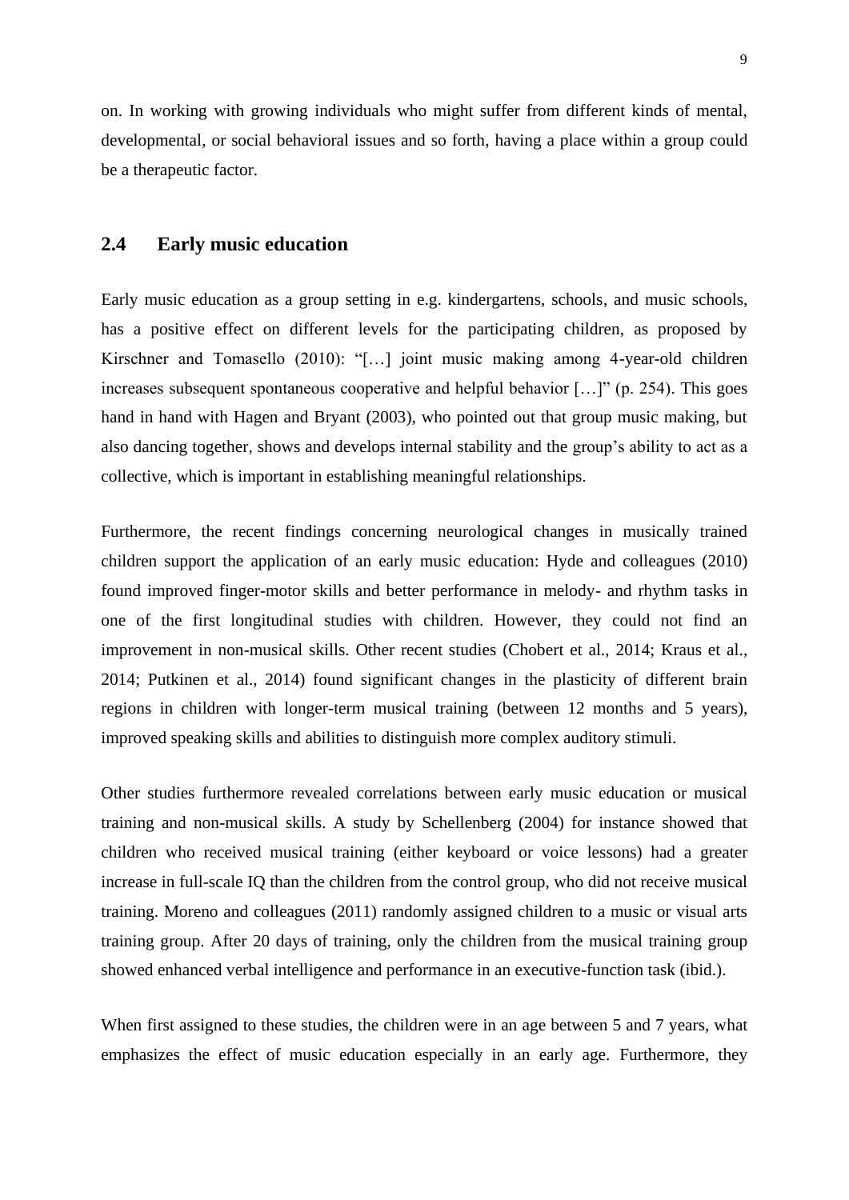on. In working with growing individuals who might suffer from different kinds of mental, developmental, or social behavioral issues and so forth, having a place within a group could be a therapeutic factor.

## 2.4 Early music education

Early music education as a group setting in e.g. kindergartens, schools, and music schools, has a positive effect on different levels for the participating children, as proposed by Kirschner and Tomasello (2010): "[…] joint music making among 4-year-old children increases subsequent spontaneous cooperative and helpful behavior […]" (p. 254). This goes hand in hand with Hagen and Bryant (2003), who pointed out that group music making, but also dancing together, shows and develops internal stability and the group's ability to act as a collective, which is important in establishing meaningful relationships.

Furthermore, the recent findings concerning neurological changes in musically trained children support the application of an early music education: Hyde and colleagues (2010) found improved finger-motor skills and better performance in melody- and rhythm tasks in one of the first longitudinal studies with children. However, they could not find an improvement in non-musical skills. Other recent studies (Chobert et al., 2014; Kraus et al., 2014; Putkinen et al., 2014) found significant changes in the plasticity of different brain regions in children with longer-term musical training (between 12 months and 5 years), improved speaking skills and abilities to distinguish more complex auditory stimuli.

Other studies furthermore revealed correlations between early music education or musical training and non-musical skills. A study by Schellenberg (2004) for instance showed that children who received musical training (either keyboard or voice lessons) had a greater increase in full-scale IQ than the children from the control group, who did not receive musical training. Moreno and colleagues (2011) randomly assigned children to a music or visual arts training group. After 20 days of training, only the children from the musical training group showed enhanced verbal intelligence and performance in an executive-function task (ibid.).

When first assigned to these studies, the children were in an age between 5 and 7 years, what emphasizes the effect of music education especially in an early age. Furthermore, they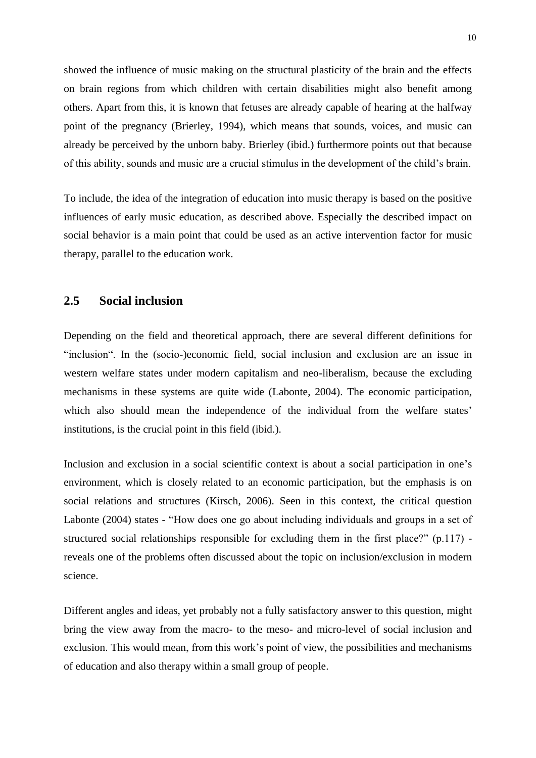showed the influence of music making on the structural plasticity of the brain and the effects on brain regions from which children with certain disabilities might also benefit among others. Apart from this, it is known that fetuses are already capable of hearing at the halfway point of the pregnancy (Brierley, 1994), which means that sounds, voices, and music can already be perceived by the unborn baby. Brierley (ibid.) furthermore points out that because of this ability, sounds and music are a crucial stimulus in the development of the child's brain.

To include, the idea of the integration of education into music therapy is based on the positive influences of early music education, as described above. Especially the described impact on social behavior is a main point that could be used as an active intervention factor for music therapy, parallel to the education work.

## 2.5 Social inclusion

Depending on the field and theoretical approach, there are several different definitions for "inclusion". In the (socio-)economic field, social inclusion and exclusion are an issue in western welfare states under modern capitalism and neo-liberalism, because the excluding mechanisms in these systems are quite wide (Labonte, 2004). The economic participation, which also should mean the independence of the individual from the welfare states' institutions, is the crucial point in this field (ibid.).

Inclusion and exclusion in a social scientific context is about a social participation in one's environment, which is closely related to an economic participation, but the emphasis is on social relations and structures (Kirsch, 2006). Seen in this context, the critical question Labonte (2004) states - "How does one go about including individuals and groups in a set of structured social relationships responsible for excluding them in the first place?" (p.117) - reveals one of the problems often discussed about the topic on inclusion/exclusion in modern science.

Different angles and ideas, yet probably not a fully satisfactory answer to this question, might bring the view away from the macro- to the meso- and micro-level of social inclusion and exclusion. This would mean, from this work's point of view, the possibilities and mechanisms of education and also therapy within a small group of people.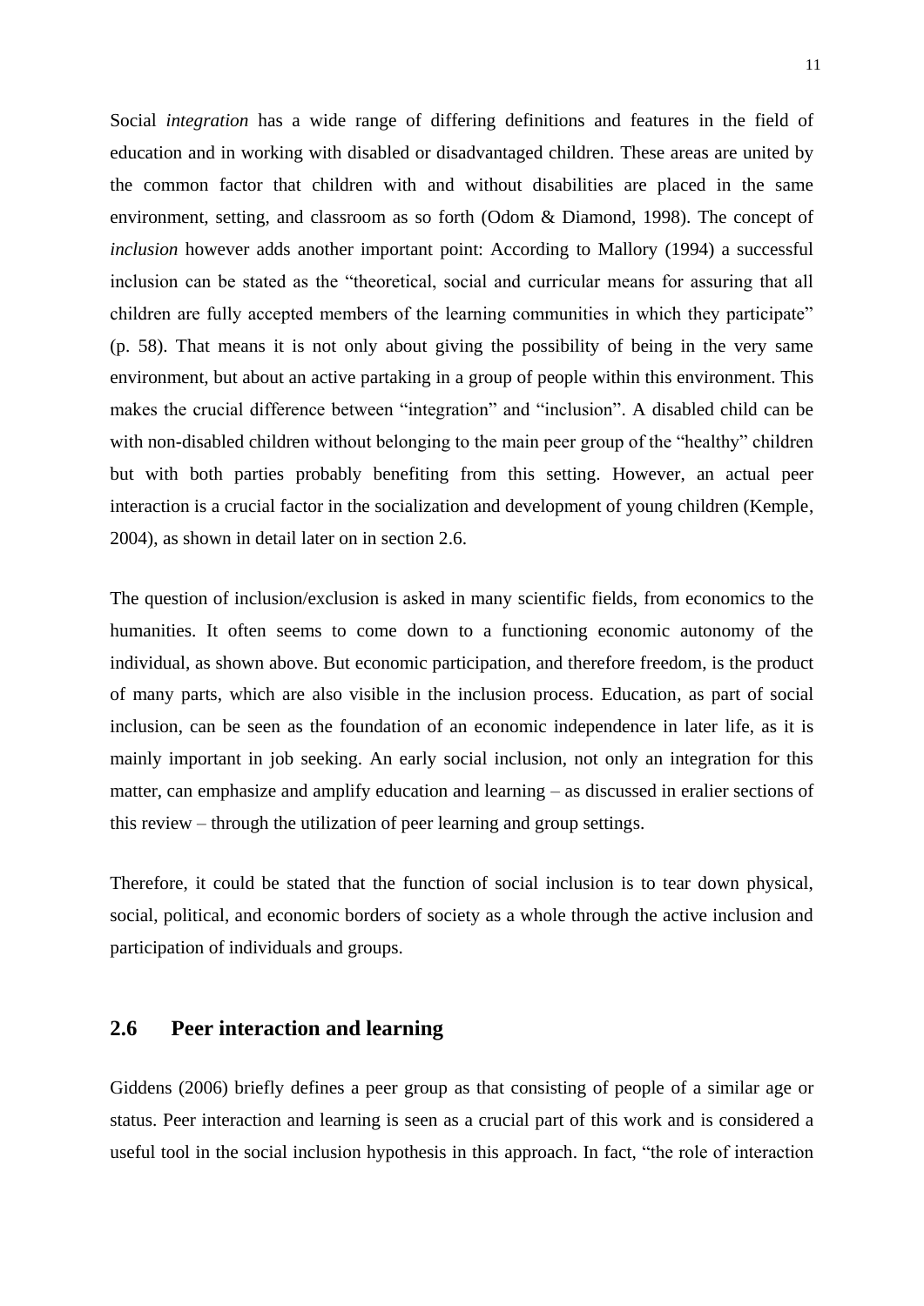Social *integration* has a wide range of differing definitions and features in the field of education and in working with disabled or disadvantaged children. These areas are united by the common factor that children with and without disabilities are placed in the same environment, setting, and classroom as so forth (Odom & Diamond, 1998). The concept of *inclusion* however adds another important point: According to Mallory (1994) a successful inclusion can be stated as the "theoretical, social and curricular means for assuring that all children are fully accepted members of the learning communities in which they participate" (p. 58). That means it is not only about giving the possibility of being in the very same environment, but about an active partaking in a group of people within this environment. This makes the crucial difference between "integration" and "inclusion". A disabled child can be with non-disabled children without belonging to the main peer group of the "healthy" children but with both parties probably benefiting from this setting. However, an actual peer interaction is a crucial factor in the socialization and development of young children (Kemple, 2004), as shown in detail later on in section 2.6.

The question of inclusion/exclusion is asked in many scientific fields, from economics to the humanities. It often seems to come down to a functioning economic autonomy of the individual, as shown above. But economic participation, and therefore freedom, is the product of many parts, which are also visible in the inclusion process. Education, as part of social inclusion, can be seen as the foundation of an economic independence in later life, as it is mainly important in job seeking. An early social inclusion, not only an integration for this matter, can emphasize and amplify education and learning – as discussed in eralier sections of this review – through the utilization of peer learning and group settings.

Therefore, it could be stated that the function of social inclusion is to tear down physical, social, political, and economic borders of society as a whole through the active inclusion and participation of individuals and groups.

## 2.6 Peer interaction and learning

Giddens (2006) briefly defines a peer group as that consisting of people of a similar age or status. Peer interaction and learning is seen as a crucial part of this work and is considered a useful tool in the social inclusion hypothesis in this approach. In fact, "the role of interaction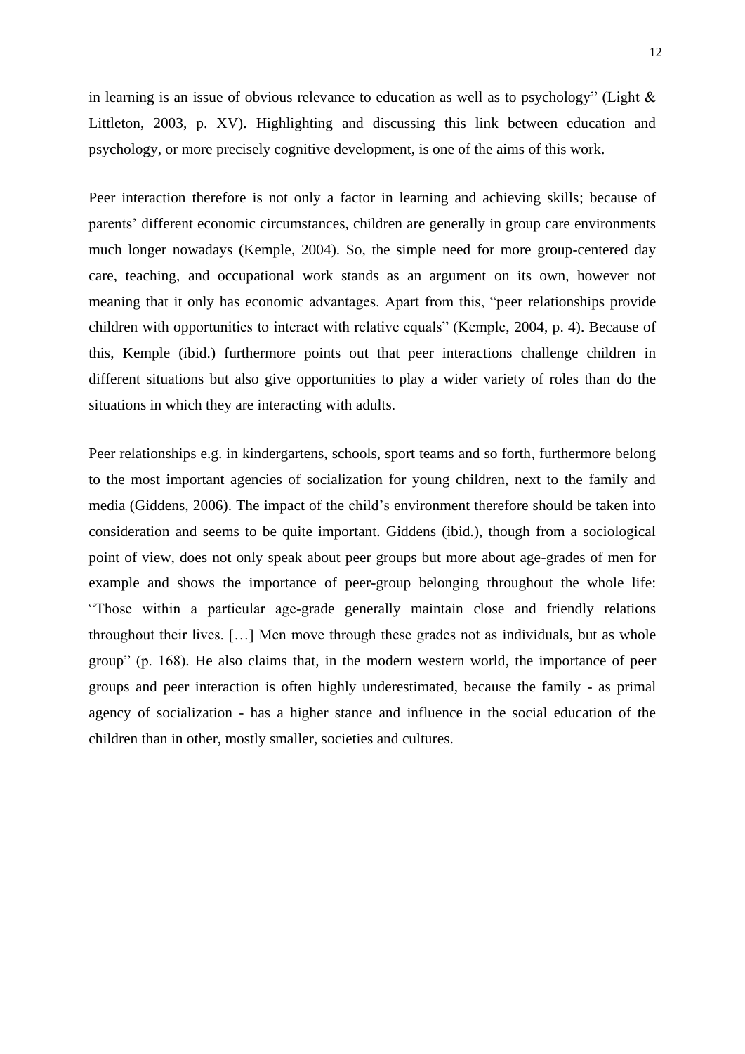in learning is an issue of obvious relevance to education as well as to psychology" (Light & Littleton, 2003, p. XV). Highlighting and discussing this link between education and psychology, or more precisely cognitive development, is one of the aims of this work.

Peer interaction therefore is not only a factor in learning and achieving skills; because of parents' different economic circumstances, children are generally in group care environments much longer nowadays (Kemple, 2004). So, the simple need for more group-centered day care, teaching, and occupational work stands as an argument on its own, however not meaning that it only has economic advantages. Apart from this, "peer relationships provide children with opportunities to interact with relative equals" (Kemple, 2004, p. 4). Because of this, Kemple (ibid.) furthermore points out that peer interactions challenge children in different situations but also give opportunities to play a wider variety of roles than do the situations in which they are interacting with adults.

Peer relationships e.g. in kindergartens, schools, sport teams and so forth, furthermore belong to the most important agencies of socialization for young children, next to the family and media (Giddens, 2006). The impact of the child's environment therefore should be taken into consideration and seems to be quite important. Giddens (ibid.), though from a sociological point of view, does not only speak about peer groups but more about age-grades of men for example and shows the importance of peer-group belonging throughout the whole life: "Those within a particular age-grade generally maintain close and friendly relations throughout their lives. […] Men move through these grades not as individuals, but as whole group" (p. 168). He also claims that, in the modern western world, the importance of peer groups and peer interaction is often highly underestimated, because the family - as primal agency of socialization - has a higher stance and influence in the social education of the children than in other, mostly smaller, societies and cultures.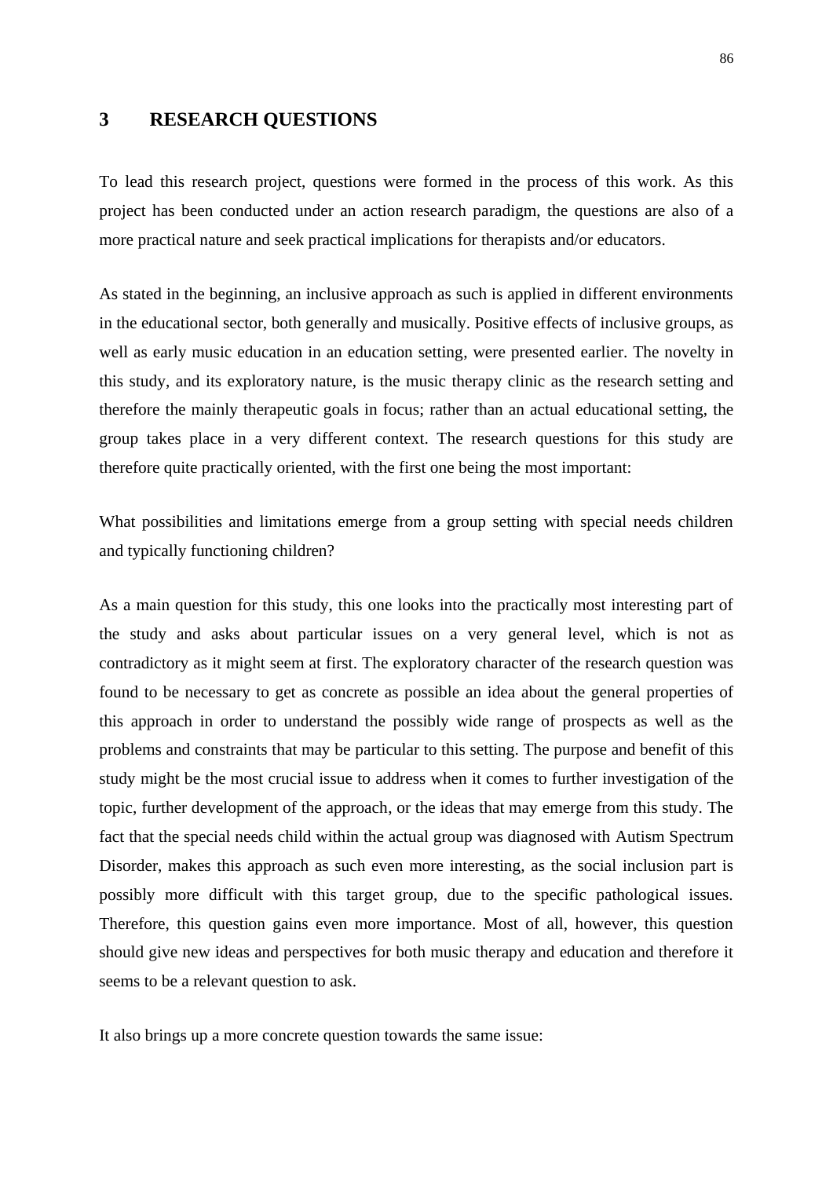# 3 RESEARCH QUESTIONS

To lead this research project, questions were formed in the process of this work. As this project has been conducted under an action research paradigm, the questions are also of a more practical nature and seek practical implications for therapists and/or educators.

As stated in the beginning, an inclusive approach as such is applied in different environments in the educational sector, both generally and musically. Positive effects of inclusive groups, as well as early music education in an education setting, were presented earlier. The novelty in this study, and its exploratory nature, is the music therapy clinic as the research setting and therefore the mainly therapeutic goals in focus; rather than an actual educational setting, the group takes place in a very different context. The research questions for this study are therefore quite practically oriented, with the first one being the most important:

What possibilities and limitations emerge from a group setting with special needs children and typically functioning children?

As a main question for this study, this one looks into the practically most interesting part of the study and asks about particular issues on a very general level, which is not as contradictory as it might seem at first. The exploratory character of the research question was found to be necessary to get as concrete as possible an idea about the general properties of this approach in order to understand the possibly wide range of prospects as well as the problems and constraints that may be particular to this setting. The purpose and benefit of this study might be the most crucial issue to address when it comes to further investigation of the topic, further development of the approach, or the ideas that may emerge from this study. The fact that the special needs child within the actual group was diagnosed with Autism Spectrum Disorder, makes this approach as such even more interesting, as the social inclusion part is possibly more difficult with this target group, due to the specific pathological issues. Therefore, this question gains even more importance. Most of all, however, this question should give new ideas and perspectives for both music therapy and education and therefore it seems to be a relevant question to ask.

It also brings up a more concrete question towards the same issue: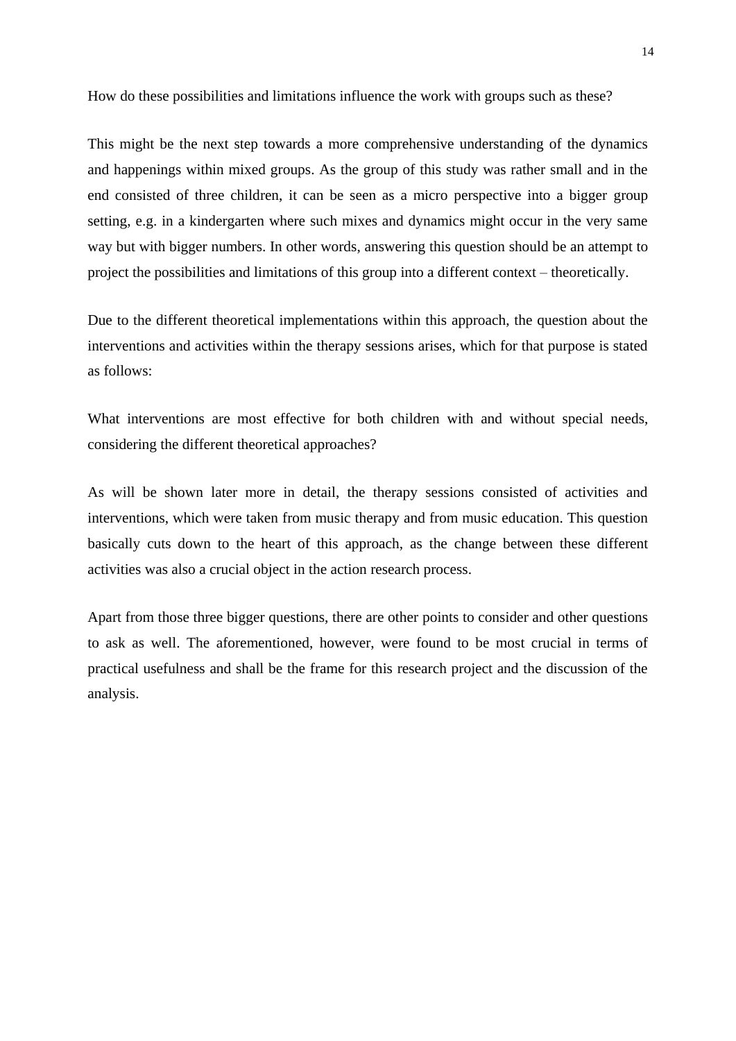How do these possibilities and limitations influence the work with groups such as these?

This might be the next step towards a more comprehensive understanding of the dynamics and happenings within mixed groups. As the group of this study was rather small and in the end consisted of three children, it can be seen as a micro perspective into a bigger group setting, e.g. in a kindergarten where such mixes and dynamics might occur in the very same way but with bigger numbers. In other words, answering this question should be an attempt to project the possibilities and limitations of this group into a different context – theoretically.

Due to the different theoretical implementations within this approach, the question about the interventions and activities within the therapy sessions arises, which for that purpose is stated as follows:

What interventions are most effective for both children with and without special needs, considering the different theoretical approaches?

As will be shown later more in detail, the therapy sessions consisted of activities and interventions, which were taken from music therapy and from music education. This question basically cuts down to the heart of this approach, as the change between these different activities was also a crucial object in the action research process.

Apart from those three bigger questions, there are other points to consider and other questions to ask as well. The aforementioned, however, were found to be most crucial in terms of practical usefulness and shall be the frame for this research project and the discussion of the analysis.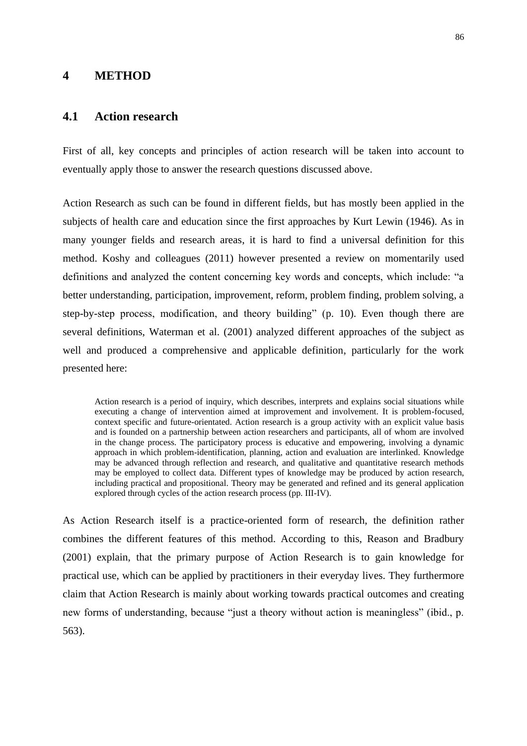# 4 METHOD

## 4.1 Action research

First of all, key concepts and principles of action research will be taken into account to eventually apply those to answer the research questions discussed above.

Action Research as such can be found in different fields, but has mostly been applied in the subjects of health care and education since the first approaches by Kurt Lewin (1946). As in many younger fields and research areas, it is hard to find a universal definition for this method. Koshy and colleagues (2011) however presented a review on momentarily used definitions and analyzed the content concerning key words and concepts, which include: "a better understanding, participation, improvement, reform, problem finding, problem solving, a step-by-step process, modification, and theory building" (p. 10). Even though there are several definitions, Waterman et al. (2001) analyzed different approaches of the subject as well and produced a comprehensive and applicable definition, particularly for the work presented here:

> Action research is a period of inquiry, which describes, interprets and explains social situations while executing a change of intervention aimed at improvement and involvement. It is problem-focused, context specific and future-orientated. Action research is a group activity with an explicit value basis and is founded on a partnership between action researchers and participants, all of whom are involved in the change process. The participatory process is educative and empowering, involving a dynamic approach in which problem-identification, planning, action and evaluation are interlinked. Knowledge may be advanced through reflection and research, and qualitative and quantitative research methods may be employed to collect data. Different types of knowledge may be produced by action research, including practical and propositional. Theory may be generated and refined and its general application explored through cycles of the action research process (pp. III-IV).

As Action Research itself is a practice-oriented form of research, the definition rather combines the different features of this method. According to this, Reason and Bradbury (2001) explain, that the primary purpose of Action Research is to gain knowledge for practical use, which can be applied by practitioners in their everyday lives. They furthermore claim that Action Research is mainly about working towards practical outcomes and creating new forms of understanding, because "just a theory without action is meaningless" (ibid., p. 563).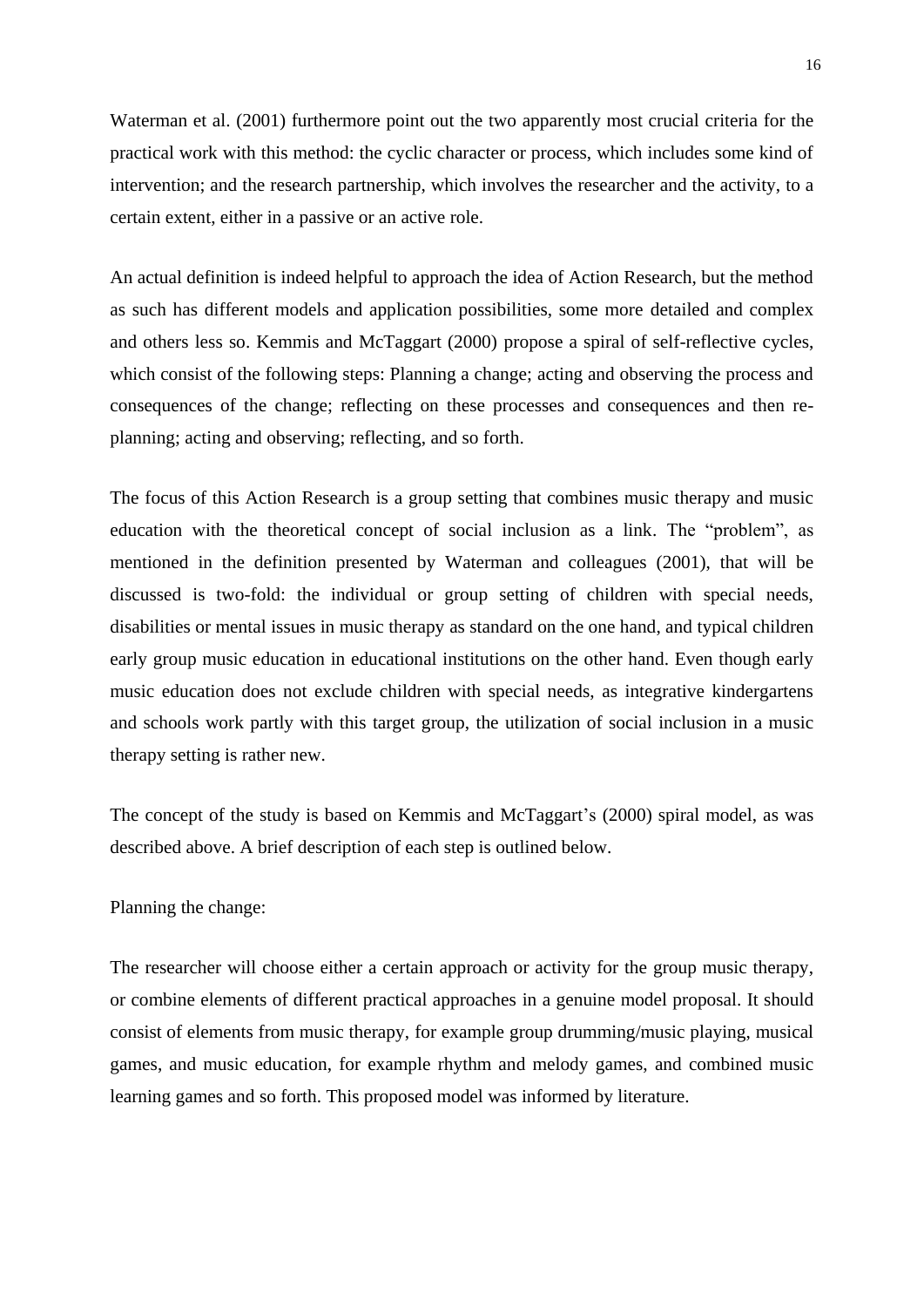Waterman et al. (2001) furthermore point out the two apparently most crucial criteria for the practical work with this method: the cyclic character or process, which includes some kind of intervention; and the research partnership, which involves the researcher and the activity, to a certain extent, either in a passive or an active role.

An actual definition is indeed helpful to approach the idea of Action Research, but the method as such has different models and application possibilities, some more detailed and complex and others less so. Kemmis and McTaggart (2000) propose a spiral of self-reflective cycles, which consist of the following steps: Planning a change; acting and observing the process and consequences of the change; reflecting on these processes and consequences and then re-planning; acting and observing; reflecting, and so forth.

The focus of this Action Research is a group setting that combines music therapy and music education with the theoretical concept of social inclusion as a link. The "problem", as mentioned in the definition presented by Waterman and colleagues (2001), that will be discussed is two-fold: the individual or group setting of children with special needs, disabilities or mental issues in music therapy as standard on the one hand, and typical children early group music education in educational institutions on the other hand. Even though early music education does not exclude children with special needs, as integrative kindergartens and schools work partly with this target group, the utilization of social inclusion in a music therapy setting is rather new.

The concept of the study is based on Kemmis and McTaggart's (2000) spiral model, as was described above. A brief description of each step is outlined below.

Planning the change:

The researcher will choose either a certain approach or activity for the group music therapy, or combine elements of different practical approaches in a genuine model proposal. It should consist of elements from music therapy, for example group drumming/music playing, musical games, and music education, for example rhythm and melody games, and combined music learning games and so forth. This proposed model was informed by literature.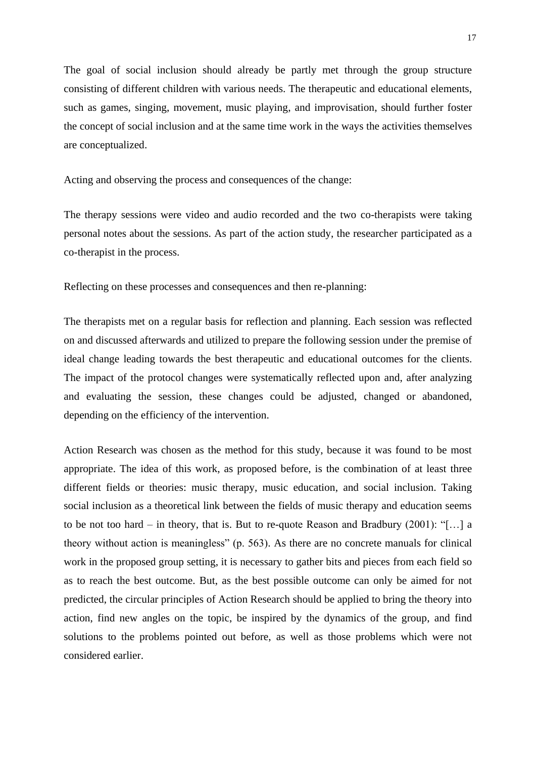The goal of social inclusion should already be partly met through the group structure consisting of different children with various needs. The therapeutic and educational elements, such as games, singing, movement, music playing, and improvisation, should further foster the concept of social inclusion and at the same time work in the ways the activities themselves are conceptualized.

Acting and observing the process and consequences of the change:

The therapy sessions were video and audio recorded and the two co-therapists were taking personal notes about the sessions. As part of the action study, the researcher participated as a co-therapist in the process.

Reflecting on these processes and consequences and then re-planning:

The therapists met on a regular basis for reflection and planning. Each session was reflected on and discussed afterwards and utilized to prepare the following session under the premise of ideal change leading towards the best therapeutic and educational outcomes for the clients. The impact of the protocol changes were systematically reflected upon and, after analyzing and evaluating the session, these changes could be adjusted, changed or abandoned, depending on the efficiency of the intervention.

Action Research was chosen as the method for this study, because it was found to be most appropriate. The idea of this work, as proposed before, is the combination of at least three different fields or theories: music therapy, music education, and social inclusion. Taking social inclusion as a theoretical link between the fields of music therapy and education seems to be not too hard – in theory, that is. But to re-quote Reason and Bradbury (2001): "[…] a theory without action is meaningless" (p. 563). As there are no concrete manuals for clinical work in the proposed group setting, it is necessary to gather bits and pieces from each field so as to reach the best outcome. But, as the best possible outcome can only be aimed for not predicted, the circular principles of Action Research should be applied to bring the theory into action, find new angles on the topic, be inspired by the dynamics of the group, and find solutions to the problems pointed out before, as well as those problems which were not considered earlier.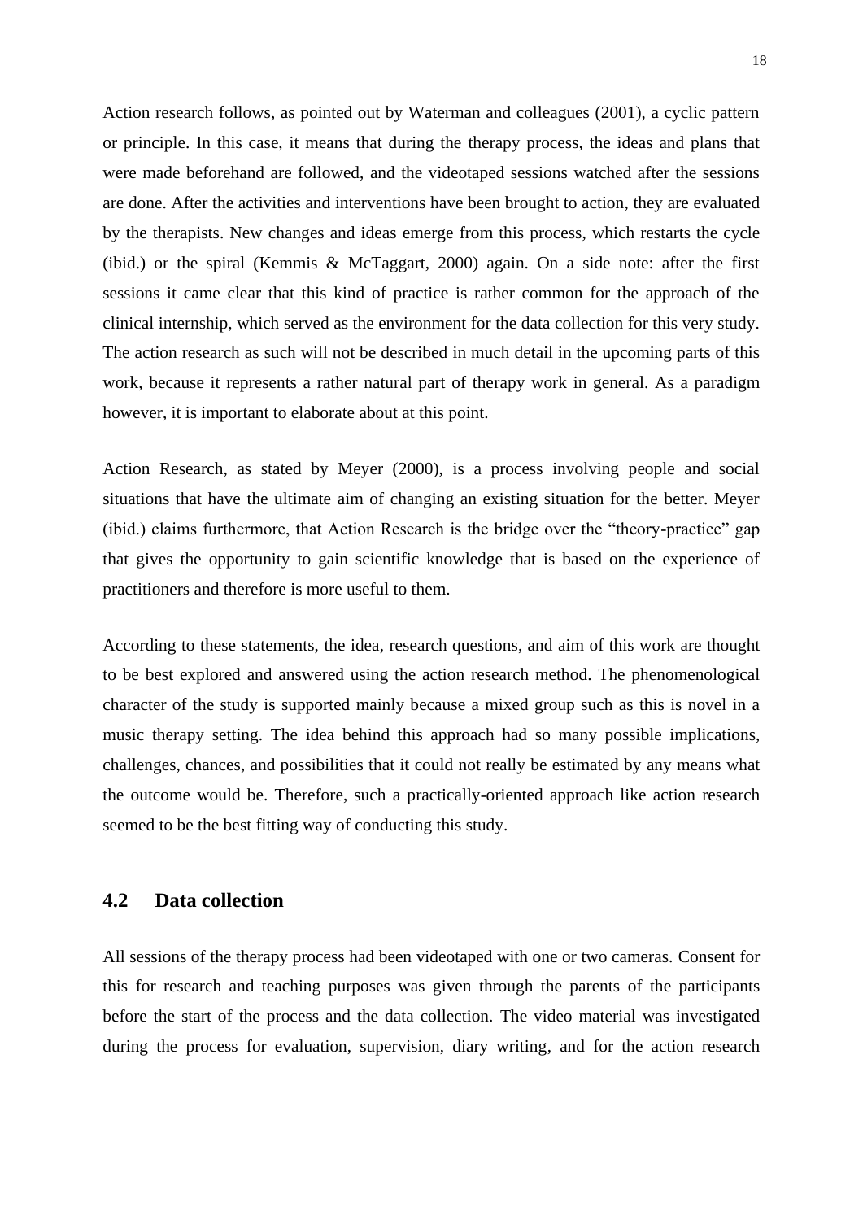Action research follows, as pointed out by Waterman and colleagues (2001), a cyclic pattern or principle. In this case, it means that during the therapy process, the ideas and plans that were made beforehand are followed, and the videotaped sessions watched after the sessions are done. After the activities and interventions have been brought to action, they are evaluated by the therapists. New changes and ideas emerge from this process, which restarts the cycle (ibid.) or the spiral (Kemmis & McTaggart, 2000) again. On a side note: after the first sessions it came clear that this kind of practice is rather common for the approach of the clinical internship, which served as the environment for the data collection for this very study. The action research as such will not be described in much detail in the upcoming parts of this work, because it represents a rather natural part of therapy work in general. As a paradigm however, it is important to elaborate about at this point.

Action Research, as stated by Meyer (2000), is a process involving people and social situations that have the ultimate aim of changing an existing situation for the better. Meyer (ibid.) claims furthermore, that Action Research is the bridge over the "theory-practice" gap that gives the opportunity to gain scientific knowledge that is based on the experience of practitioners and therefore is more useful to them.

According to these statements, the idea, research questions, and aim of this work are thought to be best explored and answered using the action research method. The phenomenological character of the study is supported mainly because a mixed group such as this is novel in a music therapy setting. The idea behind this approach had so many possible implications, challenges, chances, and possibilities that it could not really be estimated by any means what the outcome would be. Therefore, such a practically-oriented approach like action research seemed to be the best fitting way of conducting this study.

## 4.2 Data collection

All sessions of the therapy process had been videotaped with one or two cameras. Consent for this for research and teaching purposes was given through the parents of the participants before the start of the process and the data collection. The video material was investigated during the process for evaluation, supervision, diary writing, and for the action research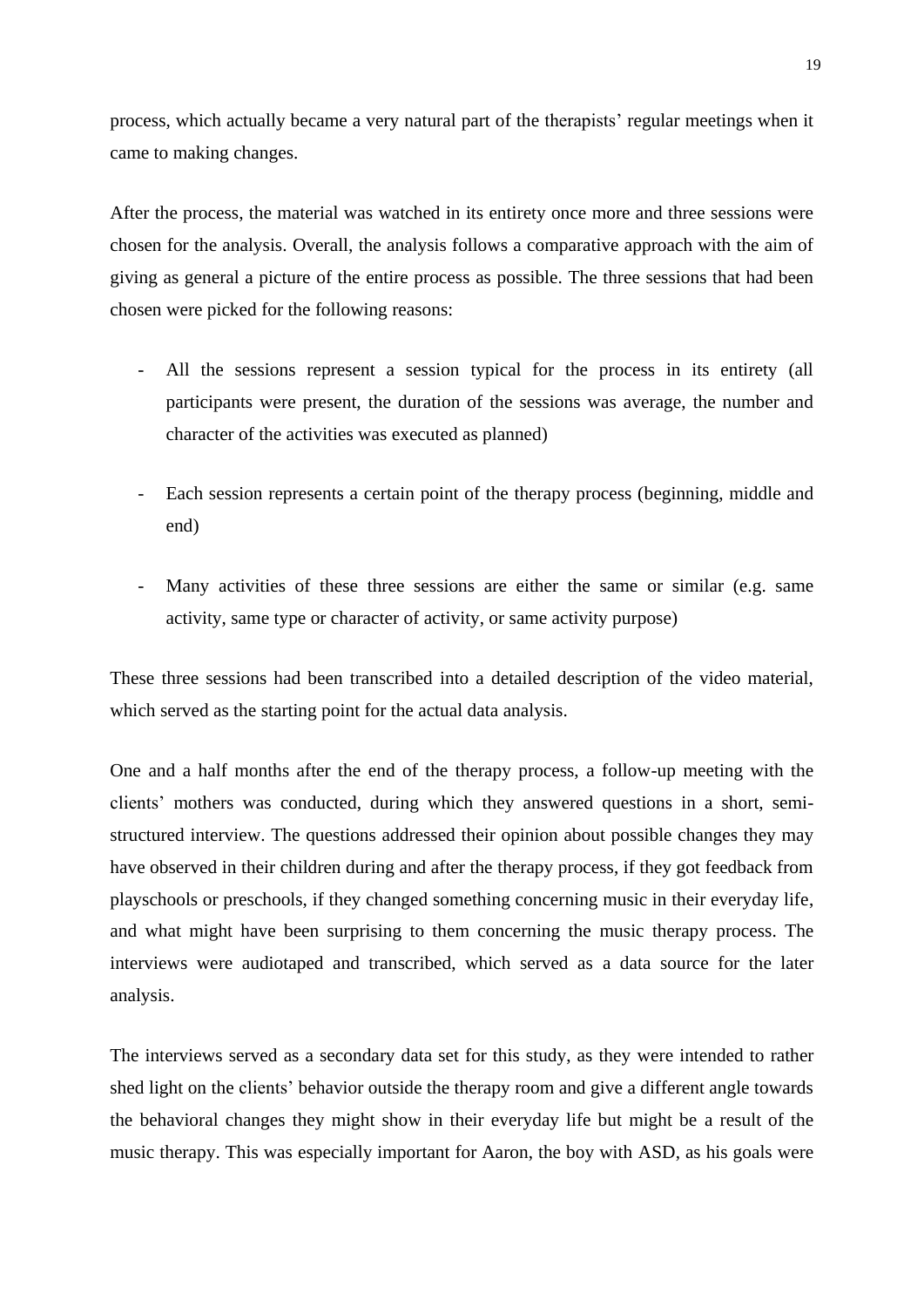process, which actually became a very natural part of the therapists' regular meetings when it came to making changes.

After the process, the material was watched in its entirety once more and three sessions were chosen for the analysis. Overall, the analysis follows a comparative approach with the aim of giving as general a picture of the entire process as possible. The three sessions that had been chosen were picked for the following reasons:

- All the sessions represent a session typical for the process in its entirety (all participants were present, the duration of the sessions was average, the number and character of the activities was executed as planned)

- Each session represents a certain point of the therapy process (beginning, middle and end)

- Many activities of these three sessions are either the same or similar (e.g. same activity, same type or character of activity, or same activity purpose)

These three sessions had been transcribed into a detailed description of the video material, which served as the starting point for the actual data analysis.

One and a half months after the end of the therapy process, a follow-up meeting with the clients' mothers was conducted, during which they answered questions in a short, semi-structured interview. The questions addressed their opinion about possible changes they may have observed in their children during and after the therapy process, if they got feedback from playschools or preschools, if they changed something concerning music in their everyday life, and what might have been surprising to them concerning the music therapy process. The interviews were audiotaped and transcribed, which served as a data source for the later analysis.

The interviews served as a secondary data set for this study, as they were intended to rather shed light on the clients' behavior outside the therapy room and give a different angle towards the behavioral changes they might show in their everyday life but might be a result of the music therapy. This was especially important for Aaron, the boy with ASD, as his goals were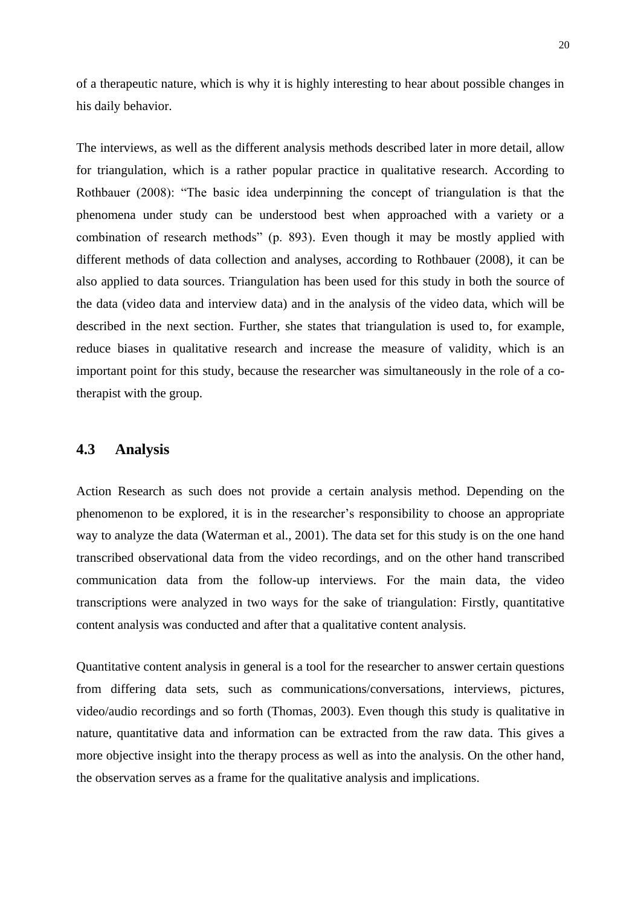of a therapeutic nature, which is why it is highly interesting to hear about possible changes in his daily behavior.

The interviews, as well as the different analysis methods described later in more detail, allow for triangulation, which is a rather popular practice in qualitative research. According to Rothbauer (2008): "The basic idea underpinning the concept of triangulation is that the phenomena under study can be understood best when approached with a variety or a combination of research methods" (p. 893). Even though it may be mostly applied with different methods of data collection and analyses, according to Rothbauer (2008), it can be also applied to data sources. Triangulation has been used for this study in both the source of the data (video data and interview data) and in the analysis of the video data, which will be described in the next section. Further, she states that triangulation is used to, for example, reduce biases in qualitative research and increase the measure of validity, which is an important point for this study, because the researcher was simultaneously in the role of a co-therapist with the group.

## 4.3 Analysis

Action Research as such does not provide a certain analysis method. Depending on the phenomenon to be explored, it is in the researcher's responsibility to choose an appropriate way to analyze the data (Waterman et al., 2001). The data set for this study is on the one hand transcribed observational data from the video recordings, and on the other hand transcribed communication data from the follow-up interviews. For the main data, the video transcriptions were analyzed in two ways for the sake of triangulation: Firstly, quantitative content analysis was conducted and after that a qualitative content analysis.

Quantitative content analysis in general is a tool for the researcher to answer certain questions from differing data sets, such as communications/conversations, interviews, pictures, video/audio recordings and so forth (Thomas, 2003). Even though this study is qualitative in nature, quantitative data and information can be extracted from the raw data. This gives a more objective insight into the therapy process as well as into the analysis. On the other hand, the observation serves as a frame for the qualitative analysis and implications.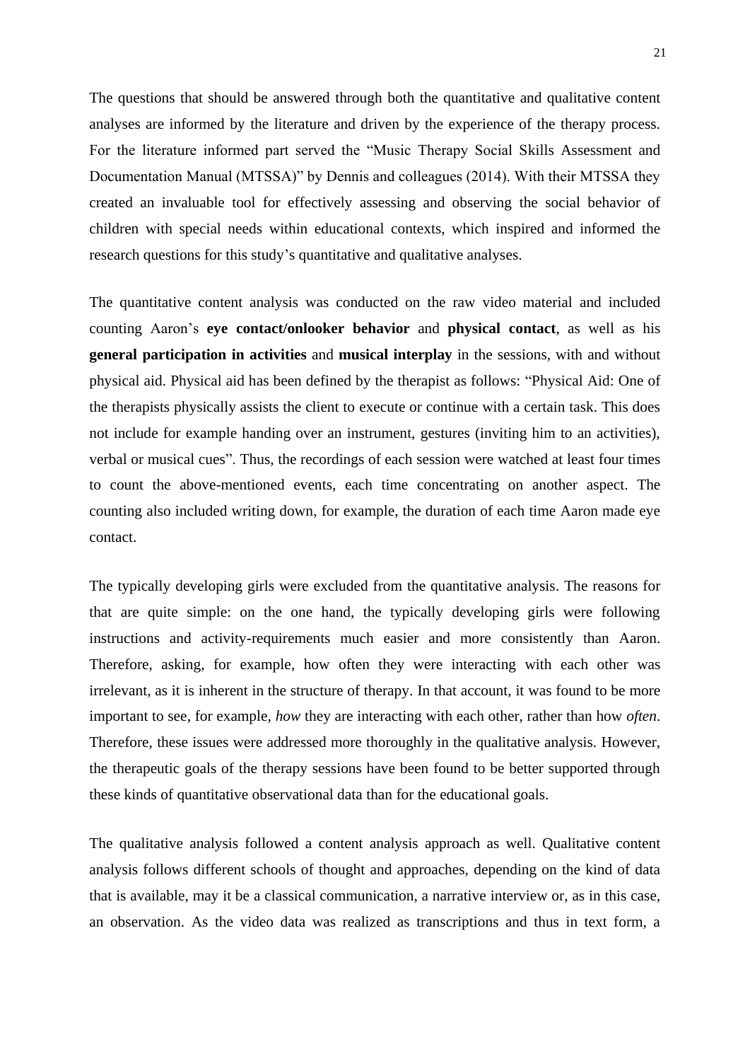The questions that should be answered through both the quantitative and qualitative content analyses are informed by the literature and driven by the experience of the therapy process. For the literature informed part served the "Music Therapy Social Skills Assessment and Documentation Manual (MTSSA)" by Dennis and colleagues (2014). With their MTSSA they created an invaluable tool for effectively assessing and observing the social behavior of children with special needs within educational contexts, which inspired and informed the research questions for this study's quantitative and qualitative analyses.

The quantitative content analysis was conducted on the raw video material and included counting Aaron's **eye contact/onlooker behavior** and **physical contact**, as well as his **general participation in activities** and **musical interplay** in the sessions, with and without physical aid. Physical aid has been defined by the therapist as follows: "Physical Aid: One of the therapists physically assists the client to execute or continue with a certain task. This does not include for example handing over an instrument, gestures (inviting him to an activities), verbal or musical cues". Thus, the recordings of each session were watched at least four times to count the above-mentioned events, each time concentrating on another aspect. The counting also included writing down, for example, the duration of each time Aaron made eye contact.

The typically developing girls were excluded from the quantitative analysis. The reasons for that are quite simple: on the one hand, the typically developing girls were following instructions and activity-requirements much easier and more consistently than Aaron. Therefore, asking, for example, how often they were interacting with each other was irrelevant, as it is inherent in the structure of therapy. In that account, it was found to be more important to see, for example, *how* they are interacting with each other, rather than how *often*. Therefore, these issues were addressed more thoroughly in the qualitative analysis. However, the therapeutic goals of the therapy sessions have been found to be better supported through these kinds of quantitative observational data than for the educational goals.

The qualitative analysis followed a content analysis approach as well. Qualitative content analysis follows different schools of thought and approaches, depending on the kind of data that is available, may it be a classical communication, a narrative interview or, as in this case, an observation. As the video data was realized as transcriptions and thus in text form, a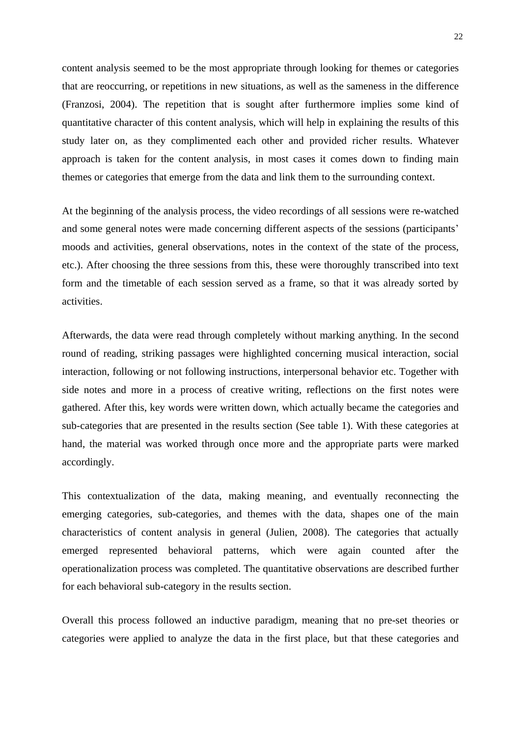content analysis seemed to be the most appropriate through looking for themes or categories that are reoccurring, or repetitions in new situations, as well as the sameness in the difference (Franzosi, 2004). The repetition that is sought after furthermore implies some kind of quantitative character of this content analysis, which will help in explaining the results of this study later on, as they complimented each other and provided richer results. Whatever approach is taken for the content analysis, in most cases it comes down to finding main themes or categories that emerge from the data and link them to the surrounding context.

At the beginning of the analysis process, the video recordings of all sessions were re-watched and some general notes were made concerning different aspects of the sessions (participants' moods and activities, general observations, notes in the context of the state of the process, etc.). After choosing the three sessions from this, these were thoroughly transcribed into text form and the timetable of each session served as a frame, so that it was already sorted by activities.

Afterwards, the data were read through completely without marking anything. In the second round of reading, striking passages were highlighted concerning musical interaction, social interaction, following or not following instructions, interpersonal behavior etc. Together with side notes and more in a process of creative writing, reflections on the first notes were gathered. After this, key words were written down, which actually became the categories and sub-categories that are presented in the results section (See table 1). With these categories at hand, the material was worked through once more and the appropriate parts were marked accordingly.

This contextualization of the data, making meaning, and eventually reconnecting the emerging categories, sub-categories, and themes with the data, shapes one of the main characteristics of content analysis in general (Julien, 2008). The categories that actually emerged represented behavioral patterns, which were again counted after the operationalization process was completed. The quantitative observations are described further for each behavioral sub-category in the results section.

Overall this process followed an inductive paradigm, meaning that no pre-set theories or categories were applied to analyze the data in the first place, but that these categories and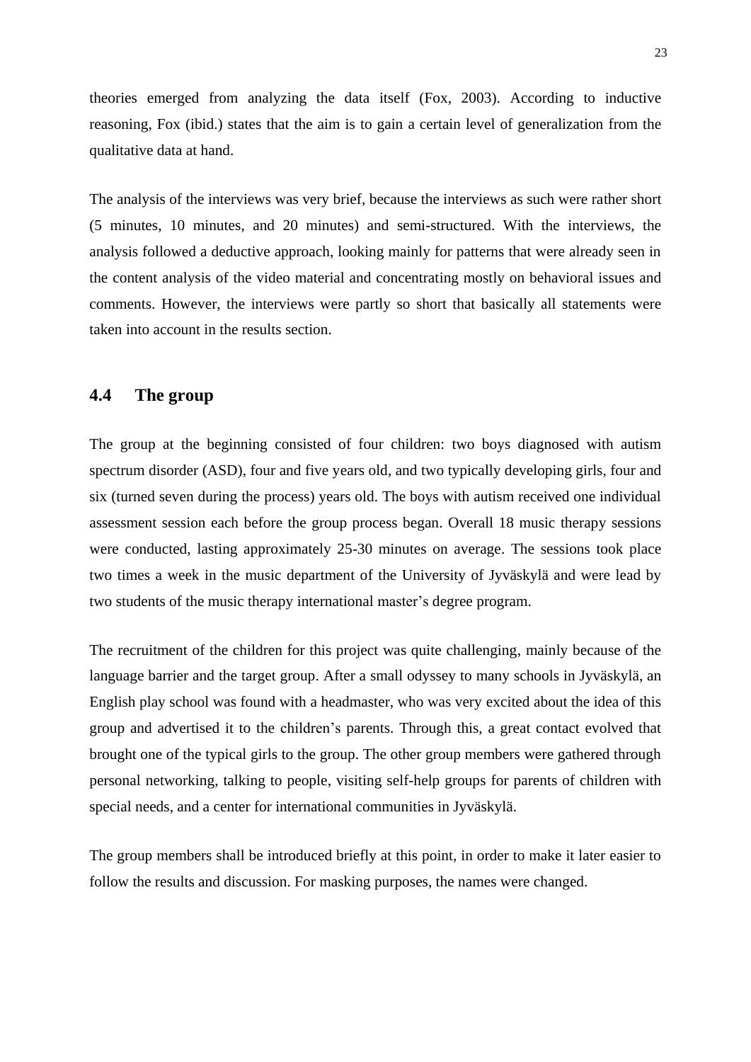theories emerged from analyzing the data itself (Fox, 2003). According to inductive reasoning, Fox (ibid.) states that the aim is to gain a certain level of generalization from the qualitative data at hand.

The analysis of the interviews was very brief, because the interviews as such were rather short (5 minutes, 10 minutes, and 20 minutes) and semi-structured. With the interviews, the analysis followed a deductive approach, looking mainly for patterns that were already seen in the content analysis of the video material and concentrating mostly on behavioral issues and comments. However, the interviews were partly so short that basically all statements were taken into account in the results section.

## 4.4 The group

The group at the beginning consisted of four children: two boys diagnosed with autism spectrum disorder (ASD), four and five years old, and two typically developing girls, four and six (turned seven during the process) years old. The boys with autism received one individual assessment session each before the group process began. Overall 18 music therapy sessions were conducted, lasting approximately 25-30 minutes on average. The sessions took place two times a week in the music department of the University of Jyväskylä and were lead by two students of the music therapy international master's degree program.

The recruitment of the children for this project was quite challenging, mainly because of the language barrier and the target group. After a small odyssey to many schools in Jyväskylä, an English play school was found with a headmaster, who was very excited about the idea of this group and advertised it to the children's parents. Through this, a great contact evolved that brought one of the typical girls to the group. The other group members were gathered through personal networking, talking to people, visiting self-help groups for parents of children with special needs, and a center for international communities in Jyväskylä.

The group members shall be introduced briefly at this point, in order to make it later easier to follow the results and discussion. For masking purposes, the names were changed.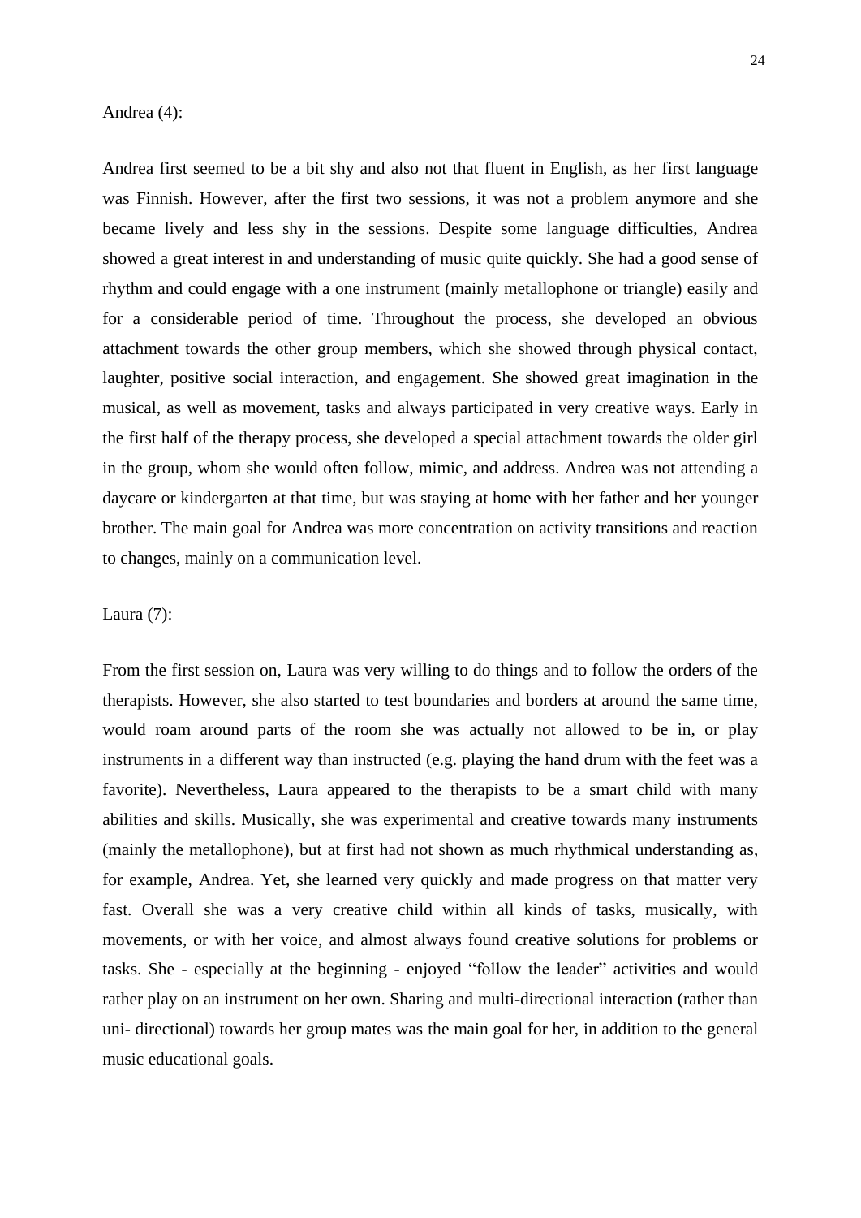Andrea (4):

Andrea first seemed to be a bit shy and also not that fluent in English, as her first language was Finnish. However, after the first two sessions, it was not a problem anymore and she became lively and less shy in the sessions. Despite some language difficulties, Andrea showed a great interest in and understanding of music quite quickly. She had a good sense of rhythm and could engage with a one instrument (mainly metallophone or triangle) easily and for a considerable period of time. Throughout the process, she developed an obvious attachment towards the other group members, which she showed through physical contact, laughter, positive social interaction, and engagement. She showed great imagination in the musical, as well as movement, tasks and always participated in very creative ways. Early in the first half of the therapy process, she developed a special attachment towards the older girl in the group, whom she would often follow, mimic, and address. Andrea was not attending a daycare or kindergarten at that time, but was staying at home with her father and her younger brother. The main goal for Andrea was more concentration on activity transitions and reaction to changes, mainly on a communication level.

Laura (7):

From the first session on, Laura was very willing to do things and to follow the orders of the therapists. However, she also started to test boundaries and borders at around the same time, would roam around parts of the room she was actually not allowed to be in, or play instruments in a different way than instructed (e.g. playing the hand drum with the feet was a favorite). Nevertheless, Laura appeared to the therapists to be a smart child with many abilities and skills. Musically, she was experimental and creative towards many instruments (mainly the metallophone), but at first had not shown as much rhythmical understanding as, for example, Andrea. Yet, she learned very quickly and made progress on that matter very fast. Overall she was a very creative child within all kinds of tasks, musically, with movements, or with her voice, and almost always found creative solutions for problems or tasks. She - especially at the beginning - enjoyed "follow the leader" activities and would rather play on an instrument on her own. Sharing and multi-directional interaction (rather than uni- directional) towards her group mates was the main goal for her, in addition to the general music educational goals.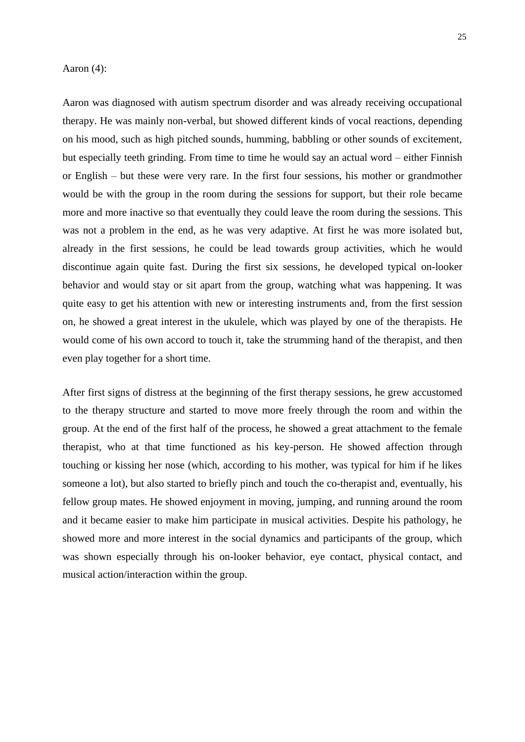Aaron (4):

Aaron was diagnosed with autism spectrum disorder and was already receiving occupational therapy. He was mainly non-verbal, but showed different kinds of vocal reactions, depending on his mood, such as high pitched sounds, humming, babbling or other sounds of excitement, but especially teeth grinding. From time to time he would say an actual word – either Finnish or English – but these were very rare. In the first four sessions, his mother or grandmother would be with the group in the room during the sessions for support, but their role became more and more inactive so that eventually they could leave the room during the sessions. This was not a problem in the end, as he was very adaptive. At first he was more isolated but, already in the first sessions, he could be lead towards group activities, which he would discontinue again quite fast. During the first six sessions, he developed typical on-looker behavior and would stay or sit apart from the group, watching what was happening. It was quite easy to get his attention with new or interesting instruments and, from the first session on, he showed a great interest in the ukulele, which was played by one of the therapists. He would come of his own accord to touch it, take the strumming hand of the therapist, and then even play together for a short time.

After first signs of distress at the beginning of the first therapy sessions, he grew accustomed to the therapy structure and started to move more freely through the room and within the group. At the end of the first half of the process, he showed a great attachment to the female therapist, who at that time functioned as his key-person. He showed affection through touching or kissing her nose (which, according to his mother, was typical for him if he likes someone a lot), but also started to briefly pinch and touch the co-therapist and, eventually, his fellow group mates. He showed enjoyment in moving, jumping, and running around the room and it became easier to make him participate in musical activities. Despite his pathology, he showed more and more interest in the social dynamics and participants of the group, which was shown especially through his on-looker behavior, eye contact, physical contact, and musical action/interaction within the group.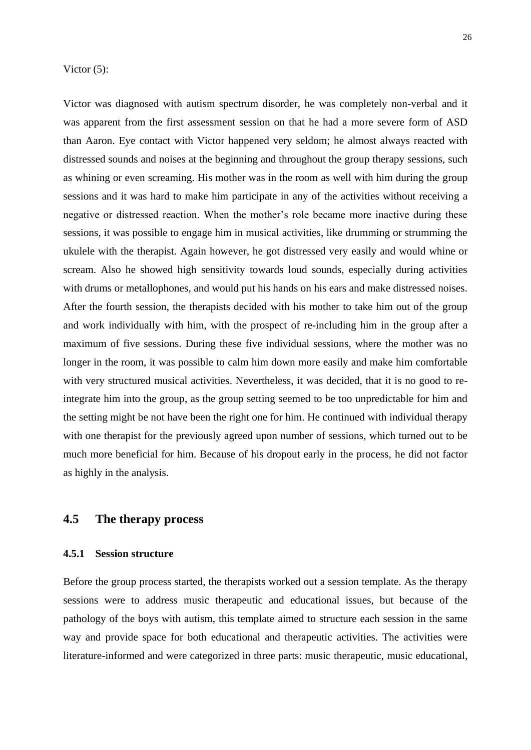Victor (5):

Victor was diagnosed with autism spectrum disorder, he was completely non-verbal and it was apparent from the first assessment session on that he had a more severe form of ASD than Aaron. Eye contact with Victor happened very seldom; he almost always reacted with distressed sounds and noises at the beginning and throughout the group therapy sessions, such as whining or even screaming. His mother was in the room as well with him during the group sessions and it was hard to make him participate in any of the activities without receiving a negative or distressed reaction. When the mother's role became more inactive during these sessions, it was possible to engage him in musical activities, like drumming or strumming the ukulele with the therapist. Again however, he got distressed very easily and would whine or scream. Also he showed high sensitivity towards loud sounds, especially during activities with drums or metallophones, and would put his hands on his ears and make distressed noises. After the fourth session, the therapists decided with his mother to take him out of the group and work individually with him, with the prospect of re-including him in the group after a maximum of five sessions. During these five individual sessions, where the mother was no longer in the room, it was possible to calm him down more easily and make him comfortable with very structured musical activities. Nevertheless, it was decided, that it is no good to re-integrate him into the group, as the group setting seemed to be too unpredictable for him and the setting might be not have been the right one for him. He continued with individual therapy with one therapist for the previously agreed upon number of sessions, which turned out to be much more beneficial for him. Because of his dropout early in the process, he did not factor as highly in the analysis.

## 4.5 The therapy process

### 4.5.1 Session structure

Before the group process started, the therapists worked out a session template. As the therapy sessions were to address music therapeutic and educational issues, but because of the pathology of the boys with autism, this template aimed to structure each session in the same way and provide space for both educational and therapeutic activities. The activities were literature-informed and were categorized in three parts: music therapeutic, music educational,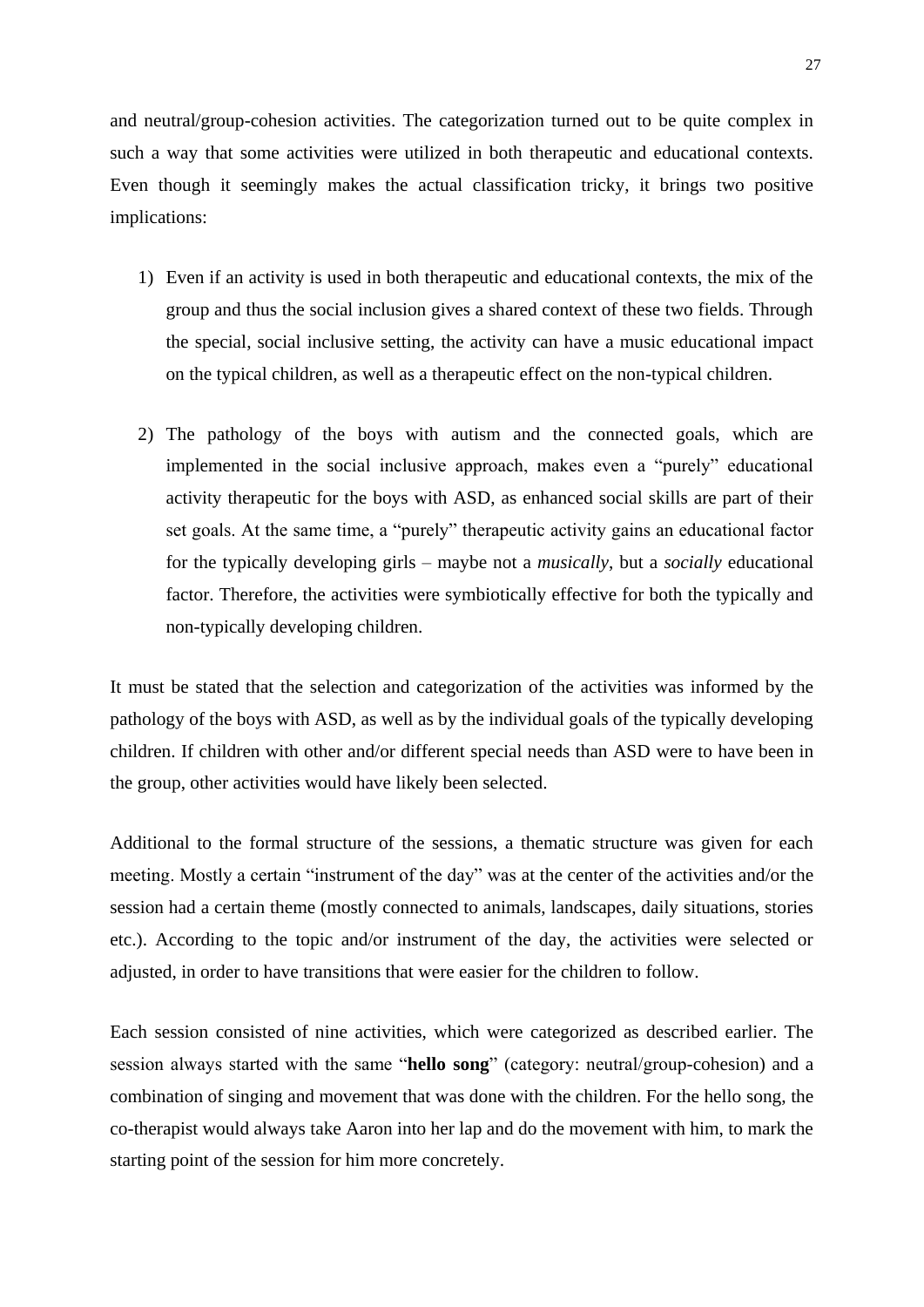and neutral/group-cohesion activities. The categorization turned out to be quite complex in such a way that some activities were utilized in both therapeutic and educational contexts. Even though it seemingly makes the actual classification tricky, it brings two positive implications:

1) Even if an activity is used in both therapeutic and educational contexts, the mix of the group and thus the social inclusion gives a shared context of these two fields. Through the special, social inclusive setting, the activity can have a music educational impact on the typical children, as well as a therapeutic effect on the non-typical children.

2) The pathology of the boys with autism and the connected goals, which are implemented in the social inclusive approach, makes even a "purely" educational activity therapeutic for the boys with ASD, as enhanced social skills are part of their set goals. At the same time, a "purely" therapeutic activity gains an educational factor for the typically developing girls – maybe not a *musically*, but a *socially* educational factor. Therefore, the activities were symbiotically effective for both the typically and non-typically developing children.

It must be stated that the selection and categorization of the activities was informed by the pathology of the boys with ASD, as well as by the individual goals of the typically developing children. If children with other and/or different special needs than ASD were to have been in the group, other activities would have likely been selected.

Additional to the formal structure of the sessions, a thematic structure was given for each meeting. Mostly a certain "instrument of the day" was at the center of the activities and/or the session had a certain theme (mostly connected to animals, landscapes, daily situations, stories etc.). According to the topic and/or instrument of the day, the activities were selected or adjusted, in order to have transitions that were easier for the children to follow.

Each session consisted of nine activities, which were categorized as described earlier. The session always started with the same "**hello song**" (category: neutral/group-cohesion) and a combination of singing and movement that was done with the children. For the hello song, the co-therapist would always take Aaron into her lap and do the movement with him, to mark the starting point of the session for him more concretely.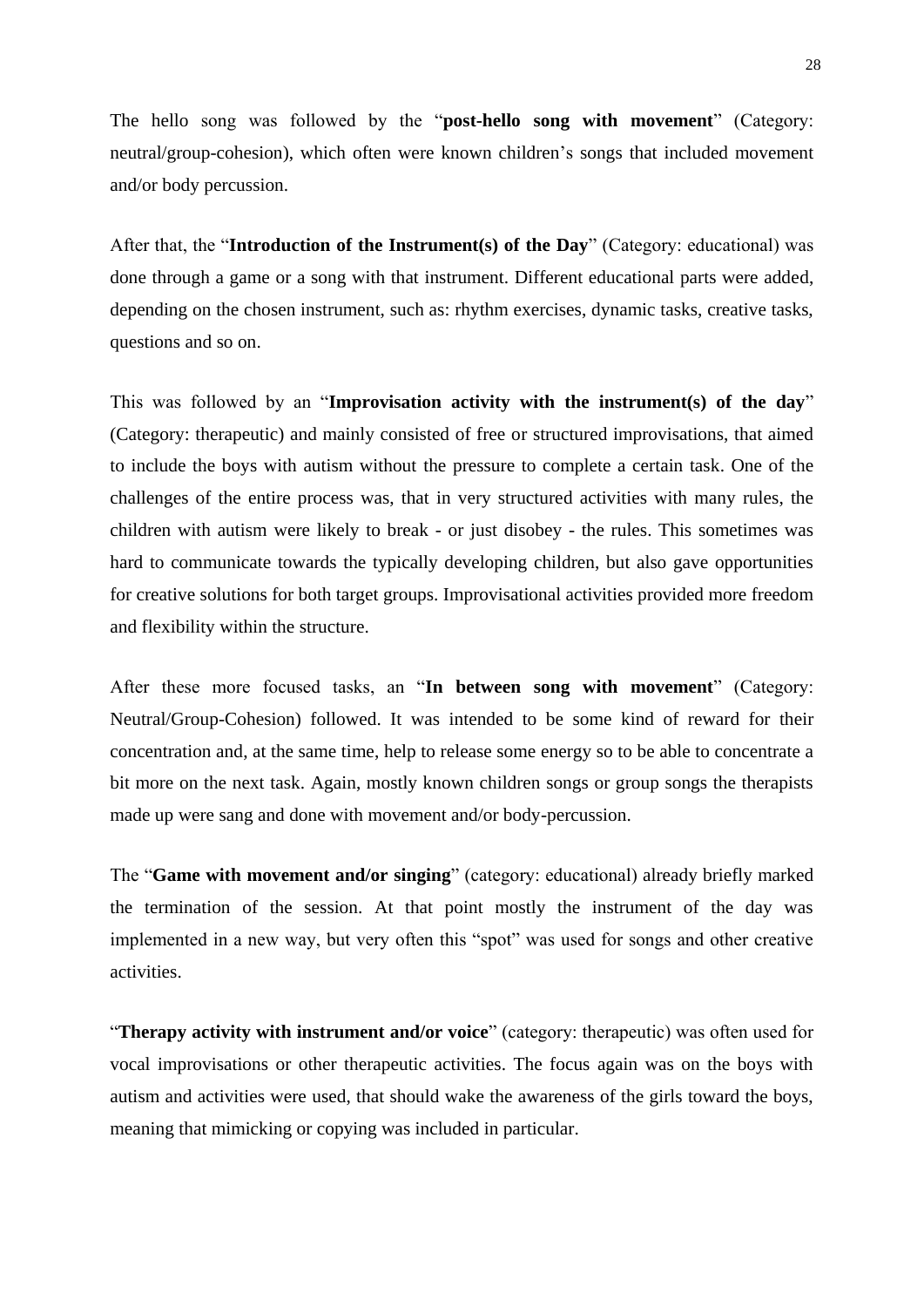The hello song was followed by the "**post-hello song with movement**" (Category: neutral/group-cohesion), which often were known children's songs that included movement and/or body percussion.

After that, the "**Introduction of the Instrument(s) of the Day**" (Category: educational) was done through a game or a song with that instrument. Different educational parts were added, depending on the chosen instrument, such as: rhythm exercises, dynamic tasks, creative tasks, questions and so on.

This was followed by an "**Improvisation activity with the instrument(s) of the day**" (Category: therapeutic) and mainly consisted of free or structured improvisations, that aimed to include the boys with autism without the pressure to complete a certain task. One of the challenges of the entire process was, that in very structured activities with many rules, the children with autism were likely to break - or just disobey - the rules. This sometimes was hard to communicate towards the typically developing children, but also gave opportunities for creative solutions for both target groups. Improvisational activities provided more freedom and flexibility within the structure.

After these more focused tasks, an "**In between song with movement**" (Category: Neutral/Group-Cohesion) followed. It was intended to be some kind of reward for their concentration and, at the same time, help to release some energy so to be able to concentrate a bit more on the next task. Again, mostly known children songs or group songs the therapists made up were sang and done with movement and/or body-percussion.

The "**Game with movement and/or singing**" (category: educational) already briefly marked the termination of the session. At that point mostly the instrument of the day was implemented in a new way, but very often this "spot" was used for songs and other creative activities.

"**Therapy activity with instrument and/or voice**" (category: therapeutic) was often used for vocal improvisations or other therapeutic activities. The focus again was on the boys with autism and activities were used, that should wake the awareness of the girls toward the boys, meaning that mimicking or copying was included in particular.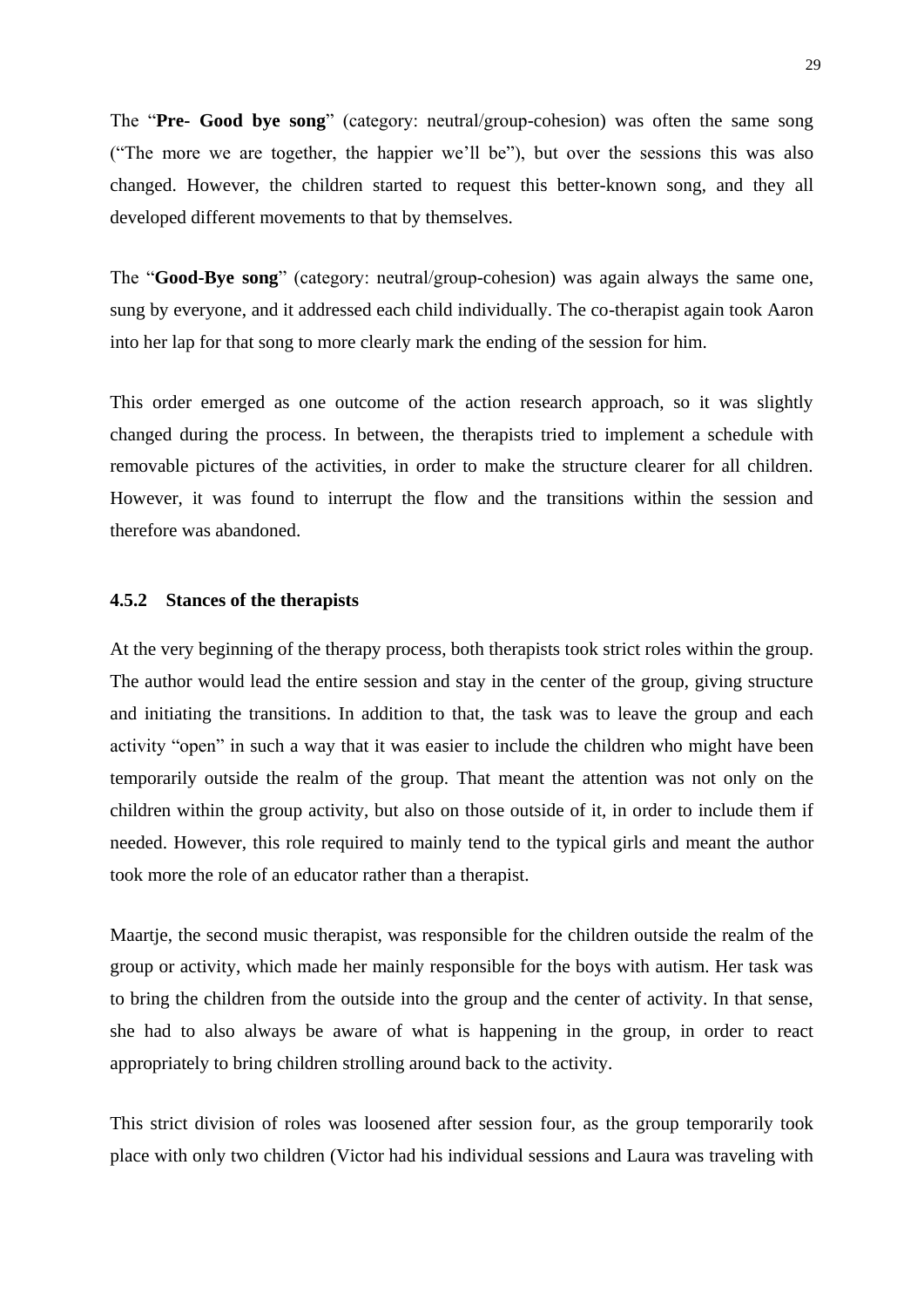The "**Pre- Good bye song**" (category: neutral/group-cohesion) was often the same song ("The more we are together, the happier we'll be"), but over the sessions this was also changed. However, the children started to request this better-known song, and they all developed different movements to that by themselves.

The "**Good-Bye song**" (category: neutral/group-cohesion) was again always the same one, sung by everyone, and it addressed each child individually. The co-therapist again took Aaron into her lap for that song to more clearly mark the ending of the session for him.

This order emerged as one outcome of the action research approach, so it was slightly changed during the process. In between, the therapists tried to implement a schedule with removable pictures of the activities, in order to make the structure clearer for all children. However, it was found to interrupt the flow and the transitions within the session and therefore was abandoned.

### 4.5.2 Stances of the therapists

At the very beginning of the therapy process, both therapists took strict roles within the group. The author would lead the entire session and stay in the center of the group, giving structure and initiating the transitions. In addition to that, the task was to leave the group and each activity "open" in such a way that it was easier to include the children who might have been temporarily outside the realm of the group. That meant the attention was not only on the children within the group activity, but also on those outside of it, in order to include them if needed. However, this role required to mainly tend to the typical girls and meant the author took more the role of an educator rather than a therapist.

Maartje, the second music therapist, was responsible for the children outside the realm of the group or activity, which made her mainly responsible for the boys with autism. Her task was to bring the children from the outside into the group and the center of activity. In that sense, she had to also always be aware of what is happening in the group, in order to react appropriately to bring children strolling around back to the activity.

This strict division of roles was loosened after session four, as the group temporarily took place with only two children (Victor had his individual sessions and Laura was traveling with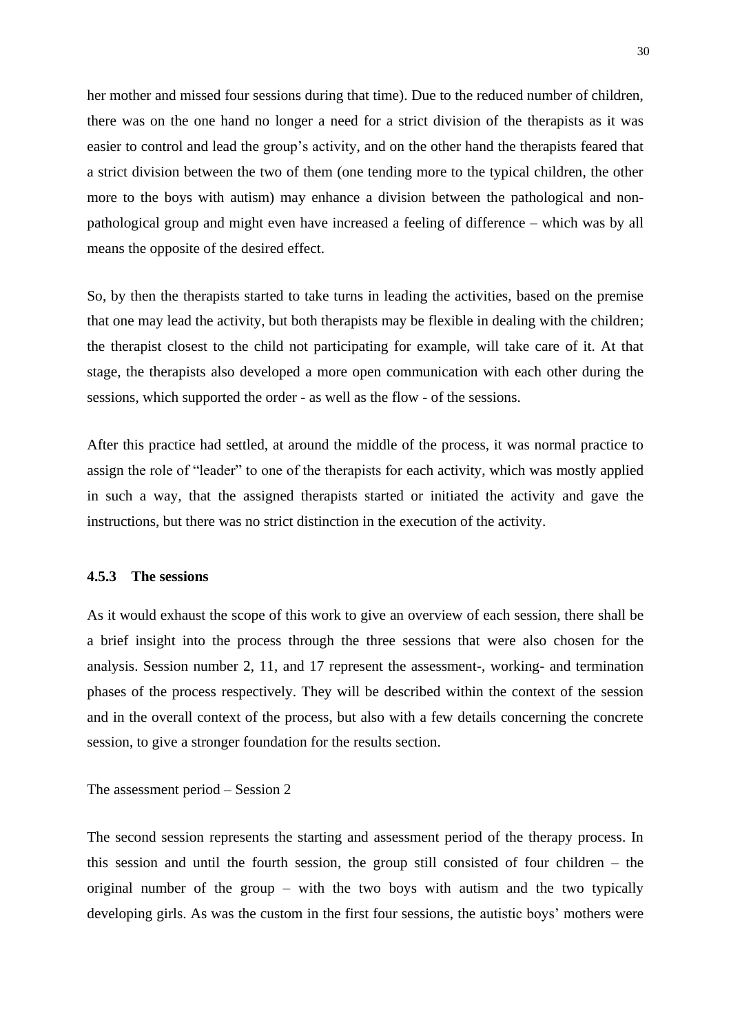her mother and missed four sessions during that time). Due to the reduced number of children, there was on the one hand no longer a need for a strict division of the therapists as it was easier to control and lead the group's activity, and on the other hand the therapists feared that a strict division between the two of them (one tending more to the typical children, the other more to the boys with autism) may enhance a division between the pathological and non-pathological group and might even have increased a feeling of difference – which was by all means the opposite of the desired effect.

So, by then the therapists started to take turns in leading the activities, based on the premise that one may lead the activity, but both therapists may be flexible in dealing with the children; the therapist closest to the child not participating for example, will take care of it. At that stage, the therapists also developed a more open communication with each other during the sessions, which supported the order - as well as the flow - of the sessions.

After this practice had settled, at around the middle of the process, it was normal practice to assign the role of "leader" to one of the therapists for each activity, which was mostly applied in such a way, that the assigned therapists started or initiated the activity and gave the instructions, but there was no strict distinction in the execution of the activity.

### 4.5.3 The sessions

As it would exhaust the scope of this work to give an overview of each session, there shall be a brief insight into the process through the three sessions that were also chosen for the analysis. Session number 2, 11, and 17 represent the assessment-, working- and termination phases of the process respectively. They will be described within the context of the session and in the overall context of the process, but also with a few details concerning the concrete session, to give a stronger foundation for the results section.

The assessment period – Session 2

The second session represents the starting and assessment period of the therapy process. In this session and until the fourth session, the group still consisted of four children – the original number of the group – with the two boys with autism and the two typically developing girls. As was the custom in the first four sessions, the autistic boys' mothers were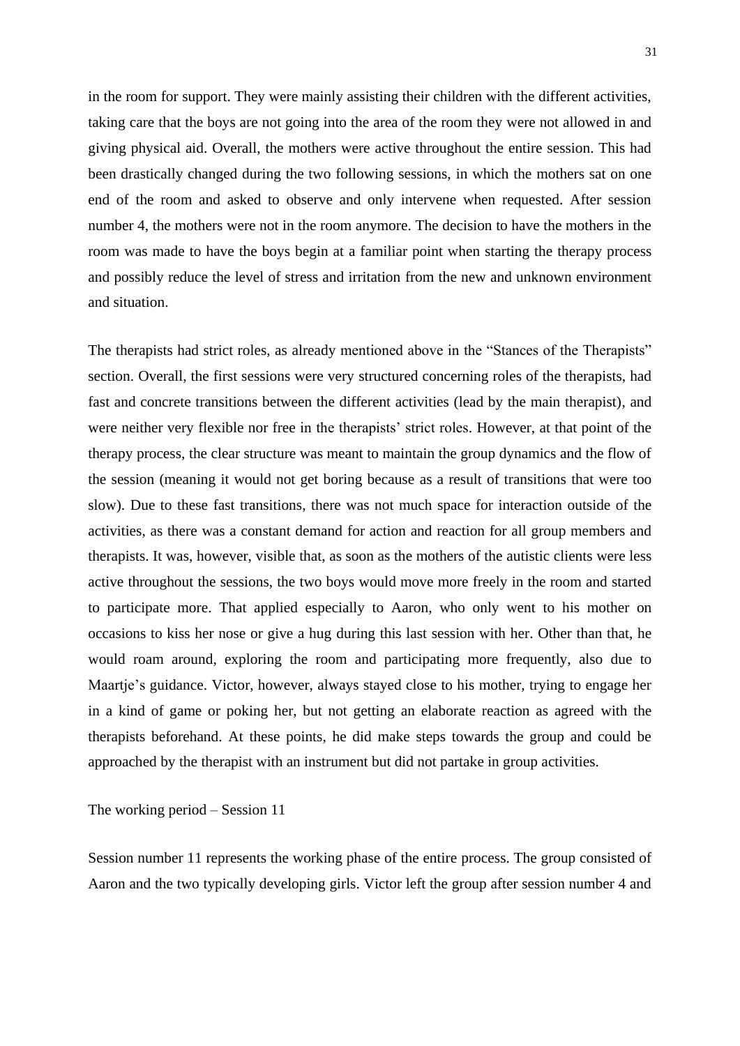in the room for support. They were mainly assisting their children with the different activities, taking care that the boys are not going into the area of the room they were not allowed in and giving physical aid. Overall, the mothers were active throughout the entire session. This had been drastically changed during the two following sessions, in which the mothers sat on one end of the room and asked to observe and only intervene when requested. After session number 4, the mothers were not in the room anymore. The decision to have the mothers in the room was made to have the boys begin at a familiar point when starting the therapy process and possibly reduce the level of stress and irritation from the new and unknown environment and situation.

The therapists had strict roles, as already mentioned above in the "Stances of the Therapists" section. Overall, the first sessions were very structured concerning roles of the therapists, had fast and concrete transitions between the different activities (lead by the main therapist), and were neither very flexible nor free in the therapists' strict roles. However, at that point of the therapy process, the clear structure was meant to maintain the group dynamics and the flow of the session (meaning it would not get boring because as a result of transitions that were too slow). Due to these fast transitions, there was not much space for interaction outside of the activities, as there was a constant demand for action and reaction for all group members and therapists. It was, however, visible that, as soon as the mothers of the autistic clients were less active throughout the sessions, the two boys would move more freely in the room and started to participate more. That applied especially to Aaron, who only went to his mother on occasions to kiss her nose or give a hug during this last session with her. Other than that, he would roam around, exploring the room and participating more frequently, also due to Maartje's guidance. Victor, however, always stayed close to his mother, trying to engage her in a kind of game or poking her, but not getting an elaborate reaction as agreed with the therapists beforehand. At these points, he did make steps towards the group and could be approached by the therapist with an instrument but did not partake in group activities.

The working period – Session 11

Session number 11 represents the working phase of the entire process. The group consisted of Aaron and the two typically developing girls. Victor left the group after session number 4 and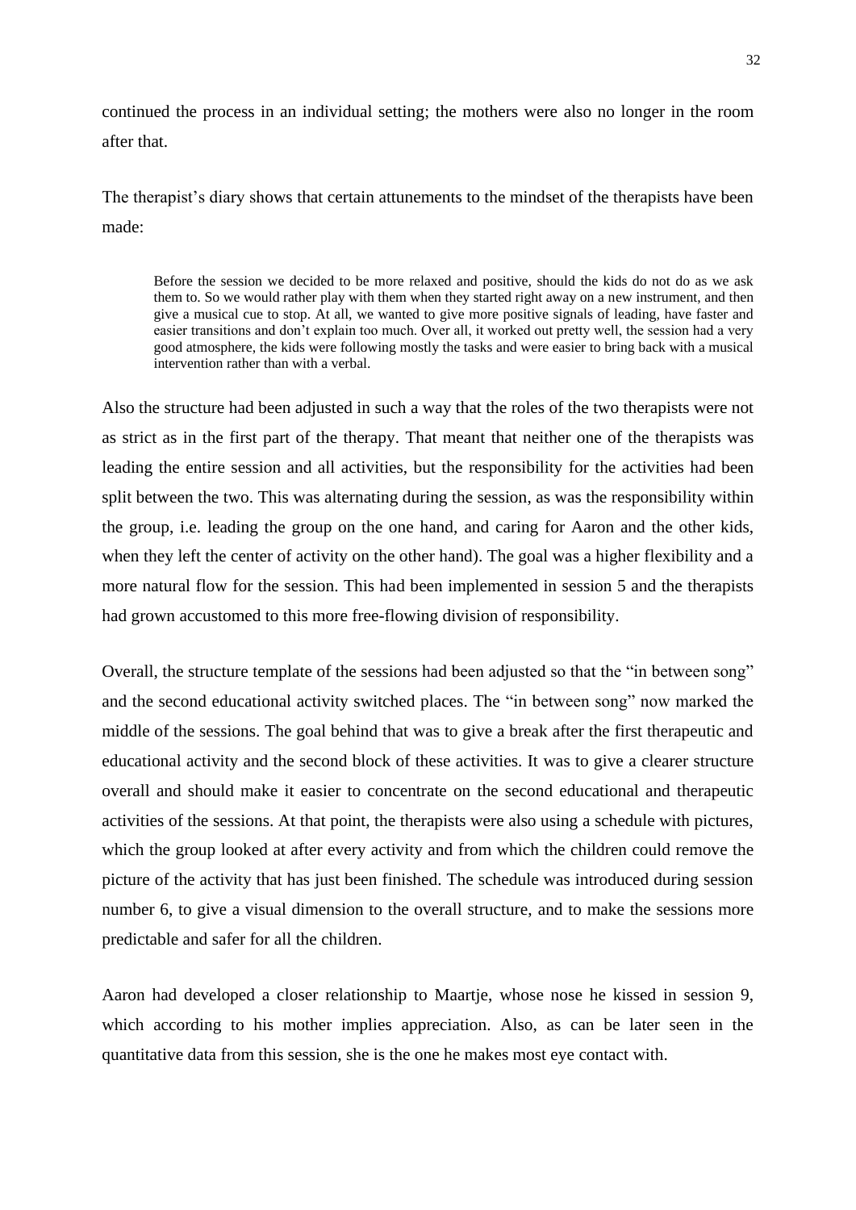continued the process in an individual setting; the mothers were also no longer in the room after that.

The therapist's diary shows that certain attunements to the mindset of the therapists have been made:

> Before the session we decided to be more relaxed and positive, should the kids do not do as we ask them to. So we would rather play with them when they started right away on a new instrument, and then give a musical cue to stop. At all, we wanted to give more positive signals of leading, have faster and easier transitions and don't explain too much. Over all, it worked out pretty well, the session had a very good atmosphere, the kids were following mostly the tasks and were easier to bring back with a musical intervention rather than with a verbal.

Also the structure had been adjusted in such a way that the roles of the two therapists were not as strict as in the first part of the therapy. That meant that neither one of the therapists was leading the entire session and all activities, but the responsibility for the activities had been split between the two. This was alternating during the session, as was the responsibility within the group, i.e. leading the group on the one hand, and caring for Aaron and the other kids, when they left the center of activity on the other hand). The goal was a higher flexibility and a more natural flow for the session. This had been implemented in session 5 and the therapists had grown accustomed to this more free-flowing division of responsibility.

Overall, the structure template of the sessions had been adjusted so that the "in between song" and the second educational activity switched places. The "in between song" now marked the middle of the sessions. The goal behind that was to give a break after the first therapeutic and educational activity and the second block of these activities. It was to give a clearer structure overall and should make it easier to concentrate on the second educational and therapeutic activities of the sessions. At that point, the therapists were also using a schedule with pictures, which the group looked at after every activity and from which the children could remove the picture of the activity that has just been finished. The schedule was introduced during session number 6, to give a visual dimension to the overall structure, and to make the sessions more predictable and safer for all the children.

Aaron had developed a closer relationship to Maartje, whose nose he kissed in session 9, which according to his mother implies appreciation. Also, as can be later seen in the quantitative data from this session, she is the one he makes most eye contact with.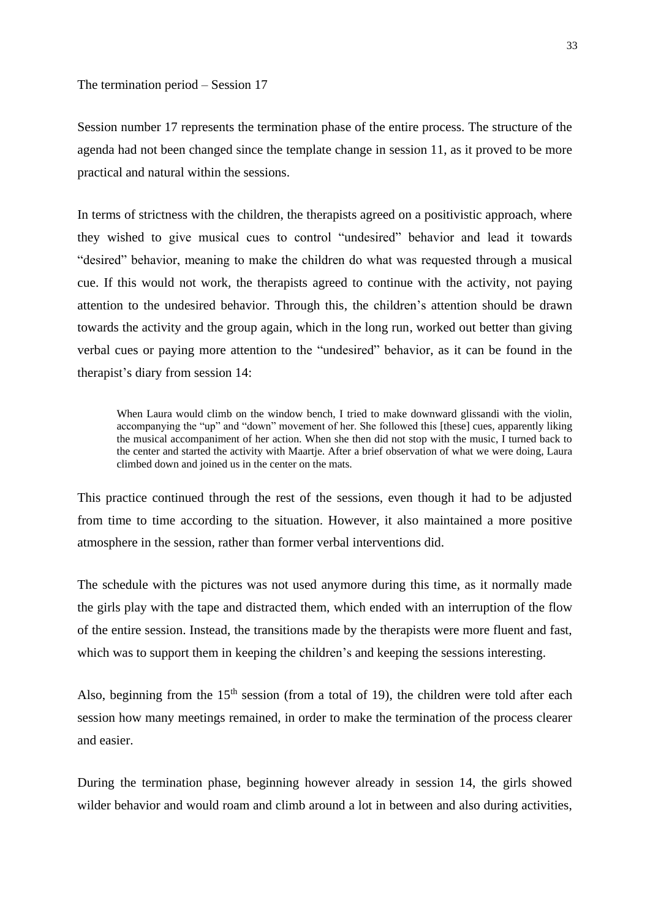The termination period – Session 17

Session number 17 represents the termination phase of the entire process. The structure of the agenda had not been changed since the template change in session 11, as it proved to be more practical and natural within the sessions.

In terms of strictness with the children, the therapists agreed on a positivistic approach, where they wished to give musical cues to control "undesired" behavior and lead it towards "desired" behavior, meaning to make the children do what was requested through a musical cue. If this would not work, the therapists agreed to continue with the activity, not paying attention to the undesired behavior. Through this, the children's attention should be drawn towards the activity and the group again, which in the long run, worked out better than giving verbal cues or paying more attention to the "undesired" behavior, as it can be found in the therapist's diary from session 14:

> When Laura would climb on the window bench, I tried to make downward glissandi with the violin, accompanying the "up" and "down" movement of her. She followed this [these] cues, apparently liking the musical accompaniment of her action. When she then did not stop with the music, I turned back to the center and started the activity with Maartje. After a brief observation of what we were doing, Laura climbed down and joined us in the center on the mats.

This practice continued through the rest of the sessions, even though it had to be adjusted from time to time according to the situation. However, it also maintained a more positive atmosphere in the session, rather than former verbal interventions did.

The schedule with the pictures was not used anymore during this time, as it normally made the girls play with the tape and distracted them, which ended with an interruption of the flow of the entire session. Instead, the transitions made by the therapists were more fluent and fast, which was to support them in keeping the children's and keeping the sessions interesting.

Also, beginning from the 15th session (from a total of 19), the children were told after each session how many meetings remained, in order to make the termination of the process clearer and easier.

During the termination phase, beginning however already in session 14, the girls showed wilder behavior and would roam and climb around a lot in between and also during activities,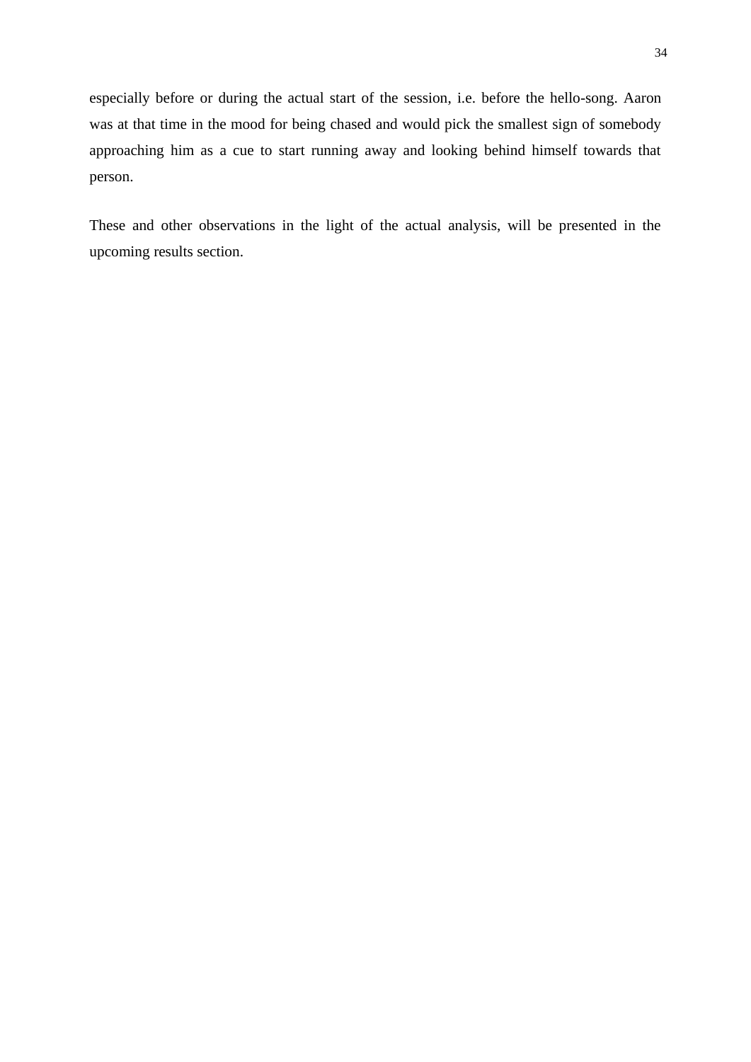especially before or during the actual start of the session, i.e. before the hello-song. Aaron was at that time in the mood for being chased and would pick the smallest sign of somebody approaching him as a cue to start running away and looking behind himself towards that person.

These and other observations in the light of the actual analysis, will be presented in the upcoming results section.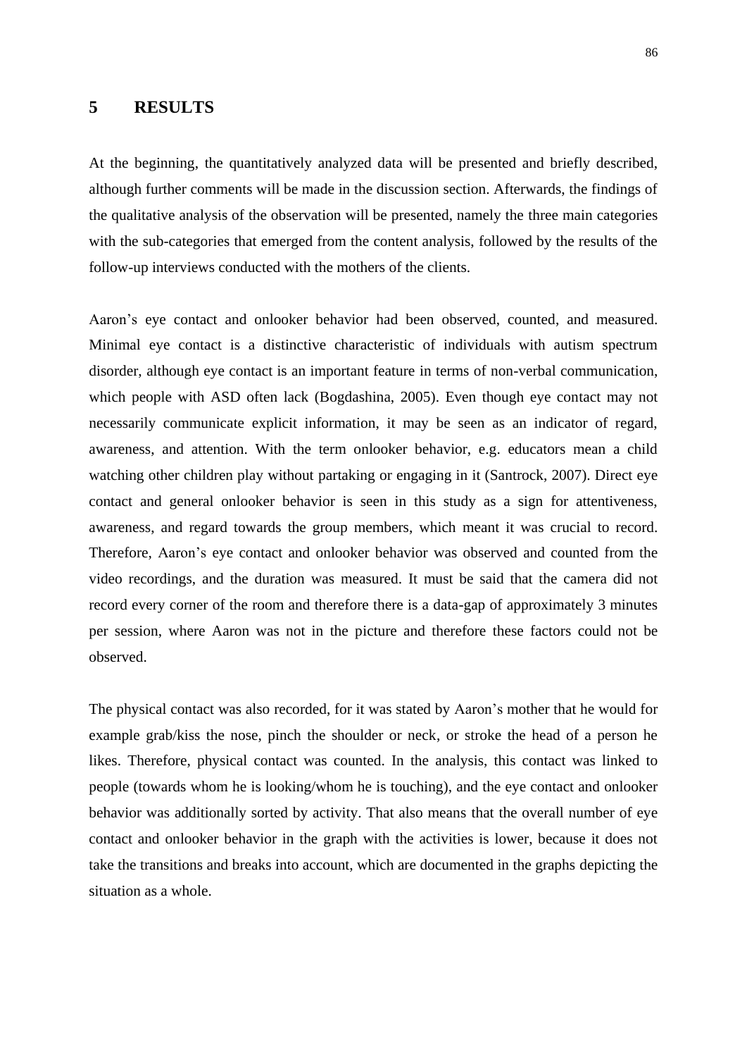# 5 RESULTS

At the beginning, the quantitatively analyzed data will be presented and briefly described, although further comments will be made in the discussion section. Afterwards, the findings of the qualitative analysis of the observation will be presented, namely the three main categories with the sub-categories that emerged from the content analysis, followed by the results of the follow-up interviews conducted with the mothers of the clients.

Aaron's eye contact and onlooker behavior had been observed, counted, and measured. Minimal eye contact is a distinctive characteristic of individuals with autism spectrum disorder, although eye contact is an important feature in terms of non-verbal communication, which people with ASD often lack (Bogdashina, 2005). Even though eye contact may not necessarily communicate explicit information, it may be seen as an indicator of regard, awareness, and attention. With the term onlooker behavior, e.g. educators mean a child watching other children play without partaking or engaging in it (Santrock, 2007). Direct eye contact and general onlooker behavior is seen in this study as a sign for attentiveness, awareness, and regard towards the group members, which meant it was crucial to record. Therefore, Aaron's eye contact and onlooker behavior was observed and counted from the video recordings, and the duration was measured. It must be said that the camera did not record every corner of the room and therefore there is a data-gap of approximately 3 minutes per session, where Aaron was not in the picture and therefore these factors could not be observed.

The physical contact was also recorded, for it was stated by Aaron's mother that he would for example grab/kiss the nose, pinch the shoulder or neck, or stroke the head of a person he likes. Therefore, physical contact was counted. In the analysis, this contact was linked to people (towards whom he is looking/whom he is touching), and the eye contact and onlooker behavior was additionally sorted by activity. That also means that the overall number of eye contact and onlooker behavior in the graph with the activities is lower, because it does not take the transitions and breaks into account, which are documented in the graphs depicting the situation as a whole.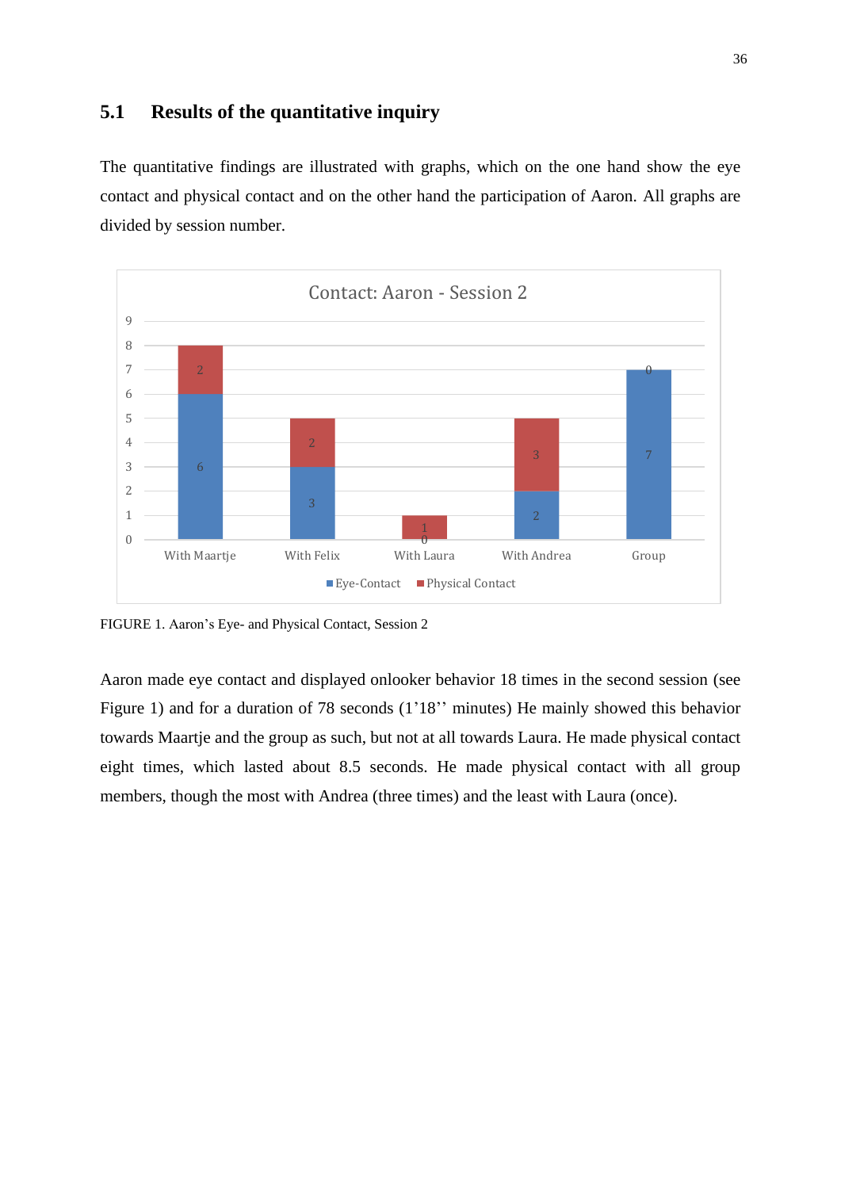## 5.1 Results of the quantitative inquiry

The quantitative findings are illustrated with graphs, which on the one hand show the eye contact and physical contact and on the other hand the participation of Aaron. All graphs are divided by session number.

FIGURE 1. Aaron’s Eye- and Physical Contact, Session 2

Aaron made eye contact and displayed onlooker behavior 18 times in the second session (see Figure 1) and for a duration of 78 seconds (1’18’’ minutes) He mainly showed this behavior towards Maartje and the group as such, but not at all towards Laura. He made physical contact eight times, which lasted about 8.5 seconds. He made physical contact with all group members, though the most with Andrea (three times) and the least with Laura (once).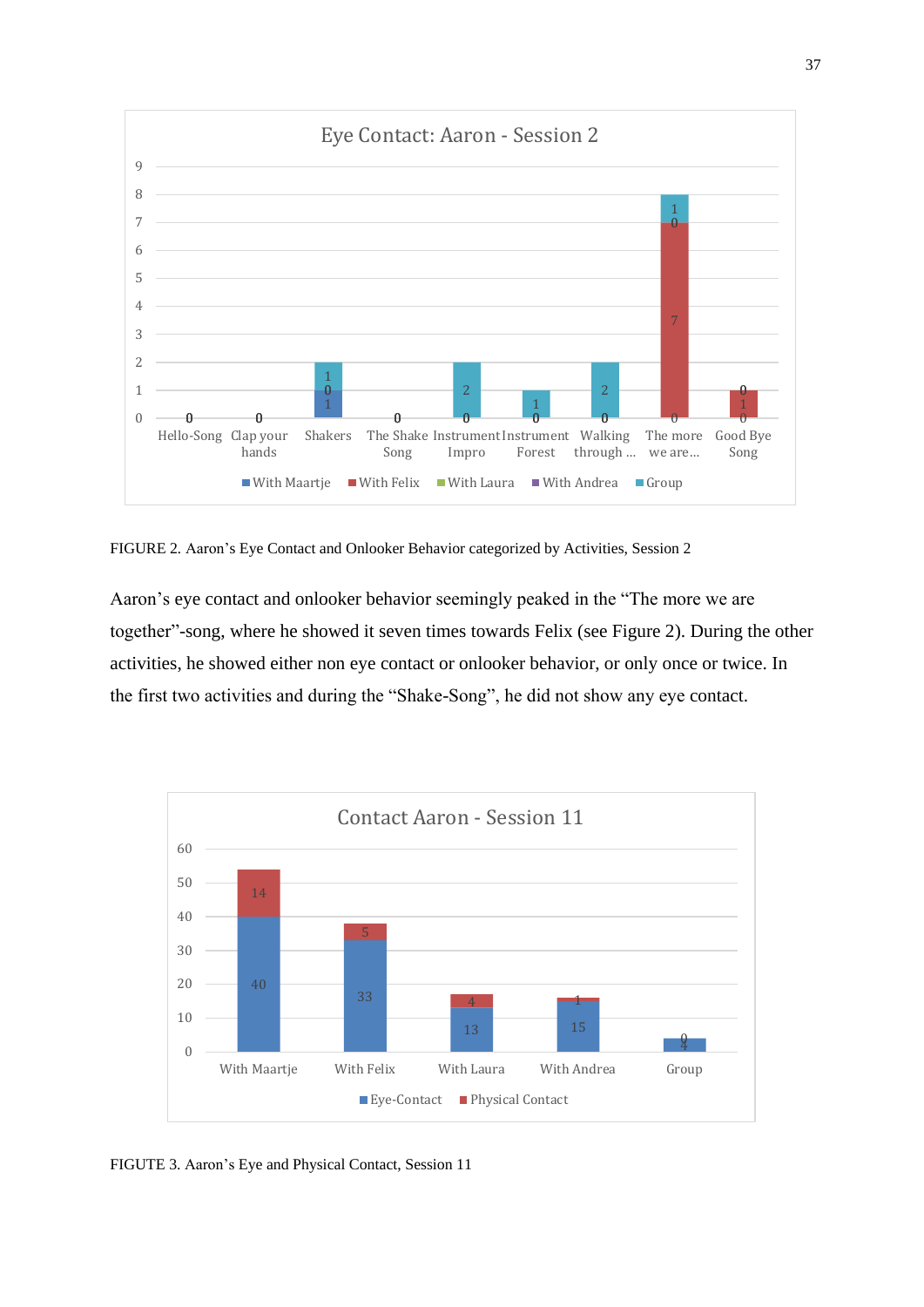FIGURE 2. Aaron's Eye Contact and Onlooker Behavior categorized by Activities, Session 2

Aaron's eye contact and onlooker behavior seemingly peaked in the "The more we are together"-song, where he showed it seven times towards Felix (see Figure 2). During the other activities, he showed either non eye contact or onlooker behavior, or only once or twice. In the first two activities and during the "Shake-Song", he did not show any eye contact.

FIGUTE 3. Aaron's Eye and Physical Contact, Session 11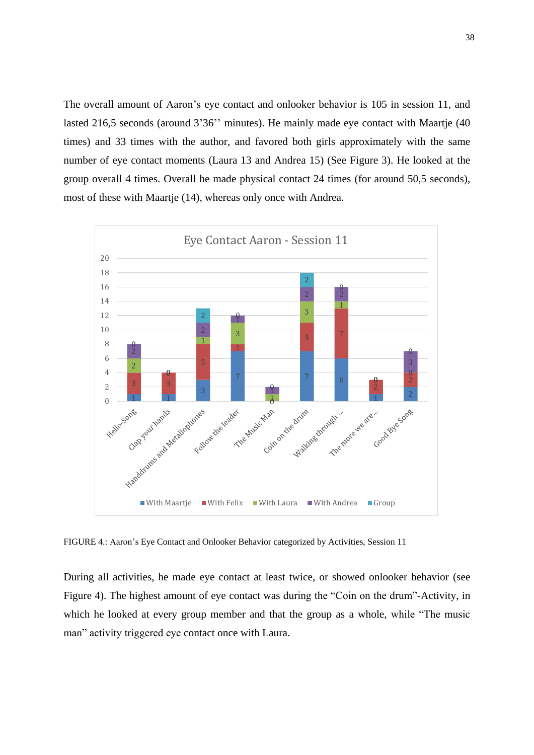The overall amount of Aaron's eye contact and onlooker behavior is 105 in session 11, and lasted 216,5 seconds (around 3'36'' minutes). He mainly made eye contact with Maartje (40 times) and 33 times with the author, and favored both girls approximately with the same number of eye contact moments (Laura 13 and Andrea 15) (See Figure 3). He looked at the group overall 4 times. Overall he made physical contact 24 times (for around 50,5 seconds), most of these with Maartje (14), whereas only once with Andrea.

FIGURE 4.: Aaron's Eye Contact and Onlooker Behavior categorized by Activities, Session 11

During all activities, he made eye contact at least twice, or showed onlooker behavior (see Figure 4). The highest amount of eye contact was during the "Coin on the drum"-Activity, in which he looked at every group member and that the group as a whole, while "The music man" activity triggered eye contact once with Laura.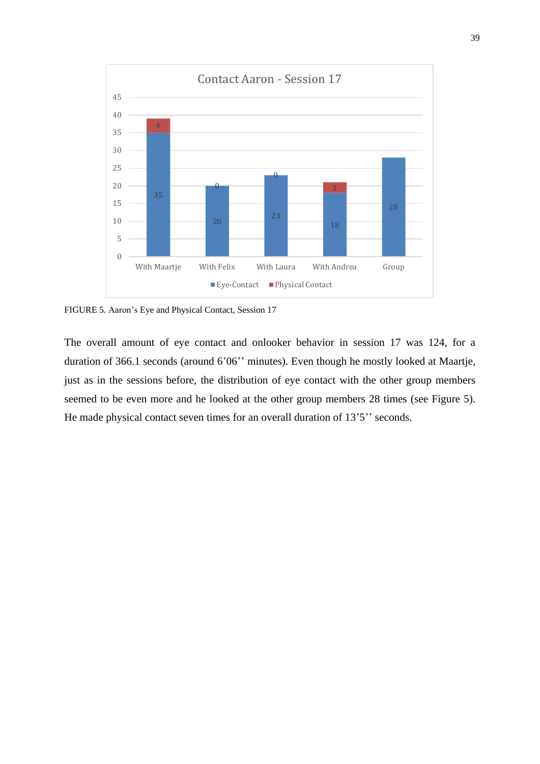FIGURE 5. Aaron's Eye and Physical Contact, Session 17

The overall amount of eye contact and onlooker behavior in session 17 was 124, for a duration of 366.1 seconds (around 6'06'' minutes). Even though he mostly looked at Maartje, just as in the sessions before, the distribution of eye contact with the other group members seemed to be even more and he looked at the other group members 28 times (see Figure 5). He made physical contact seven times for an overall duration of 13'5'' seconds.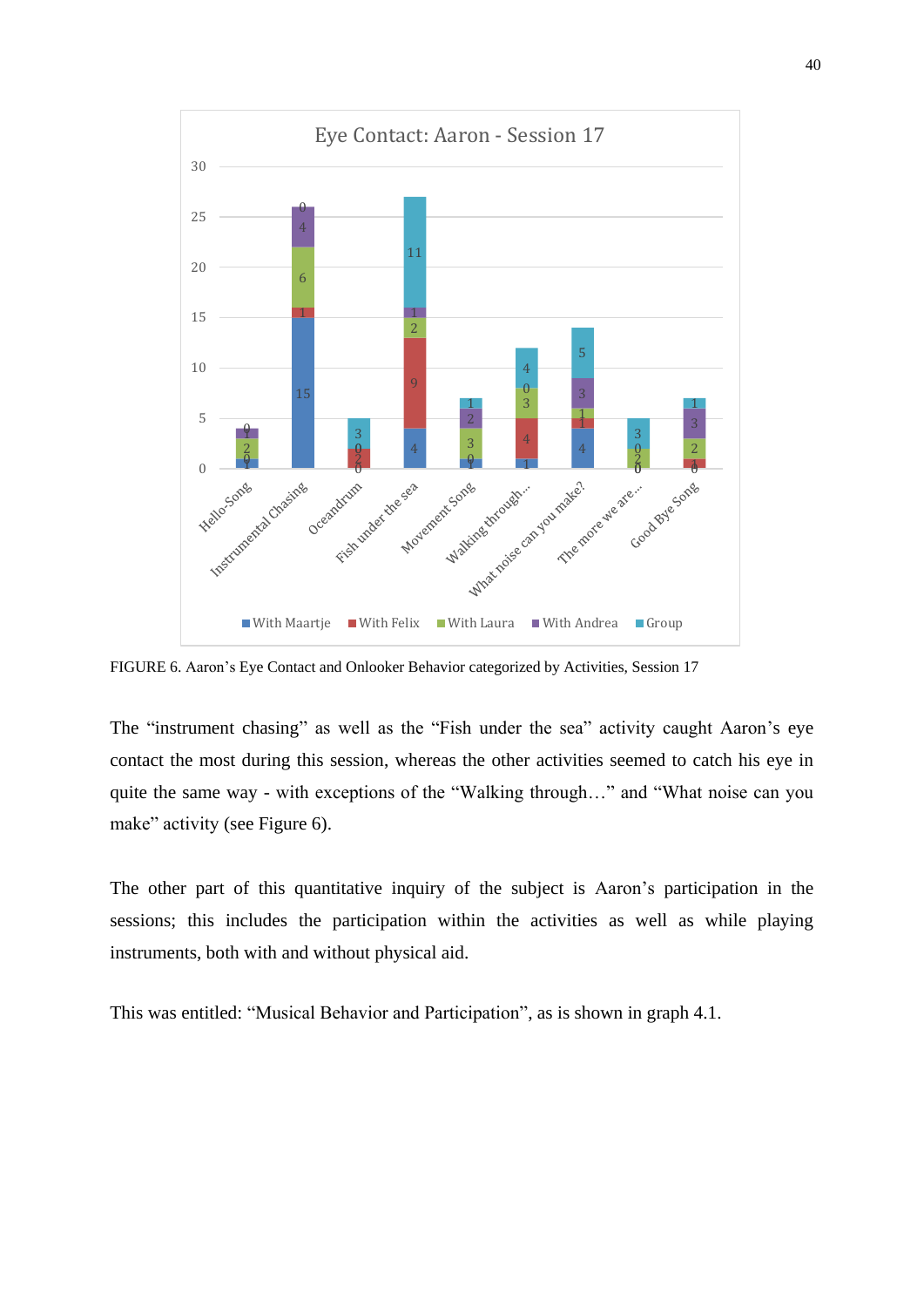FIGURE 6. Aaron’s Eye Contact and Onlooker Behavior categorized by Activities, Session 17

The “instrument chasing” as well as the “Fish under the sea” activity caught Aaron’s eye contact the most during this session, whereas the other activities seemed to catch his eye in quite the same way - with exceptions of the “Walking through…” and “What noise can you make” activity (see Figure 6).

The other part of this quantitative inquiry of the subject is Aaron’s participation in the sessions; this includes the participation within the activities as well as while playing instruments, both with and without physical aid.

This was entitled: “Musical Behavior and Participation”, as is shown in graph 4.1.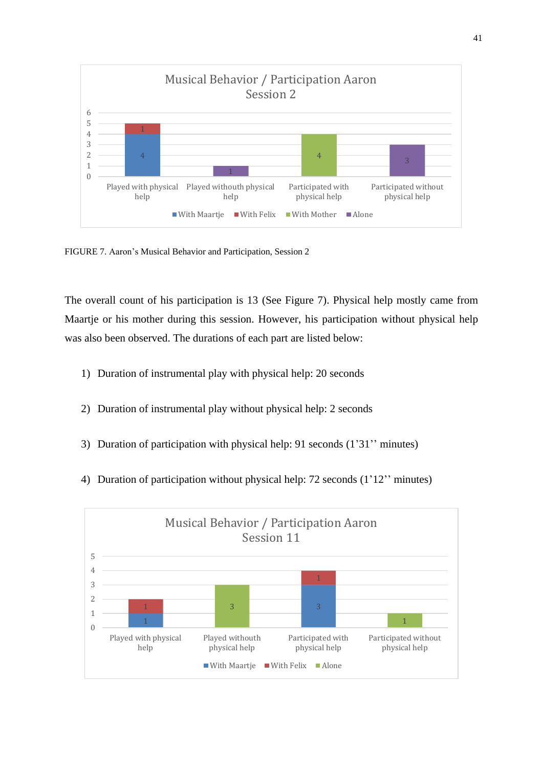FIGURE 7. Aaron's Musical Behavior and Participation, Session 2

The overall count of his participation is 13 (See Figure 7). Physical help mostly came from Maartje or his mother during this session. However, his participation without physical help was also been observed. The durations of each part are listed below:

1) Duration of instrumental play with physical help: 20 seconds

2) Duration of instrumental play without physical help: 2 seconds

3) Duration of participation with physical help: 91 seconds (1'31'' minutes)

4) Duration of participation without physical help: 72 seconds (1'12'' minutes)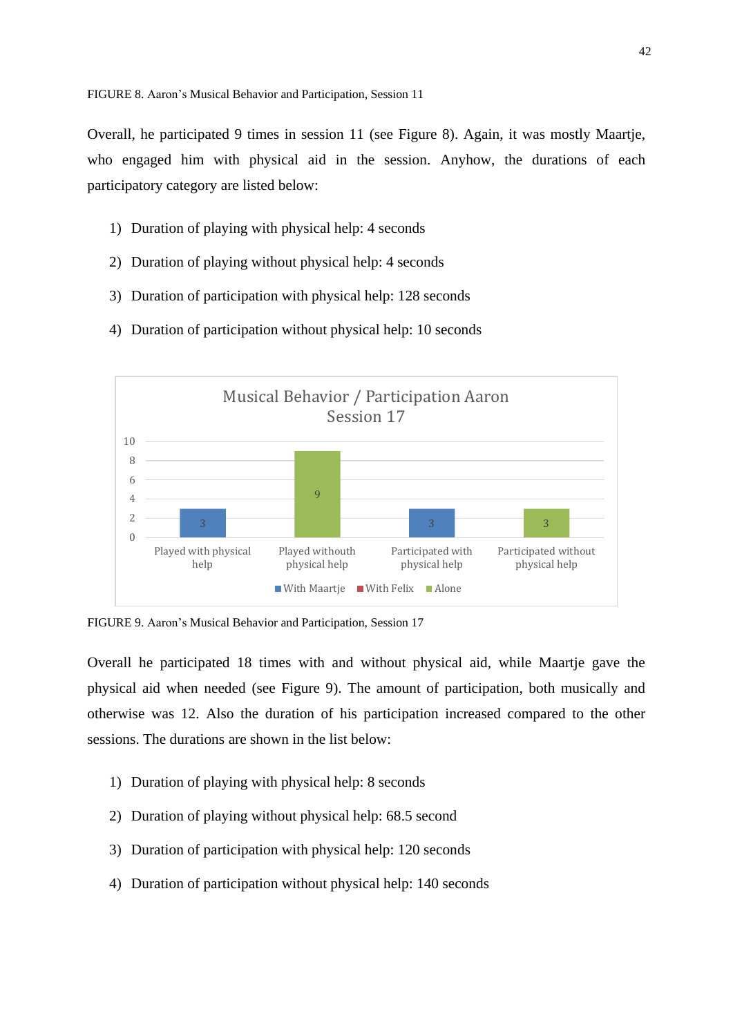FIGURE 8. Aaron's Musical Behavior and Participation, Session 11

Overall, he participated 9 times in session 11 (see Figure 8). Again, it was mostly Maartje, who engaged him with physical aid in the session. Anyhow, the durations of each participatory category are listed below:

1) Duration of playing with physical help: 4 seconds
2) Duration of playing without physical help: 4 seconds
3) Duration of participation with physical help: 128 seconds
4) Duration of participation without physical help: 10 seconds

**Musical Behavior / Participation Aaron Session 17**

| | Played with physical help | Played withouth physical help | Participated with physical help | Participated without physical help |
|---|---|---|---|---|
| With Maartje | 3 | | 3 | |
| With Felix | | | | |
| Alone | | 9 | | 3 |

FIGURE 9. Aaron's Musical Behavior and Participation, Session 17

Overall he participated 18 times with and without physical aid, while Maartje gave the physical aid when needed (see Figure 9). The amount of participation, both musically and otherwise was 12. Also the duration of his participation increased compared to the other sessions. The durations are shown in the list below:

1) Duration of playing with physical help: 8 seconds
2) Duration of playing without physical help: 68.5 second
3) Duration of participation with physical help: 120 seconds
4) Duration of participation without physical help: 140 seconds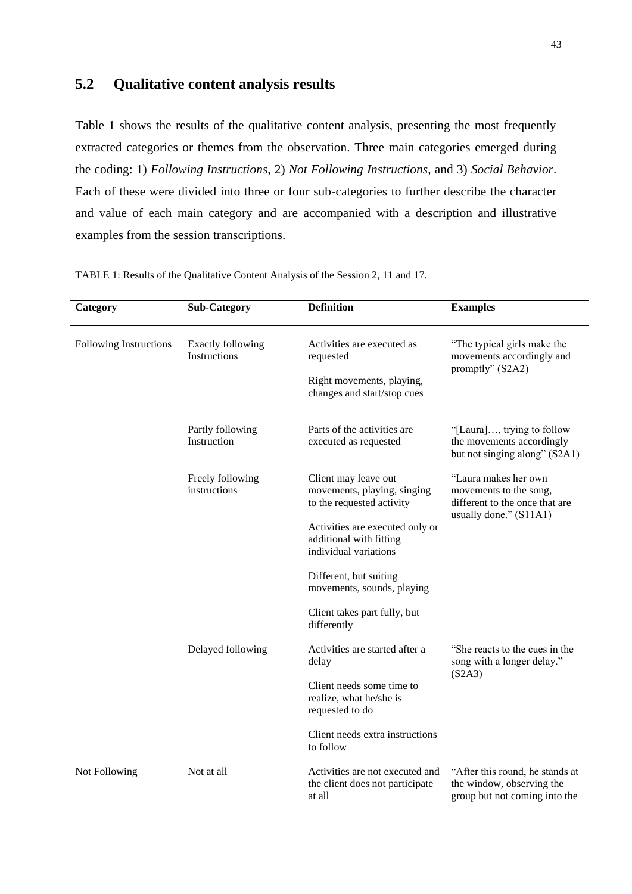## 5.2 Qualitative content analysis results

Table 1 shows the results of the qualitative content analysis, presenting the most frequently extracted categories or themes from the observation. Three main categories emerged during the coding: 1) *Following Instructions*, 2) *Not Following Instructions*, and 3) *Social Behavior*. Each of these were divided into three or four sub-categories to further describe the character and value of each main category and are accompanied with a description and illustrative examples from the session transcriptions.

TABLE 1: Results of the Qualitative Content Analysis of the Session 2, 11 and 17.

| **Category** | **Sub-Category** | **Definition** | **Examples** |
|---|---|---|---|
| Following Instructions | Exactly following Instructions | Activities are executed as requested<br><br>Right movements, playing, changes and start/stop cues | "The typical girls make the movements accordingly and promptly" (S2A2) |
| | Partly following Instruction | Parts of the activities are executed as requested | "[Laura]…, trying to follow the movements accordingly but not singing along" (S2A1) |
| | Freely following instructions | Client may leave out movements, playing, singing to the requested activity<br><br>Activities are executed only or additional with fitting individual variations<br><br>Different, but suiting movements, sounds, playing<br><br>Client takes part fully, but differently | "Laura makes her own movements to the song, different to the once that are usually done." (S11A1) |
| | Delayed following | Activities are started after a delay<br><br>Client needs some time to realize, what he/she is requested to do<br><br>Client needs extra instructions to follow | "She reacts to the cues in the song with a longer delay." (S2A3) |
| Not Following | Not at all | Activities are not executed and the client does not participate at all | "After this round, he stands at the window, observing the group but not coming into the |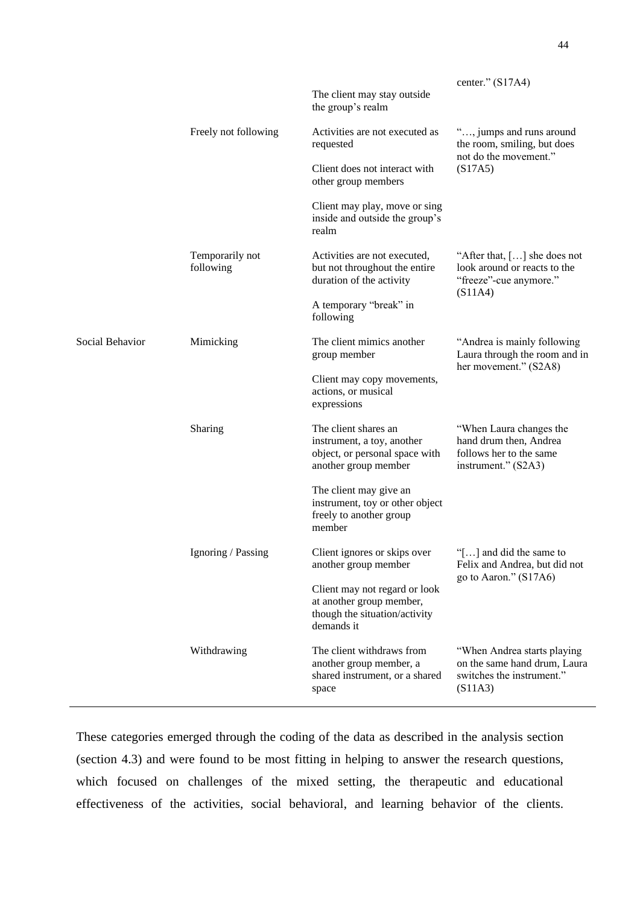| | | | center." (S17A4) |
|---|---|---|---|
| | | The client may stay outside the group's realm | |
| | Freely not following | Activities are not executed as requested<br><br>Client does not interact with other group members<br><br>Client may play, move or sing inside and outside the group's realm | "…, jumps and runs around the room, smiling, but does not do the movement." (S17A5) |
| | Temporarily not following | Activities are not executed, but not throughout the entire duration of the activity<br><br>A temporary "break" in following | "After that, […] she does not look around or reacts to the "freeze"-cue anymore." (S11A4) |
| Social Behavior | Mimicking | The client mimics another group member<br><br>Client may copy movements, actions, or musical expressions | "Andrea is mainly following Laura through the room and in her movement." (S2A8) |
| | Sharing | The client shares an instrument, a toy, another object, or personal space with another group member<br><br>The client may give an instrument, toy or other object freely to another group member | "When Laura changes the hand drum then, Andrea follows her to the same instrument." (S2A3) |
| | Ignoring / Passing | Client ignores or skips over another group member<br><br>Client may not regard or look at another group member, though the situation/activity demands it | "[…] and did the same to Felix and Andrea, but did not go to Aaron." (S17A6) |
| | Withdrawing | The client withdraws from another group member, a shared instrument, or a shared space | "When Andrea starts playing on the same hand drum, Laura switches the instrument." (S11A3) |

These categories emerged through the coding of the data as described in the analysis section (section 4.3) and were found to be most fitting in helping to answer the research questions, which focused on challenges of the mixed setting, the therapeutic and educational effectiveness of the activities, social behavioral, and learning behavior of the clients.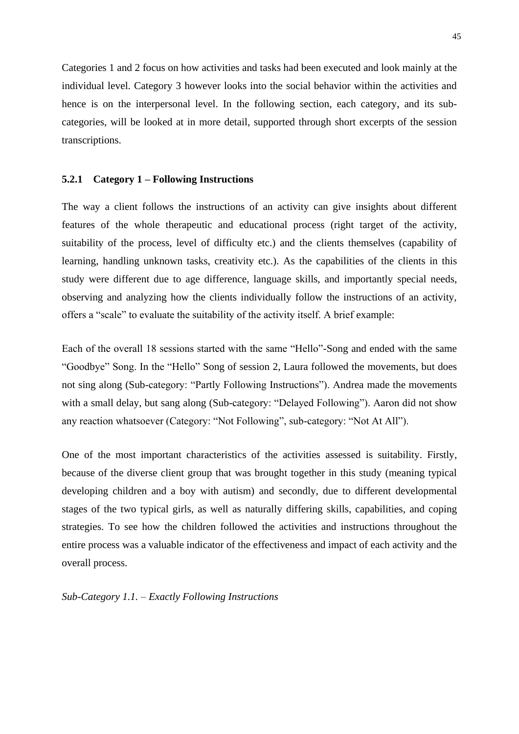Categories 1 and 2 focus on how activities and tasks had been executed and look mainly at the individual level. Category 3 however looks into the social behavior within the activities and hence is on the interpersonal level. In the following section, each category, and its sub-categories, will be looked at in more detail, supported through short excerpts of the session transcriptions.

### 5.2.1 Category 1 – Following Instructions

The way a client follows the instructions of an activity can give insights about different features of the whole therapeutic and educational process (right target of the activity, suitability of the process, level of difficulty etc.) and the clients themselves (capability of learning, handling unknown tasks, creativity etc.). As the capabilities of the clients in this study were different due to age difference, language skills, and importantly special needs, observing and analyzing how the clients individually follow the instructions of an activity, offers a "scale" to evaluate the suitability of the activity itself. A brief example:

Each of the overall 18 sessions started with the same "Hello"-Song and ended with the same "Goodbye" Song. In the "Hello" Song of session 2, Laura followed the movements, but does not sing along (Sub-category: "Partly Following Instructions"). Andrea made the movements with a small delay, but sang along (Sub-category: "Delayed Following"). Aaron did not show any reaction whatsoever (Category: "Not Following", sub-category: "Not At All").

One of the most important characteristics of the activities assessed is suitability. Firstly, because of the diverse client group that was brought together in this study (meaning typical developing children and a boy with autism) and secondly, due to different developmental stages of the two typical girls, as well as naturally differing skills, capabilities, and coping strategies. To see how the children followed the activities and instructions throughout the entire process was a valuable indicator of the effectiveness and impact of each activity and the overall process.

*Sub-Category 1.1. – Exactly Following Instructions*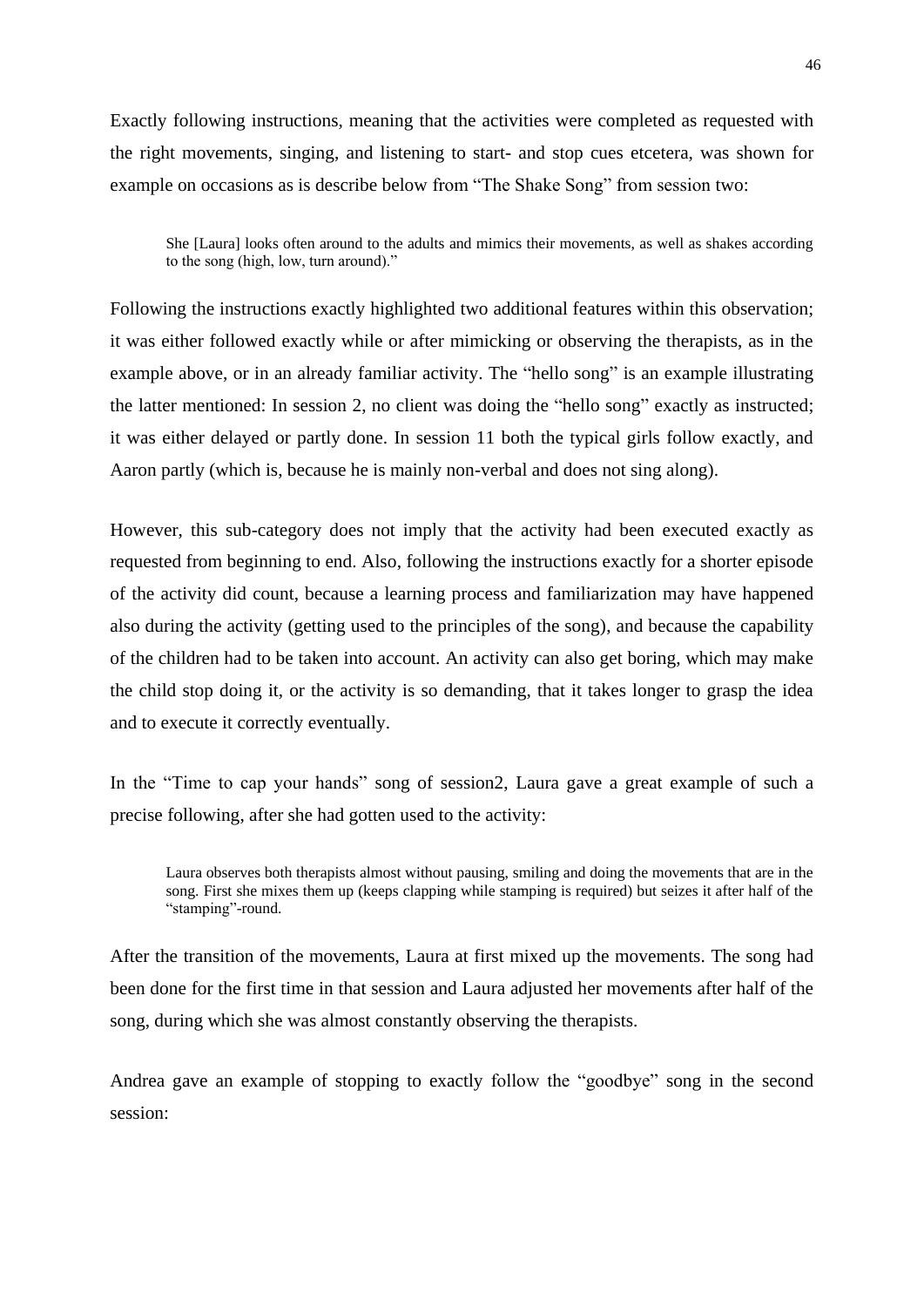Exactly following instructions, meaning that the activities were completed as requested with the right movements, singing, and listening to start- and stop cues etcetera, was shown for example on occasions as is describe below from "The Shake Song" from session two:

> She [Laura] looks often around to the adults and mimics their movements, as well as shakes according to the song (high, low, turn around)."

Following the instructions exactly highlighted two additional features within this observation; it was either followed exactly while or after mimicking or observing the therapists, as in the example above, or in an already familiar activity. The "hello song" is an example illustrating the latter mentioned: In session 2, no client was doing the "hello song" exactly as instructed; it was either delayed or partly done. In session 11 both the typical girls follow exactly, and Aaron partly (which is, because he is mainly non-verbal and does not sing along).

However, this sub-category does not imply that the activity had been executed exactly as requested from beginning to end. Also, following the instructions exactly for a shorter episode of the activity did count, because a learning process and familiarization may have happened also during the activity (getting used to the principles of the song), and because the capability of the children had to be taken into account. An activity can also get boring, which may make the child stop doing it, or the activity is so demanding, that it takes longer to grasp the idea and to execute it correctly eventually.

In the "Time to cap your hands" song of session2, Laura gave a great example of such a precise following, after she had gotten used to the activity:

> Laura observes both therapists almost without pausing, smiling and doing the movements that are in the song. First she mixes them up (keeps clapping while stamping is required) but seizes it after half of the "stamping"-round.

After the transition of the movements, Laura at first mixed up the movements. The song had been done for the first time in that session and Laura adjusted her movements after half of the song, during which she was almost constantly observing the therapists.

Andrea gave an example of stopping to exactly follow the "goodbye" song in the second session: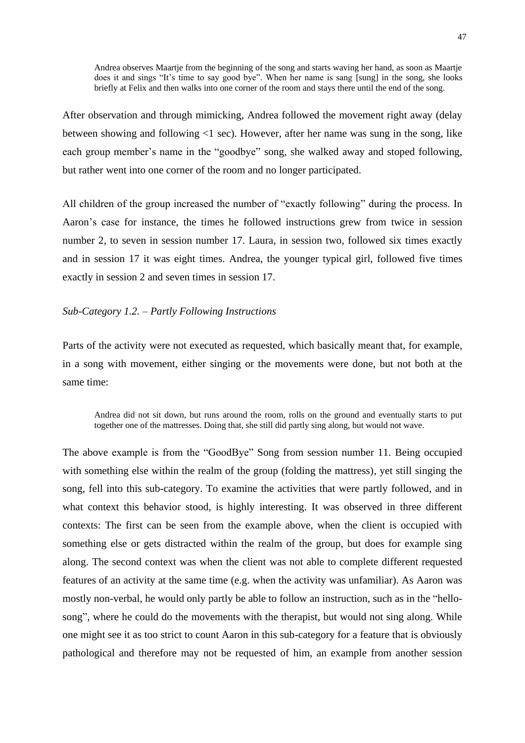> Andrea observes Maartje from the beginning of the song and starts waving her hand, as soon as Maartje does it and sings "It's time to say good bye". When her name is sang [sung] in the song, she looks briefly at Felix and then walks into one corner of the room and stays there until the end of the song.

After observation and through mimicking, Andrea followed the movement right away (delay between showing and following <1 sec). However, after her name was sung in the song, like each group member's name in the "goodbye" song, she walked away and stoped following, but rather went into one corner of the room and no longer participated.

All children of the group increased the number of "exactly following" during the process. In Aaron's case for instance, the times he followed instructions grew from twice in session number 2, to seven in session number 17. Laura, in session two, followed six times exactly and in session 17 it was eight times. Andrea, the younger typical girl, followed five times exactly in session 2 and seven times in session 17.

*Sub-Category 1.2. – Partly Following Instructions*

Parts of the activity were not executed as requested, which basically meant that, for example, in a song with movement, either singing or the movements were done, but not both at the same time:

> Andrea did not sit down, but runs around the room, rolls on the ground and eventually starts to put together one of the mattresses. Doing that, she still did partly sing along, but would not wave.

The above example is from the "GoodBye" Song from session number 11. Being occupied with something else within the realm of the group (folding the mattress), yet still singing the song, fell into this sub-category. To examine the activities that were partly followed, and in what context this behavior stood, is highly interesting. It was observed in three different contexts: The first can be seen from the example above, when the client is occupied with something else or gets distracted within the realm of the group, but does for example sing along. The second context was when the client was not able to complete different requested features of an activity at the same time (e.g. when the activity was unfamiliar). As Aaron was mostly non-verbal, he would only partly be able to follow an instruction, such as in the "hello-song", where he could do the movements with the therapist, but would not sing along. While one might see it as too strict to count Aaron in this sub-category for a feature that is obviously pathological and therefore may not be requested of him, an example from another session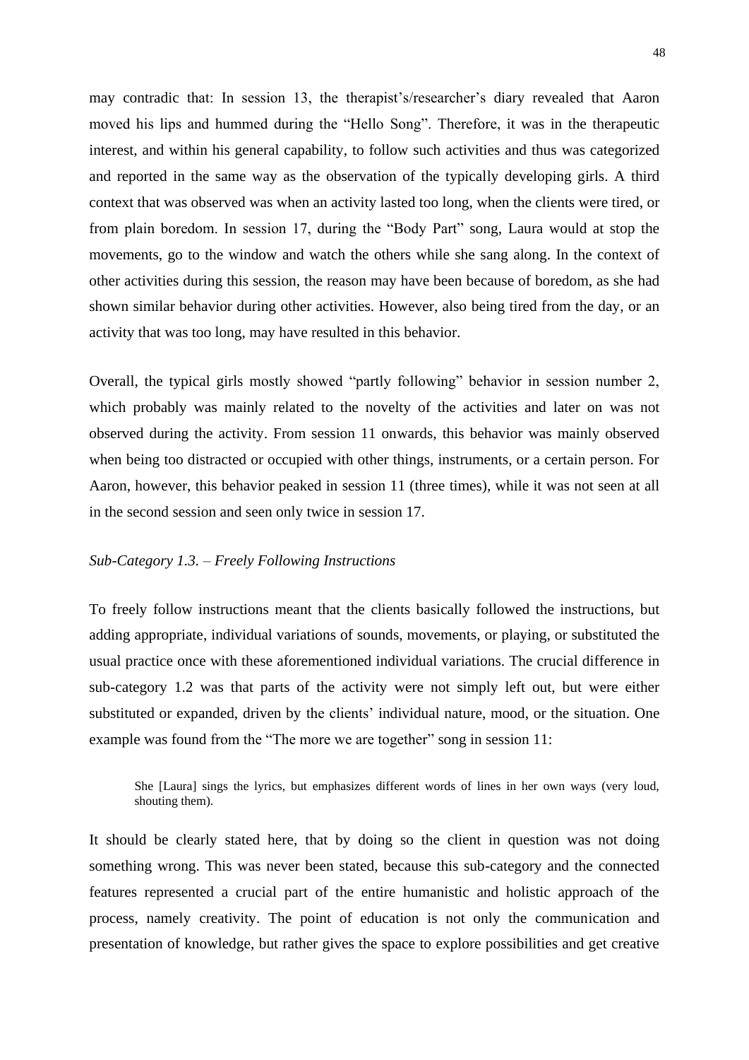may contradic that: In session 13, the therapist's/researcher's diary revealed that Aaron moved his lips and hummed during the "Hello Song". Therefore, it was in the therapeutic interest, and within his general capability, to follow such activities and thus was categorized and reported in the same way as the observation of the typically developing girls. A third context that was observed was when an activity lasted too long, when the clients were tired, or from plain boredom. In session 17, during the "Body Part" song, Laura would at stop the movements, go to the window and watch the others while she sang along. In the context of other activities during this session, the reason may have been because of boredom, as she had shown similar behavior during other activities. However, also being tired from the day, or an activity that was too long, may have resulted in this behavior.

Overall, the typical girls mostly showed "partly following" behavior in session number 2, which probably was mainly related to the novelty of the activities and later on was not observed during the activity. From session 11 onwards, this behavior was mainly observed when being too distracted or occupied with other things, instruments, or a certain person. For Aaron, however, this behavior peaked in session 11 (three times), while it was not seen at all in the second session and seen only twice in session 17.

*Sub-Category 1.3. – Freely Following Instructions*

To freely follow instructions meant that the clients basically followed the instructions, but adding appropriate, individual variations of sounds, movements, or playing, or substituted the usual practice once with these aforementioned individual variations. The crucial difference in sub-category 1.2 was that parts of the activity were not simply left out, but were either substituted or expanded, driven by the clients' individual nature, mood, or the situation. One example was found from the "The more we are together" song in session 11:

> She [Laura] sings the lyrics, but emphasizes different words of lines in her own ways (very loud, shouting them).

It should be clearly stated here, that by doing so the client in question was not doing something wrong. This was never been stated, because this sub-category and the connected features represented a crucial part of the entire humanistic and holistic approach of the process, namely creativity. The point of education is not only the communication and presentation of knowledge, but rather gives the space to explore possibilities and get creative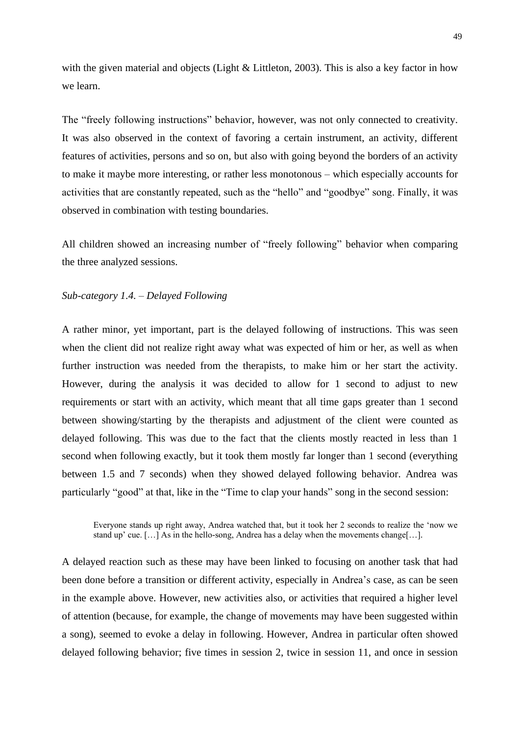with the given material and objects (Light & Littleton, 2003). This is also a key factor in how we learn.

The "freely following instructions" behavior, however, was not only connected to creativity. It was also observed in the context of favoring a certain instrument, an activity, different features of activities, persons and so on, but also with going beyond the borders of an activity to make it maybe more interesting, or rather less monotonous – which especially accounts for activities that are constantly repeated, such as the "hello" and "goodbye" song. Finally, it was observed in combination with testing boundaries.

All children showed an increasing number of "freely following" behavior when comparing the three analyzed sessions.

*Sub-category 1.4. – Delayed Following*

A rather minor, yet important, part is the delayed following of instructions. This was seen when the client did not realize right away what was expected of him or her, as well as when further instruction was needed from the therapists, to make him or her start the activity. However, during the analysis it was decided to allow for 1 second to adjust to new requirements or start with an activity, which meant that all time gaps greater than 1 second between showing/starting by the therapists and adjustment of the client were counted as delayed following. This was due to the fact that the clients mostly reacted in less than 1 second when following exactly, but it took them mostly far longer than 1 second (everything between 1.5 and 7 seconds) when they showed delayed following behavior. Andrea was particularly "good" at that, like in the "Time to clap your hands" song in the second session:

> Everyone stands up right away, Andrea watched that, but it took her 2 seconds to realize the 'now we stand up' cue. […] As in the hello-song, Andrea has a delay when the movements change[…].

A delayed reaction such as these may have been linked to focusing on another task that had been done before a transition or different activity, especially in Andrea's case, as can be seen in the example above. However, new activities also, or activities that required a higher level of attention (because, for example, the change of movements may have been suggested within a song), seemed to evoke a delay in following. However, Andrea in particular often showed delayed following behavior; five times in session 2, twice in session 11, and once in session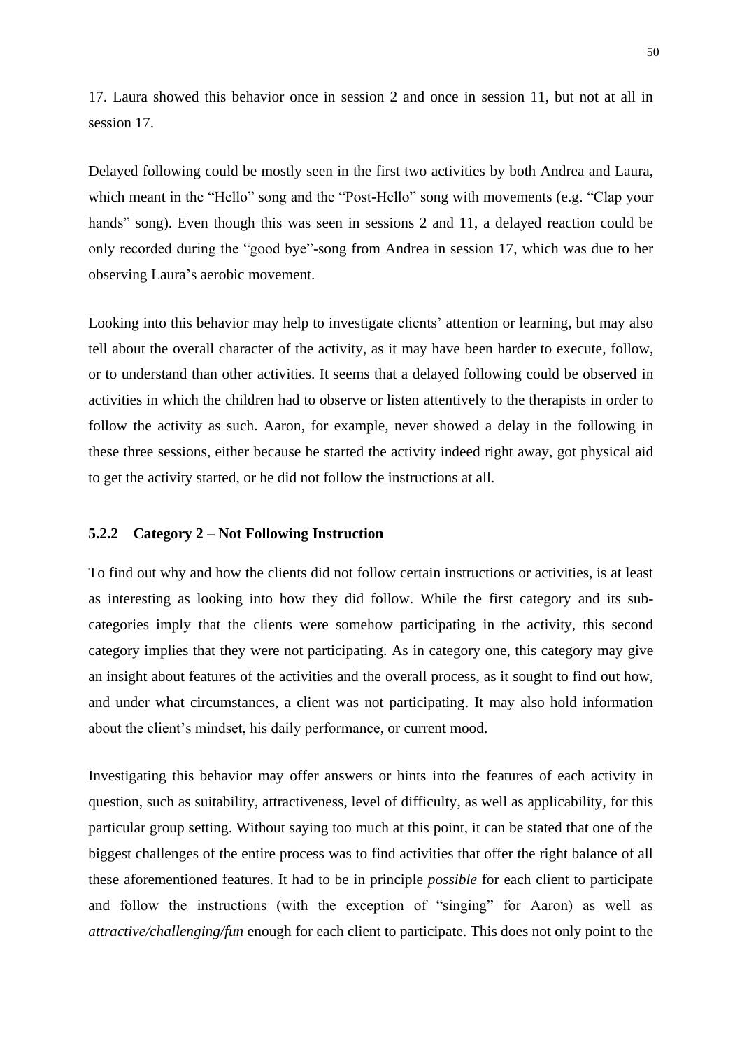17. Laura showed this behavior once in session 2 and once in session 11, but not at all in session 17.

Delayed following could be mostly seen in the first two activities by both Andrea and Laura, which meant in the “Hello” song and the “Post-Hello” song with movements (e.g. “Clap your hands” song). Even though this was seen in sessions 2 and 11, a delayed reaction could be only recorded during the “good bye”-song from Andrea in session 17, which was due to her observing Laura’s aerobic movement.

Looking into this behavior may help to investigate clients’ attention or learning, but may also tell about the overall character of the activity, as it may have been harder to execute, follow, or to understand than other activities. It seems that a delayed following could be observed in activities in which the children had to observe or listen attentively to the therapists in order to follow the activity as such. Aaron, for example, never showed a delay in the following in these three sessions, either because he started the activity indeed right away, got physical aid to get the activity started, or he did not follow the instructions at all.

### 5.2.2 Category 2 – Not Following Instruction

To find out why and how the clients did not follow certain instructions or activities, is at least as interesting as looking into how they did follow. While the first category and its sub-categories imply that the clients were somehow participating in the activity, this second category implies that they were not participating. As in category one, this category may give an insight about features of the activities and the overall process, as it sought to find out how, and under what circumstances, a client was not participating. It may also hold information about the client’s mindset, his daily performance, or current mood.

Investigating this behavior may offer answers or hints into the features of each activity in question, such as suitability, attractiveness, level of difficulty, as well as applicability, for this particular group setting. Without saying too much at this point, it can be stated that one of the biggest challenges of the entire process was to find activities that offer the right balance of all these aforementioned features. It had to be in principle *possible* for each client to participate and follow the instructions (with the exception of “singing” for Aaron) as well as *attractive/challenging/fun* enough for each client to participate. This does not only point to the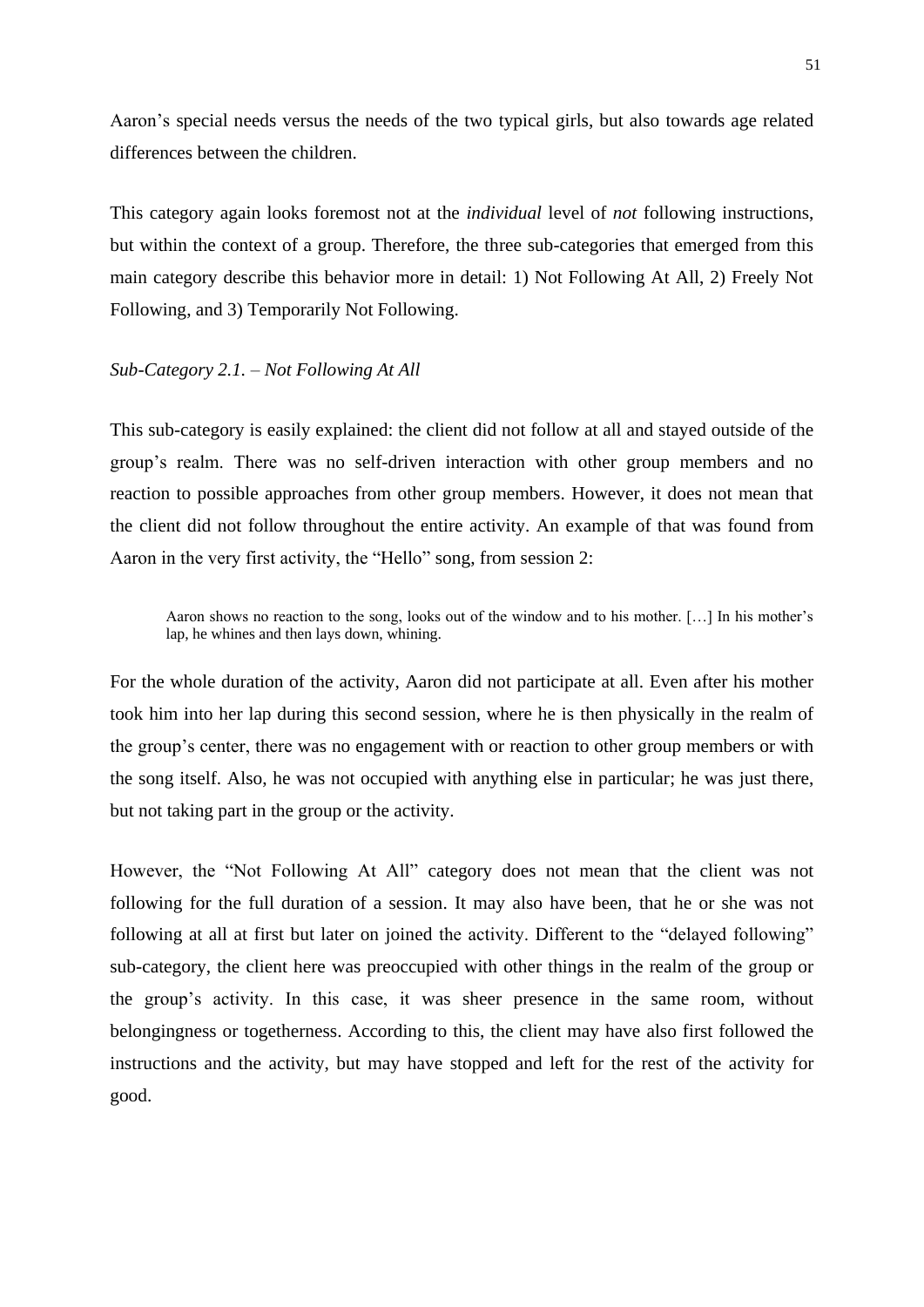Aaron's special needs versus the needs of the two typical girls, but also towards age related differences between the children.

This category again looks foremost not at the *individual* level of *not* following instructions, but within the context of a group. Therefore, the three sub-categories that emerged from this main category describe this behavior more in detail: 1) Not Following At All, 2) Freely Not Following, and 3) Temporarily Not Following.

*Sub-Category 2.1. – Not Following At All*

This sub-category is easily explained: the client did not follow at all and stayed outside of the group's realm. There was no self-driven interaction with other group members and no reaction to possible approaches from other group members. However, it does not mean that the client did not follow throughout the entire activity. An example of that was found from Aaron in the very first activity, the "Hello" song, from session 2:

> Aaron shows no reaction to the song, looks out of the window and to his mother. […] In his mother's lap, he whines and then lays down, whining.

For the whole duration of the activity, Aaron did not participate at all. Even after his mother took him into her lap during this second session, where he is then physically in the realm of the group's center, there was no engagement with or reaction to other group members or with the song itself. Also, he was not occupied with anything else in particular; he was just there, but not taking part in the group or the activity.

However, the "Not Following At All" category does not mean that the client was not following for the full duration of a session. It may also have been, that he or she was not following at all at first but later on joined the activity. Different to the "delayed following" sub-category, the client here was preoccupied with other things in the realm of the group or the group's activity. In this case, it was sheer presence in the same room, without belongingness or togetherness. According to this, the client may have also first followed the instructions and the activity, but may have stopped and left for the rest of the activity for good.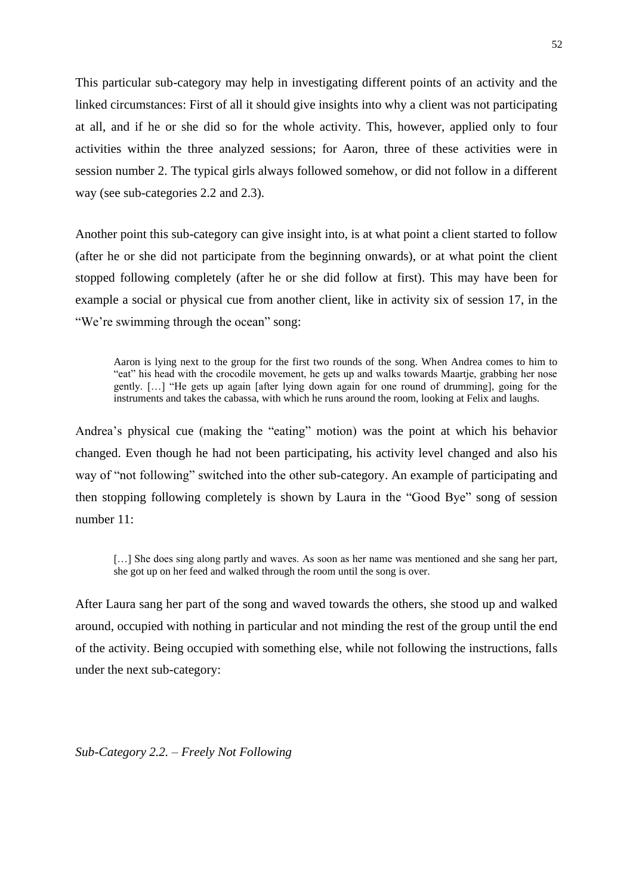This particular sub-category may help in investigating different points of an activity and the linked circumstances: First of all it should give insights into why a client was not participating at all, and if he or she did so for the whole activity. This, however, applied only to four activities within the three analyzed sessions; for Aaron, three of these activities were in session number 2. The typical girls always followed somehow, or did not follow in a different way (see sub-categories 2.2 and 2.3).

Another point this sub-category can give insight into, is at what point a client started to follow (after he or she did not participate from the beginning onwards), or at what point the client stopped following completely (after he or she did follow at first). This may have been for example a social or physical cue from another client, like in activity six of session 17, in the "We're swimming through the ocean" song:

> Aaron is lying next to the group for the first two rounds of the song. When Andrea comes to him to "eat" his head with the crocodile movement, he gets up and walks towards Maartje, grabbing her nose gently. […] "He gets up again [after lying down again for one round of drumming], going for the instruments and takes the cabassa, with which he runs around the room, looking at Felix and laughs.

Andrea's physical cue (making the "eating" motion) was the point at which his behavior changed. Even though he had not been participating, his activity level changed and also his way of "not following" switched into the other sub-category. An example of participating and then stopping following completely is shown by Laura in the "Good Bye" song of session number 11:

> […] She does sing along partly and waves. As soon as her name was mentioned and she sang her part, she got up on her feed and walked through the room until the song is over.

After Laura sang her part of the song and waved towards the others, she stood up and walked around, occupied with nothing in particular and not minding the rest of the group until the end of the activity. Being occupied with something else, while not following the instructions, falls under the next sub-category:

*Sub-Category 2.2. – Freely Not Following*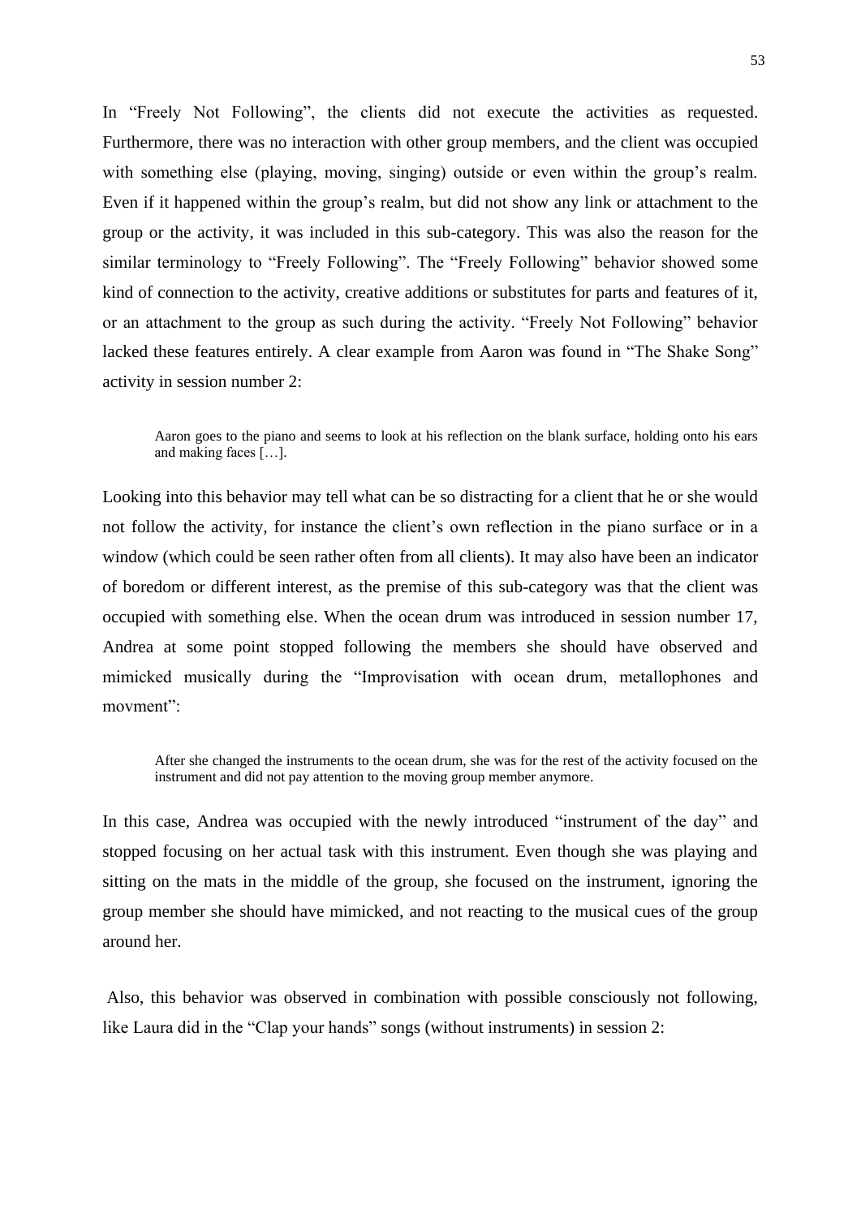In “Freely Not Following”, the clients did not execute the activities as requested. Furthermore, there was no interaction with other group members, and the client was occupied with something else (playing, moving, singing) outside or even within the group’s realm. Even if it happened within the group’s realm, but did not show any link or attachment to the group or the activity, it was included in this sub-category. This was also the reason for the similar terminology to “Freely Following”. The “Freely Following” behavior showed some kind of connection to the activity, creative additions or substitutes for parts and features of it, or an attachment to the group as such during the activity. “Freely Not Following” behavior lacked these features entirely. A clear example from Aaron was found in “The Shake Song” activity in session number 2:

> Aaron goes to the piano and seems to look at his reflection on the blank surface, holding onto his ears and making faces […].

Looking into this behavior may tell what can be so distracting for a client that he or she would not follow the activity, for instance the client’s own reflection in the piano surface or in a window (which could be seen rather often from all clients). It may also have been an indicator of boredom or different interest, as the premise of this sub-category was that the client was occupied with something else. When the ocean drum was introduced in session number 17, Andrea at some point stopped following the members she should have observed and mimicked musically during the “Improvisation with ocean drum, metallophones and movment”:

> After she changed the instruments to the ocean drum, she was for the rest of the activity focused on the instrument and did not pay attention to the moving group member anymore.

In this case, Andrea was occupied with the newly introduced “instrument of the day” and stopped focusing on her actual task with this instrument. Even though she was playing and sitting on the mats in the middle of the group, she focused on the instrument, ignoring the group member she should have mimicked, and not reacting to the musical cues of the group around her.

Also, this behavior was observed in combination with possible consciously not following, like Laura did in the “Clap your hands” songs (without instruments) in session 2: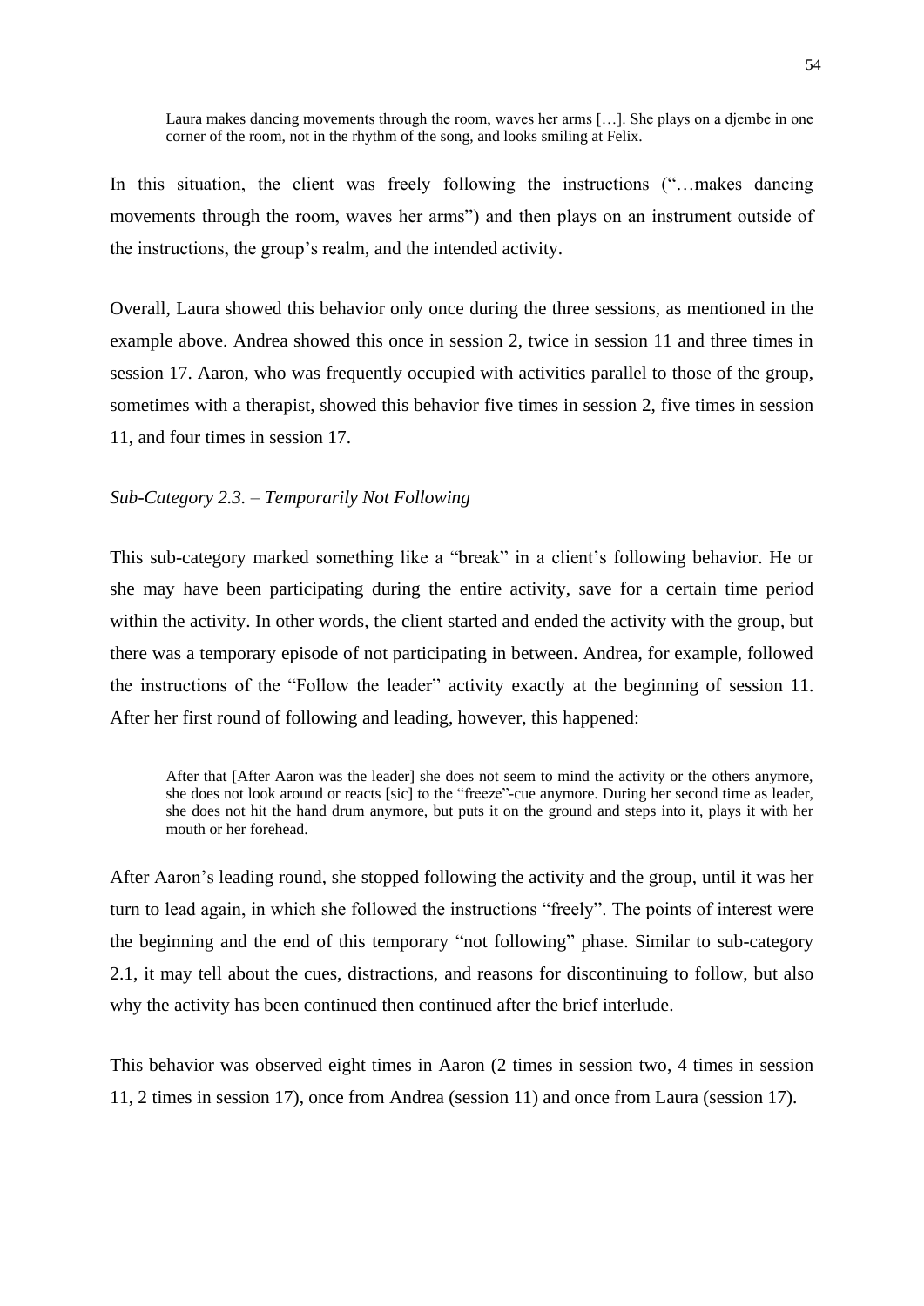> Laura makes dancing movements through the room, waves her arms […]. She plays on a djembe in one corner of the room, not in the rhythm of the song, and looks smiling at Felix.

In this situation, the client was freely following the instructions ("…makes dancing movements through the room, waves her arms") and then plays on an instrument outside of the instructions, the group's realm, and the intended activity.

Overall, Laura showed this behavior only once during the three sessions, as mentioned in the example above. Andrea showed this once in session 2, twice in session 11 and three times in session 17. Aaron, who was frequently occupied with activities parallel to those of the group, sometimes with a therapist, showed this behavior five times in session 2, five times in session 11, and four times in session 17.

*Sub-Category 2.3. – Temporarily Not Following*

This sub-category marked something like a "break" in a client's following behavior. He or she may have been participating during the entire activity, save for a certain time period within the activity. In other words, the client started and ended the activity with the group, but there was a temporary episode of not participating in between. Andrea, for example, followed the instructions of the "Follow the leader" activity exactly at the beginning of session 11. After her first round of following and leading, however, this happened:

> After that [After Aaron was the leader] she does not seem to mind the activity or the others anymore, she does not look around or reacts [sic] to the "freeze"-cue anymore. During her second time as leader, she does not hit the hand drum anymore, but puts it on the ground and steps into it, plays it with her mouth or her forehead.

After Aaron's leading round, she stopped following the activity and the group, until it was her turn to lead again, in which she followed the instructions "freely". The points of interest were the beginning and the end of this temporary "not following" phase. Similar to sub-category 2.1, it may tell about the cues, distractions, and reasons for discontinuing to follow, but also why the activity has been continued then continued after the brief interlude.

This behavior was observed eight times in Aaron (2 times in session two, 4 times in session 11, 2 times in session 17), once from Andrea (session 11) and once from Laura (session 17).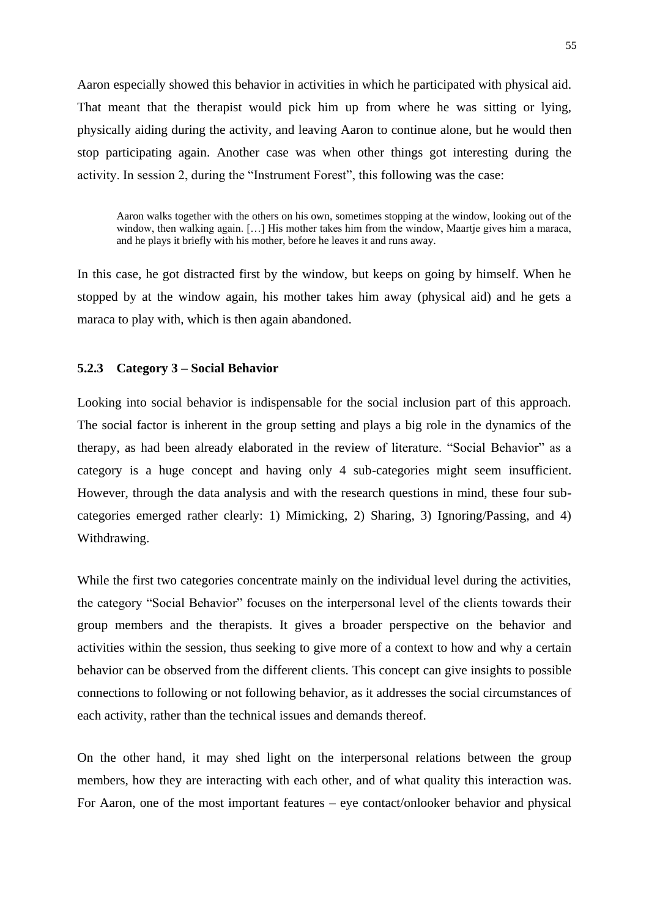Aaron especially showed this behavior in activities in which he participated with physical aid. That meant that the therapist would pick him up from where he was sitting or lying, physically aiding during the activity, and leaving Aaron to continue alone, but he would then stop participating again. Another case was when other things got interesting during the activity. In session 2, during the "Instrument Forest", this following was the case:

> Aaron walks together with the others on his own, sometimes stopping at the window, looking out of the window, then walking again. […] His mother takes him from the window, Maartje gives him a maraca, and he plays it briefly with his mother, before he leaves it and runs away.

In this case, he got distracted first by the window, but keeps on going by himself. When he stopped by at the window again, his mother takes him away (physical aid) and he gets a maraca to play with, which is then again abandoned.

### 5.2.3 Category 3 – Social Behavior

Looking into social behavior is indispensable for the social inclusion part of this approach. The social factor is inherent in the group setting and plays a big role in the dynamics of the therapy, as had been already elaborated in the review of literature. "Social Behavior" as a category is a huge concept and having only 4 sub-categories might seem insufficient. However, through the data analysis and with the research questions in mind, these four sub-categories emerged rather clearly: 1) Mimicking, 2) Sharing, 3) Ignoring/Passing, and 4) Withdrawing.

While the first two categories concentrate mainly on the individual level during the activities, the category "Social Behavior" focuses on the interpersonal level of the clients towards their group members and the therapists. It gives a broader perspective on the behavior and activities within the session, thus seeking to give more of a context to how and why a certain behavior can be observed from the different clients. This concept can give insights to possible connections to following or not following behavior, as it addresses the social circumstances of each activity, rather than the technical issues and demands thereof.

On the other hand, it may shed light on the interpersonal relations between the group members, how they are interacting with each other, and of what quality this interaction was. For Aaron, one of the most important features – eye contact/onlooker behavior and physical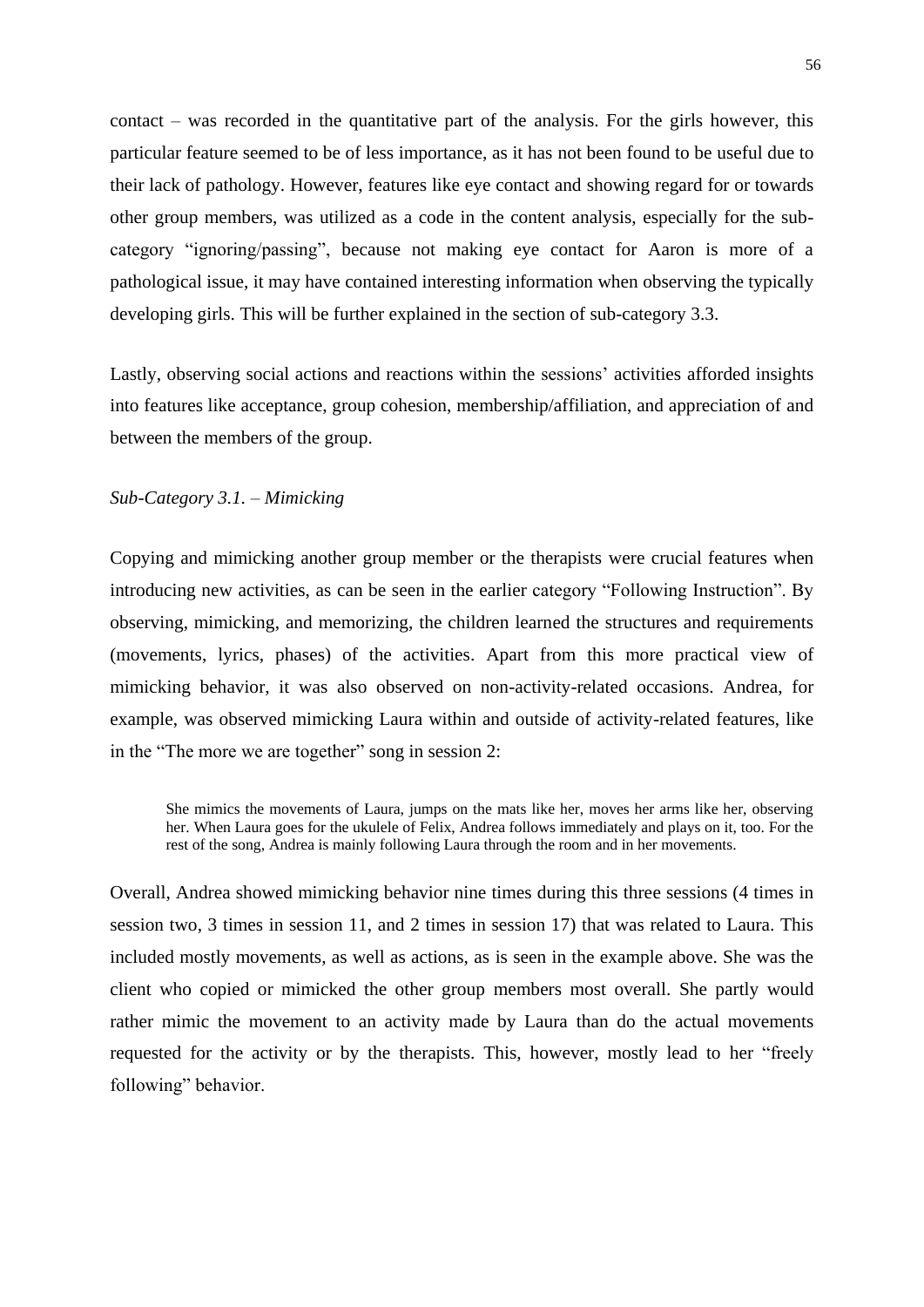contact – was recorded in the quantitative part of the analysis. For the girls however, this particular feature seemed to be of less importance, as it has not been found to be useful due to their lack of pathology. However, features like eye contact and showing regard for or towards other group members, was utilized as a code in the content analysis, especially for the sub-category "ignoring/passing", because not making eye contact for Aaron is more of a pathological issue, it may have contained interesting information when observing the typically developing girls. This will be further explained in the section of sub-category 3.3.

Lastly, observing social actions and reactions within the sessions' activities afforded insights into features like acceptance, group cohesion, membership/affiliation, and appreciation of and between the members of the group.

*Sub-Category 3.1. – Mimicking*

Copying and mimicking another group member or the therapists were crucial features when introducing new activities, as can be seen in the earlier category "Following Instruction". By observing, mimicking, and memorizing, the children learned the structures and requirements (movements, lyrics, phases) of the activities. Apart from this more practical view of mimicking behavior, it was also observed on non-activity-related occasions. Andrea, for example, was observed mimicking Laura within and outside of activity-related features, like in the "The more we are together" song in session 2:

> She mimics the movements of Laura, jumps on the mats like her, moves her arms like her, observing her. When Laura goes for the ukulele of Felix, Andrea follows immediately and plays on it, too. For the rest of the song, Andrea is mainly following Laura through the room and in her movements.

Overall, Andrea showed mimicking behavior nine times during this three sessions (4 times in session two, 3 times in session 11, and 2 times in session 17) that was related to Laura. This included mostly movements, as well as actions, as is seen in the example above. She was the client who copied or mimicked the other group members most overall. She partly would rather mimic the movement to an activity made by Laura than do the actual movements requested for the activity or by the therapists. This, however, mostly lead to her "freely following" behavior.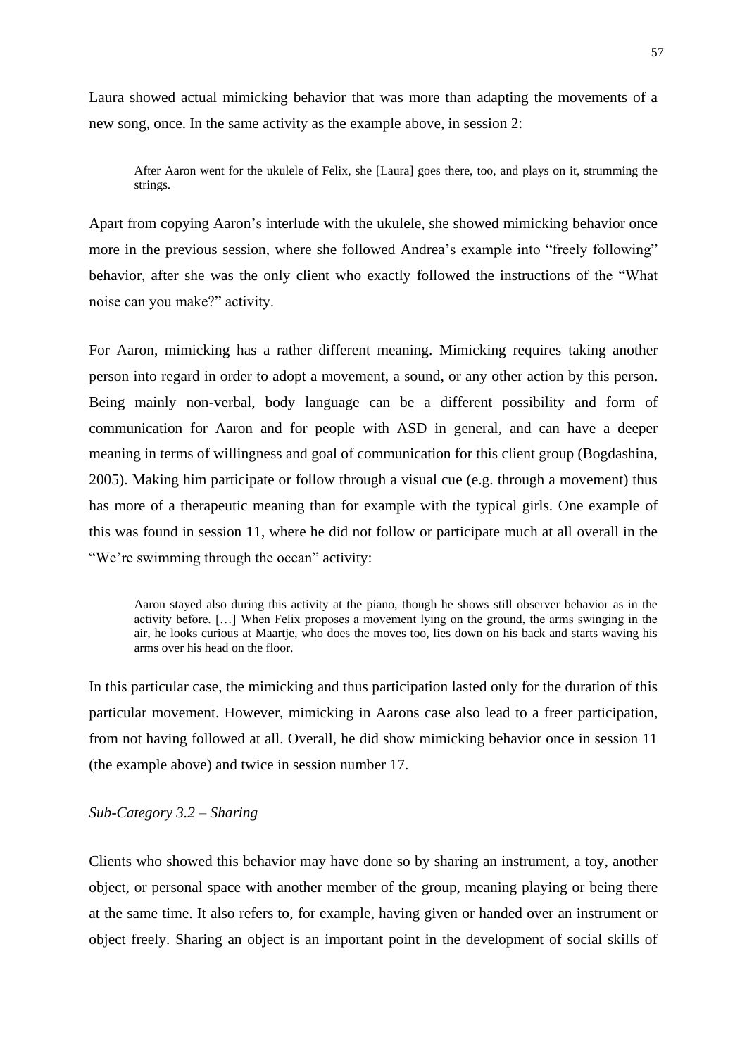Laura showed actual mimicking behavior that was more than adapting the movements of a new song, once. In the same activity as the example above, in session 2:

> After Aaron went for the ukulele of Felix, she [Laura] goes there, too, and plays on it, strumming the strings.

Apart from copying Aaron's interlude with the ukulele, she showed mimicking behavior once more in the previous session, where she followed Andrea's example into "freely following" behavior, after she was the only client who exactly followed the instructions of the "What noise can you make?" activity.

For Aaron, mimicking has a rather different meaning. Mimicking requires taking another person into regard in order to adopt a movement, a sound, or any other action by this person. Being mainly non-verbal, body language can be a different possibility and form of communication for Aaron and for people with ASD in general, and can have a deeper meaning in terms of willingness and goal of communication for this client group (Bogdashina, 2005). Making him participate or follow through a visual cue (e.g. through a movement) thus has more of a therapeutic meaning than for example with the typical girls. One example of this was found in session 11, where he did not follow or participate much at all overall in the "We're swimming through the ocean" activity:

> Aaron stayed also during this activity at the piano, though he shows still observer behavior as in the activity before. […] When Felix proposes a movement lying on the ground, the arms swinging in the air, he looks curious at Maartje, who does the moves too, lies down on his back and starts waving his arms over his head on the floor.

In this particular case, the mimicking and thus participation lasted only for the duration of this particular movement. However, mimicking in Aarons case also lead to a freer participation, from not having followed at all. Overall, he did show mimicking behavior once in session 11 (the example above) and twice in session number 17.

*Sub-Category 3.2 – Sharing*

Clients who showed this behavior may have done so by sharing an instrument, a toy, another object, or personal space with another member of the group, meaning playing or being there at the same time. It also refers to, for example, having given or handed over an instrument or object freely. Sharing an object is an important point in the development of social skills of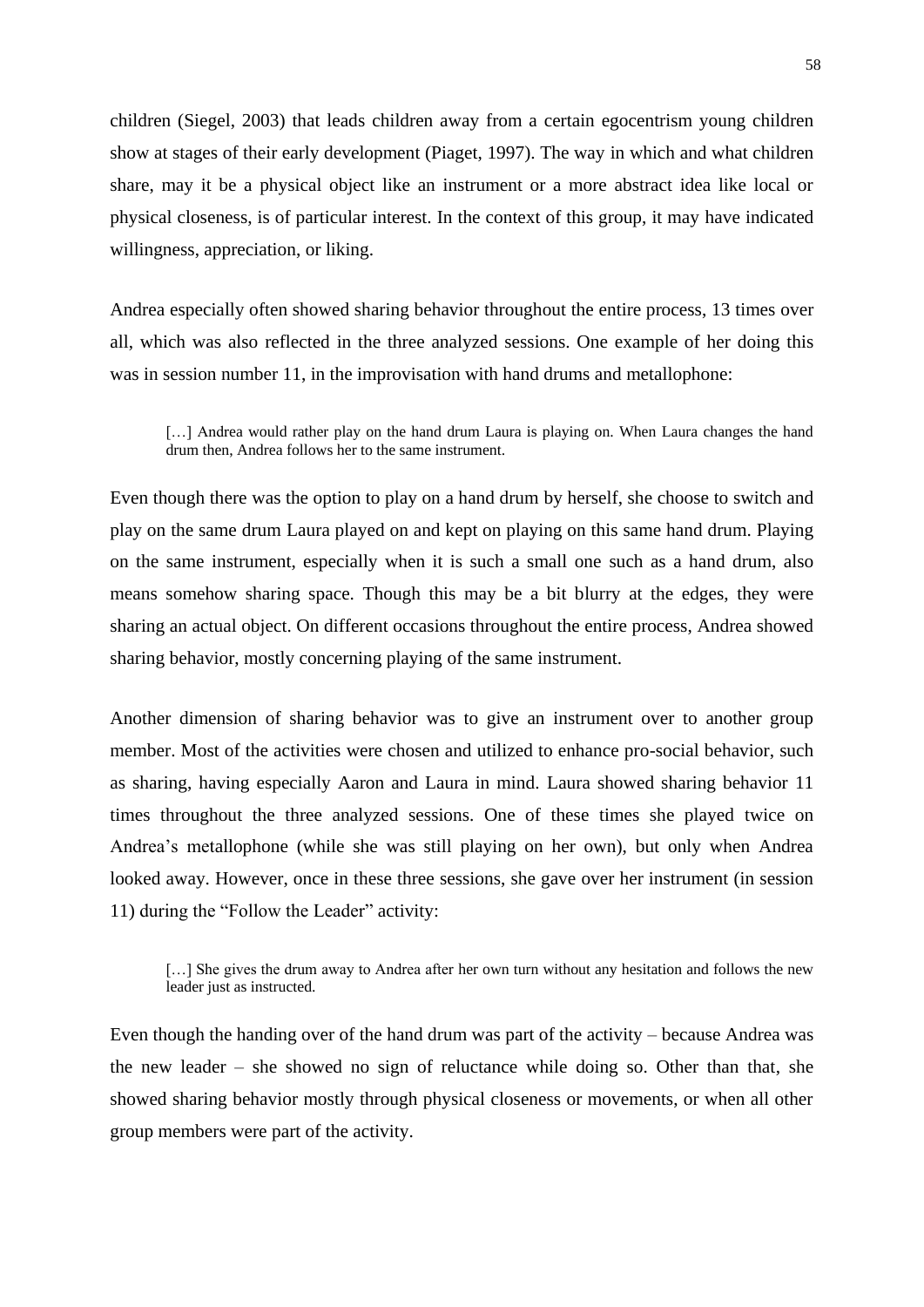children (Siegel, 2003) that leads children away from a certain egocentrism young children show at stages of their early development (Piaget, 1997). The way in which and what children share, may it be a physical object like an instrument or a more abstract idea like local or physical closeness, is of particular interest. In the context of this group, it may have indicated willingness, appreciation, or liking.

Andrea especially often showed sharing behavior throughout the entire process, 13 times over all, which was also reflected in the three analyzed sessions. One example of her doing this was in session number 11, in the improvisation with hand drums and metallophone:

> […] Andrea would rather play on the hand drum Laura is playing on. When Laura changes the hand drum then, Andrea follows her to the same instrument.

Even though there was the option to play on a hand drum by herself, she choose to switch and play on the same drum Laura played on and kept on playing on this same hand drum. Playing on the same instrument, especially when it is such a small one such as a hand drum, also means somehow sharing space. Though this may be a bit blurry at the edges, they were sharing an actual object. On different occasions throughout the entire process, Andrea showed sharing behavior, mostly concerning playing of the same instrument.

Another dimension of sharing behavior was to give an instrument over to another group member. Most of the activities were chosen and utilized to enhance pro-social behavior, such as sharing, having especially Aaron and Laura in mind. Laura showed sharing behavior 11 times throughout the three analyzed sessions. One of these times she played twice on Andrea's metallophone (while she was still playing on her own), but only when Andrea looked away. However, once in these three sessions, she gave over her instrument (in session 11) during the "Follow the Leader" activity:

> […] She gives the drum away to Andrea after her own turn without any hesitation and follows the new leader just as instructed.

Even though the handing over of the hand drum was part of the activity – because Andrea was the new leader – she showed no sign of reluctance while doing so. Other than that, she showed sharing behavior mostly through physical closeness or movements, or when all other group members were part of the activity.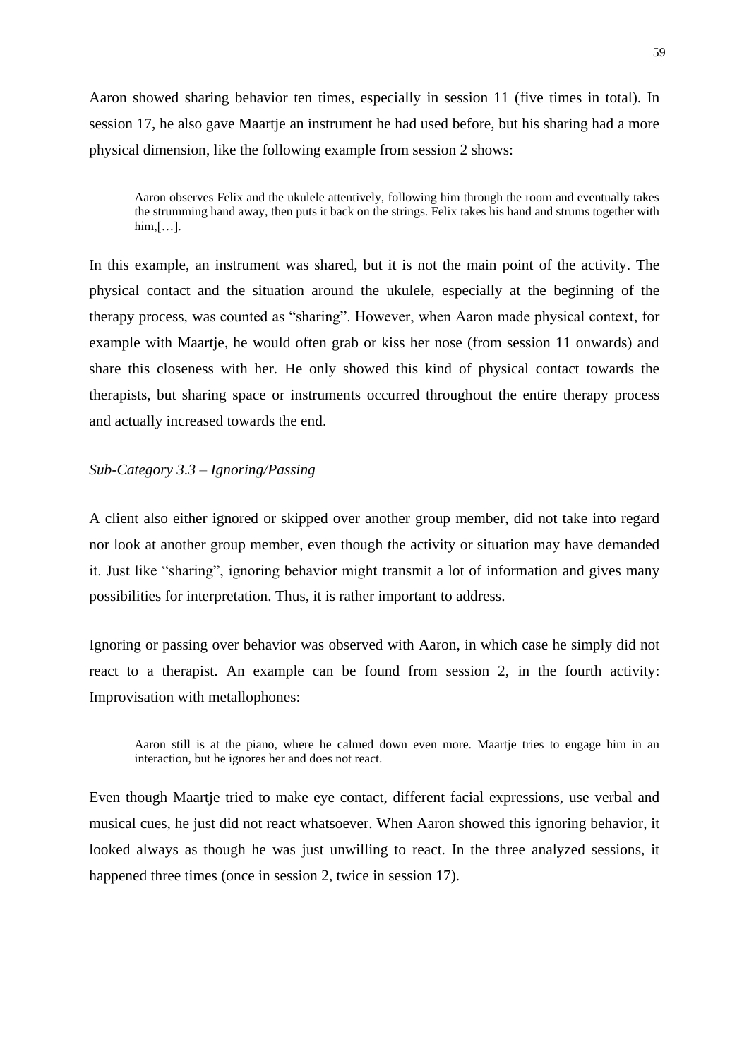Aaron showed sharing behavior ten times, especially in session 11 (five times in total). In session 17, he also gave Maartje an instrument he had used before, but his sharing had a more physical dimension, like the following example from session 2 shows:

> Aaron observes Felix and the ukulele attentively, following him through the room and eventually takes the strumming hand away, then puts it back on the strings. Felix takes his hand and strums together with him,[…].

In this example, an instrument was shared, but it is not the main point of the activity. The physical contact and the situation around the ukulele, especially at the beginning of the therapy process, was counted as "sharing". However, when Aaron made physical context, for example with Maartje, he would often grab or kiss her nose (from session 11 onwards) and share this closeness with her. He only showed this kind of physical contact towards the therapists, but sharing space or instruments occurred throughout the entire therapy process and actually increased towards the end.

*Sub-Category 3.3 – Ignoring/Passing*

A client also either ignored or skipped over another group member, did not take into regard nor look at another group member, even though the activity or situation may have demanded it. Just like "sharing", ignoring behavior might transmit a lot of information and gives many possibilities for interpretation. Thus, it is rather important to address.

Ignoring or passing over behavior was observed with Aaron, in which case he simply did not react to a therapist. An example can be found from session 2, in the fourth activity: Improvisation with metallophones:

> Aaron still is at the piano, where he calmed down even more. Maartje tries to engage him in an interaction, but he ignores her and does not react.

Even though Maartje tried to make eye contact, different facial expressions, use verbal and musical cues, he just did not react whatsoever. When Aaron showed this ignoring behavior, it looked always as though he was just unwilling to react. In the three analyzed sessions, it happened three times (once in session 2, twice in session 17).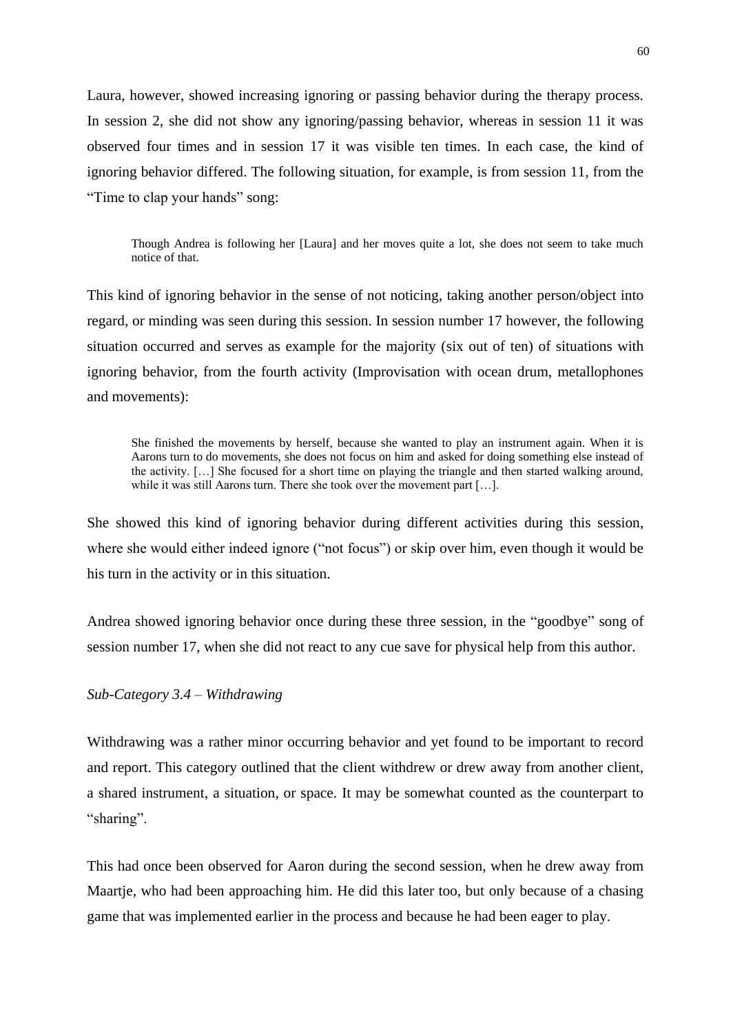Laura, however, showed increasing ignoring or passing behavior during the therapy process. In session 2, she did not show any ignoring/passing behavior, whereas in session 11 it was observed four times and in session 17 it was visible ten times. In each case, the kind of ignoring behavior differed. The following situation, for example, is from session 11, from the "Time to clap your hands" song:

> Though Andrea is following her [Laura] and her moves quite a lot, she does not seem to take much notice of that.

This kind of ignoring behavior in the sense of not noticing, taking another person/object into regard, or minding was seen during this session. In session number 17 however, the following situation occurred and serves as example for the majority (six out of ten) of situations with ignoring behavior, from the fourth activity (Improvisation with ocean drum, metallophones and movements):

> She finished the movements by herself, because she wanted to play an instrument again. When it is Aarons turn to do movements, she does not focus on him and asked for doing something else instead of the activity. […] She focused for a short time on playing the triangle and then started walking around, while it was still Aarons turn. There she took over the movement part […].

She showed this kind of ignoring behavior during different activities during this session, where she would either indeed ignore ("not focus") or skip over him, even though it would be his turn in the activity or in this situation.

Andrea showed ignoring behavior once during these three session, in the "goodbye" song of session number 17, when she did not react to any cue save for physical help from this author.

*Sub-Category 3.4 – Withdrawing*

Withdrawing was a rather minor occurring behavior and yet found to be important to record and report. This category outlined that the client withdrew or drew away from another client, a shared instrument, a situation, or space. It may be somewhat counted as the counterpart to "sharing".

This had once been observed for Aaron during the second session, when he drew away from Maartje, who had been approaching him. He did this later too, but only because of a chasing game that was implemented earlier in the process and because he had been eager to play.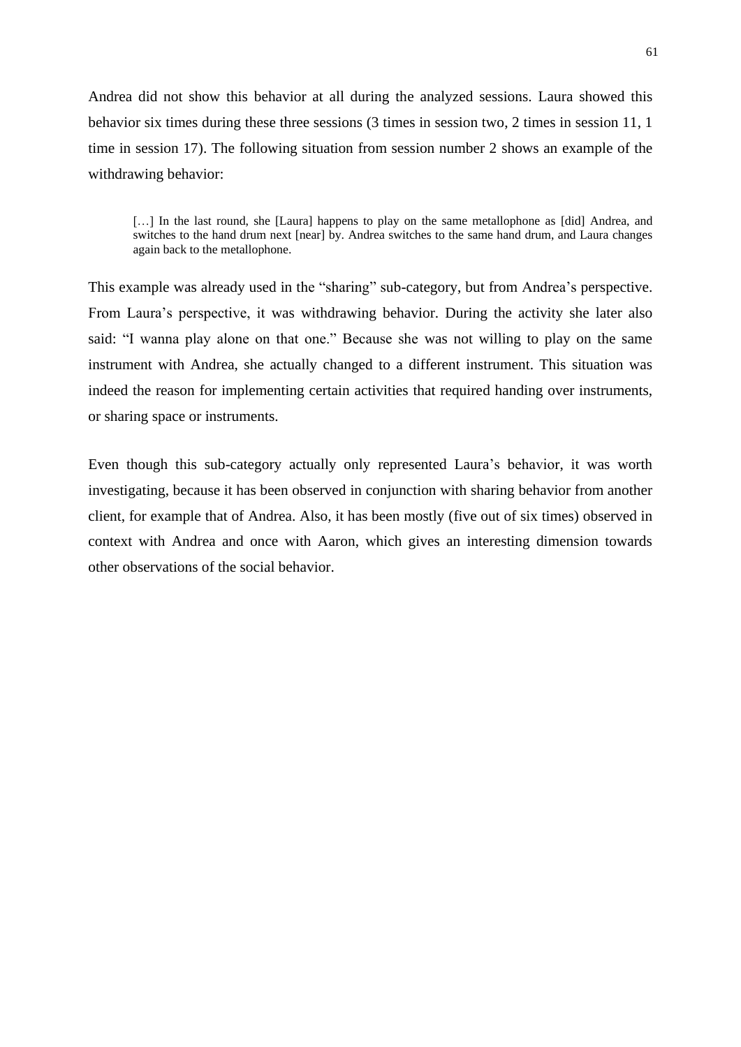Andrea did not show this behavior at all during the analyzed sessions. Laura showed this behavior six times during these three sessions (3 times in session two, 2 times in session 11, 1 time in session 17). The following situation from session number 2 shows an example of the withdrawing behavior:

> […] In the last round, she [Laura] happens to play on the same metallophone as [did] Andrea, and switches to the hand drum next [near] by. Andrea switches to the same hand drum, and Laura changes again back to the metallophone.

This example was already used in the "sharing" sub-category, but from Andrea's perspective. From Laura's perspective, it was withdrawing behavior. During the activity she later also said: "I wanna play alone on that one." Because she was not willing to play on the same instrument with Andrea, she actually changed to a different instrument. This situation was indeed the reason for implementing certain activities that required handing over instruments, or sharing space or instruments.

Even though this sub-category actually only represented Laura's behavior, it was worth investigating, because it has been observed in conjunction with sharing behavior from another client, for example that of Andrea. Also, it has been mostly (five out of six times) observed in context with Andrea and once with Aaron, which gives an interesting dimension towards other observations of the social behavior.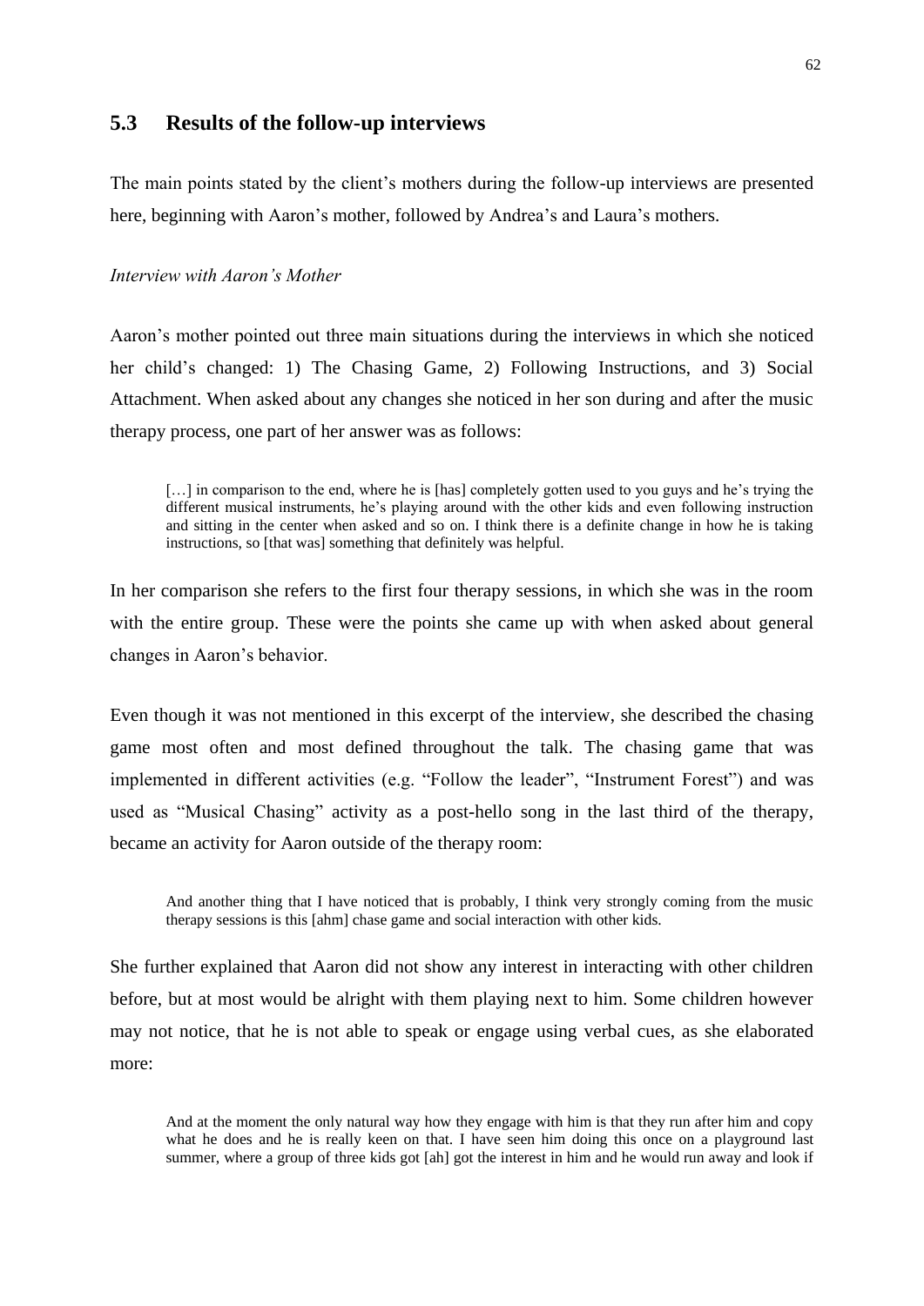## 5.3 Results of the follow-up interviews

The main points stated by the client's mothers during the follow-up interviews are presented here, beginning with Aaron's mother, followed by Andrea's and Laura's mothers.

*Interview with Aaron's Mother*

Aaron's mother pointed out three main situations during the interviews in which she noticed her child's changed: 1) The Chasing Game, 2) Following Instructions, and 3) Social Attachment. When asked about any changes she noticed in her son during and after the music therapy process, one part of her answer was as follows:

> […] in comparison to the end, where he is [has] completely gotten used to you guys and he's trying the different musical instruments, he's playing around with the other kids and even following instruction and sitting in the center when asked and so on. I think there is a definite change in how he is taking instructions, so [that was] something that definitely was helpful.

In her comparison she refers to the first four therapy sessions, in which she was in the room with the entire group. These were the points she came up with when asked about general changes in Aaron's behavior.

Even though it was not mentioned in this excerpt of the interview, she described the chasing game most often and most defined throughout the talk. The chasing game that was implemented in different activities (e.g. "Follow the leader", "Instrument Forest") and was used as "Musical Chasing" activity as a post-hello song in the last third of the therapy, became an activity for Aaron outside of the therapy room:

> And another thing that I have noticed that is probably, I think very strongly coming from the music therapy sessions is this [ahm] chase game and social interaction with other kids.

She further explained that Aaron did not show any interest in interacting with other children before, but at most would be alright with them playing next to him. Some children however may not notice, that he is not able to speak or engage using verbal cues, as she elaborated more:

> And at the moment the only natural way how they engage with him is that they run after him and copy what he does and he is really keen on that. I have seen him doing this once on a playground last summer, where a group of three kids got [ah] got the interest in him and he would run away and look if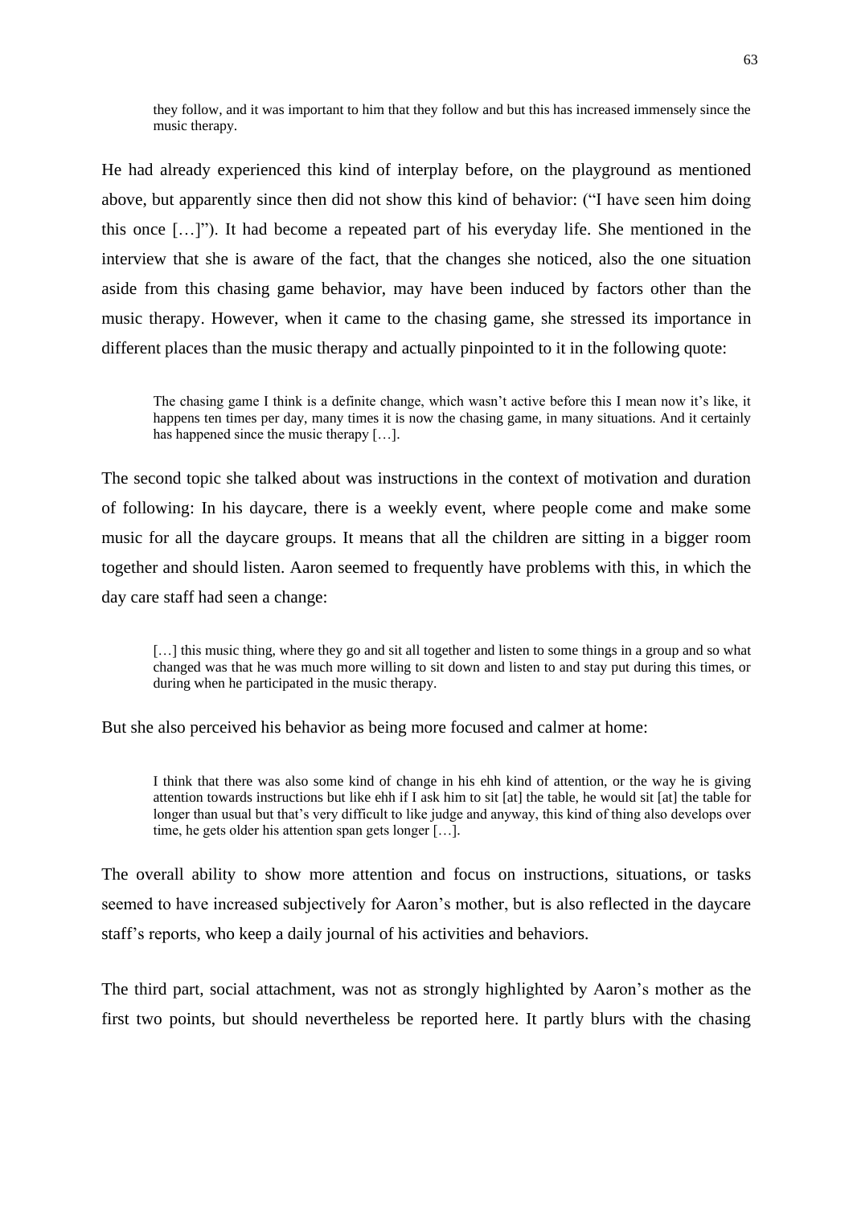> they follow, and it was important to him that they follow and but this has increased immensely since the music therapy.

He had already experienced this kind of interplay before, on the playground as mentioned above, but apparently since then did not show this kind of behavior: ("I have seen him doing this once […]"). It had become a repeated part of his everyday life. She mentioned in the interview that she is aware of the fact, that the changes she noticed, also the one situation aside from this chasing game behavior, may have been induced by factors other than the music therapy. However, when it came to the chasing game, she stressed its importance in different places than the music therapy and actually pinpointed to it in the following quote:

> The chasing game I think is a definite change, which wasn't active before this I mean now it's like, it happens ten times per day, many times it is now the chasing game, in many situations. And it certainly has happened since the music therapy […].

The second topic she talked about was instructions in the context of motivation and duration of following: In his daycare, there is a weekly event, where people come and make some music for all the daycare groups. It means that all the children are sitting in a bigger room together and should listen. Aaron seemed to frequently have problems with this, in which the day care staff had seen a change:

> […] this music thing, where they go and sit all together and listen to some things in a group and so what changed was that he was much more willing to sit down and listen to and stay put during this times, or during when he participated in the music therapy.

But she also perceived his behavior as being more focused and calmer at home:

> I think that there was also some kind of change in his ehh kind of attention, or the way he is giving attention towards instructions but like ehh if I ask him to sit [at] the table, he would sit [at] the table for longer than usual but that's very difficult to like judge and anyway, this kind of thing also develops over time, he gets older his attention span gets longer […].

The overall ability to show more attention and focus on instructions, situations, or tasks seemed to have increased subjectively for Aaron's mother, but is also reflected in the daycare staff's reports, who keep a daily journal of his activities and behaviors.

The third part, social attachment, was not as strongly highlighted by Aaron's mother as the first two points, but should nevertheless be reported here. It partly blurs with the chasing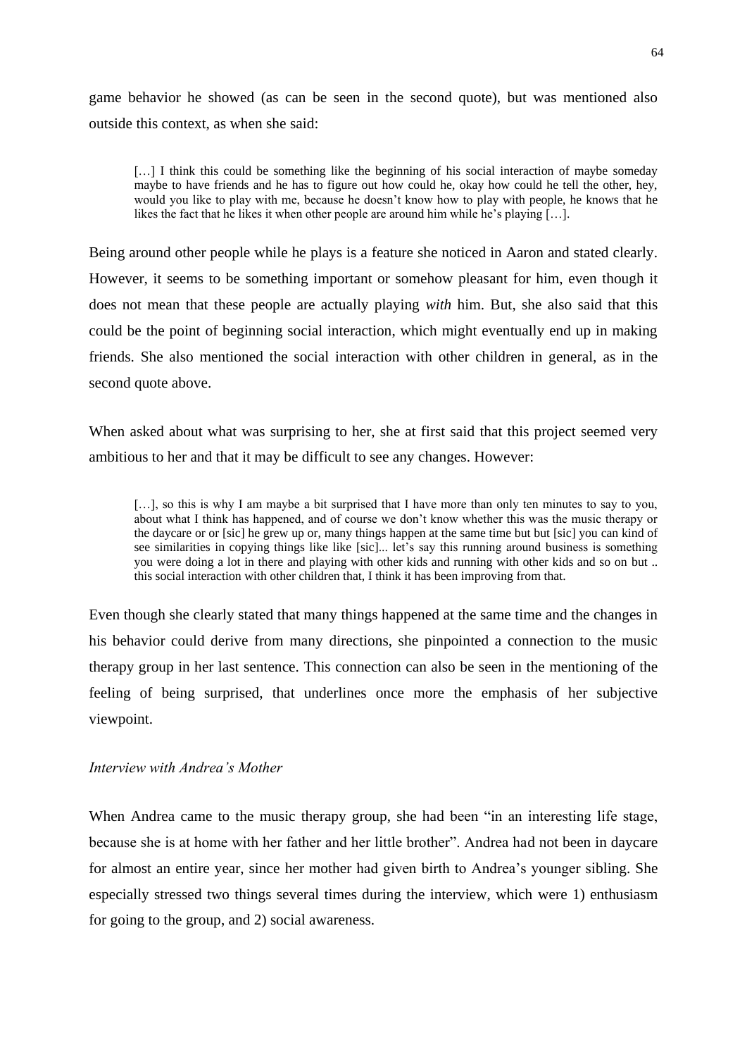game behavior he showed (as can be seen in the second quote), but was mentioned also outside this context, as when she said:

> […] I think this could be something like the beginning of his social interaction of maybe someday maybe to have friends and he has to figure out how could he, okay how could he tell the other, hey, would you like to play with me, because he doesn't know how to play with people, he knows that he likes the fact that he likes it when other people are around him while he's playing […].

Being around other people while he plays is a feature she noticed in Aaron and stated clearly. However, it seems to be something important or somehow pleasant for him, even though it does not mean that these people are actually playing *with* him. But, she also said that this could be the point of beginning social interaction, which might eventually end up in making friends. She also mentioned the social interaction with other children in general, as in the second quote above.

When asked about what was surprising to her, she at first said that this project seemed very ambitious to her and that it may be difficult to see any changes. However:

> […], so this is why I am maybe a bit surprised that I have more than only ten minutes to say to you, about what I think has happened, and of course we don't know whether this was the music therapy or the daycare or or [sic] he grew up or, many things happen at the same time but but [sic] you can kind of see similarities in copying things like like [sic]... let's say this running around business is something you were doing a lot in there and playing with other kids and running with other kids and so on but .. this social interaction with other children that, I think it has been improving from that.

Even though she clearly stated that many things happened at the same time and the changes in his behavior could derive from many directions, she pinpointed a connection to the music therapy group in her last sentence. This connection can also be seen in the mentioning of the feeling of being surprised, that underlines once more the emphasis of her subjective viewpoint.

### *Interview with Andrea's Mother*

When Andrea came to the music therapy group, she had been "in an interesting life stage, because she is at home with her father and her little brother". Andrea had not been in daycare for almost an entire year, since her mother had given birth to Andrea's younger sibling. She especially stressed two things several times during the interview, which were 1) enthusiasm for going to the group, and 2) social awareness.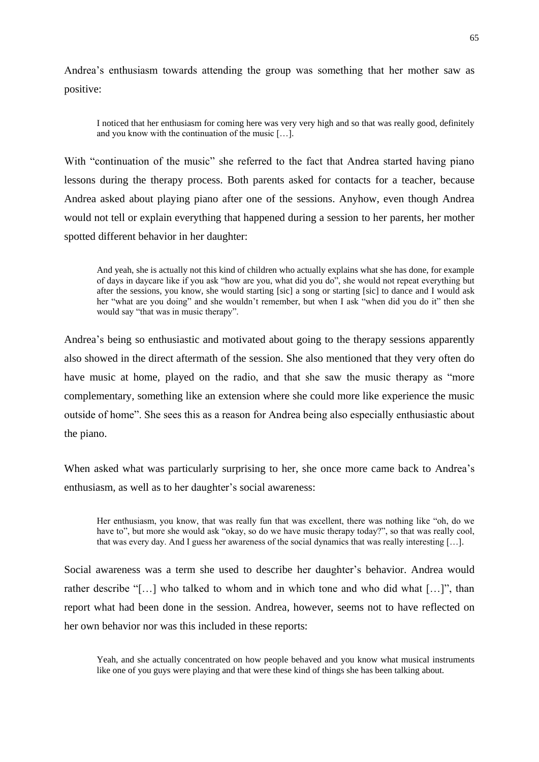Andrea’s enthusiasm towards attending the group was something that her mother saw as positive:

> I noticed that her enthusiasm for coming here was very very high and so that was really good, definitely and you know with the continuation of the music […].

With “continuation of the music” she referred to the fact that Andrea started having piano lessons during the therapy process. Both parents asked for contacts for a teacher, because Andrea asked about playing piano after one of the sessions. Anyhow, even though Andrea would not tell or explain everything that happened during a session to her parents, her mother spotted different behavior in her daughter:

> And yeah, she is actually not this kind of children who actually explains what she has done, for example of days in daycare like if you ask “how are you, what did you do”, she would not repeat everything but after the sessions, you know, she would starting [sic] a song or starting [sic] to dance and I would ask her “what are you doing” and she wouldn’t remember, but when I ask “when did you do it” then she would say “that was in music therapy”.

Andrea’s being so enthusiastic and motivated about going to the therapy sessions apparently also showed in the direct aftermath of the session. She also mentioned that they very often do have music at home, played on the radio, and that she saw the music therapy as “more complementary, something like an extension where she could more like experience the music outside of home”. She sees this as a reason for Andrea being also especially enthusiastic about the piano.

When asked what was particularly surprising to her, she once more came back to Andrea’s enthusiasm, as well as to her daughter’s social awareness:

> Her enthusiasm, you know, that was really fun that was excellent, there was nothing like “oh, do we have to”, but more she would ask “okay, so do we have music therapy today?”, so that was really cool, that was every day. And I guess her awareness of the social dynamics that was really interesting […].

Social awareness was a term she used to describe her daughter’s behavior. Andrea would rather describe “[…] who talked to whom and in which tone and who did what […]”, than report what had been done in the session. Andrea, however, seems not to have reflected on her own behavior nor was this included in these reports:

> Yeah, and she actually concentrated on how people behaved and you know what musical instruments like one of you guys were playing and that were these kind of things she has been talking about.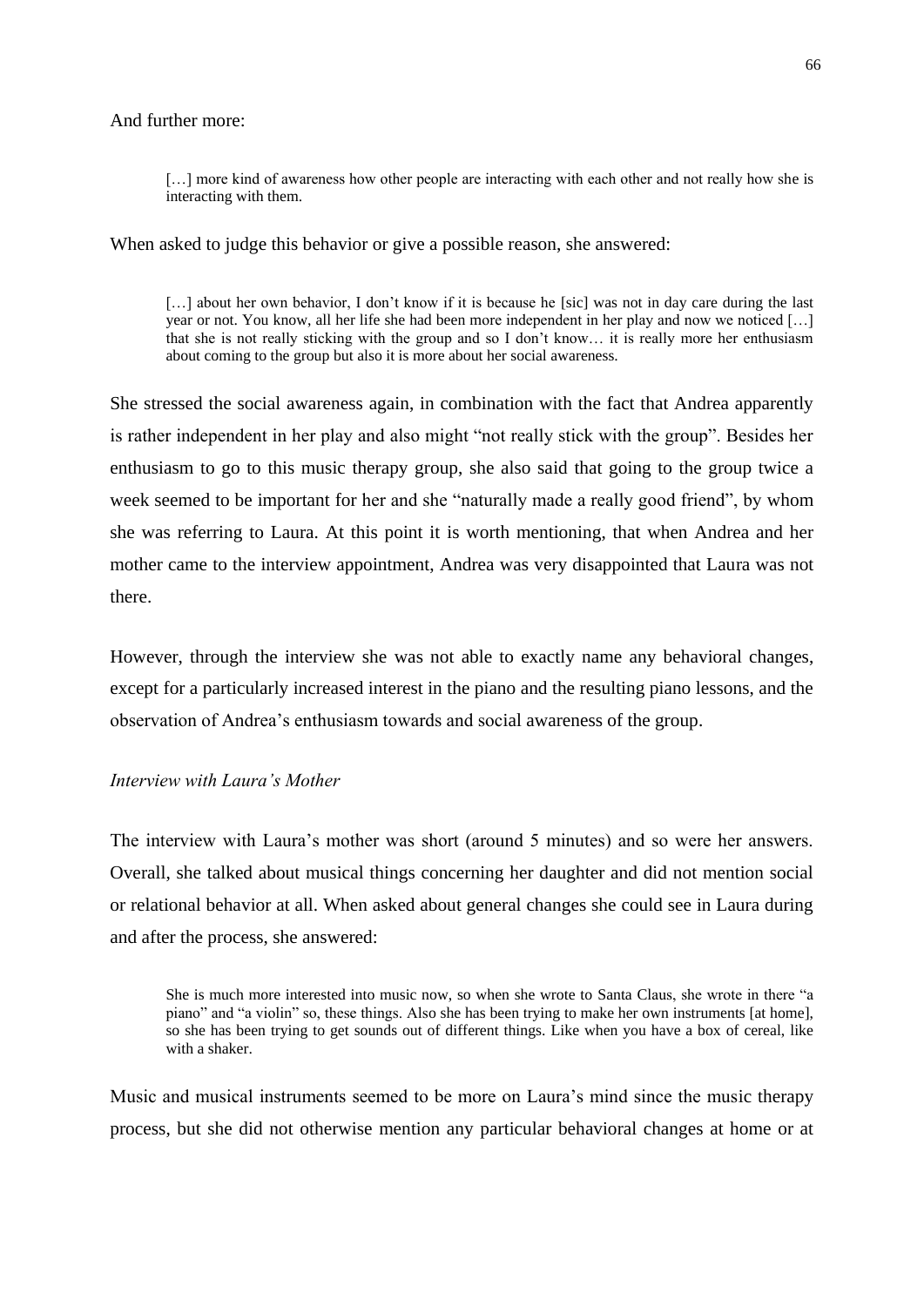And further more:

> […] more kind of awareness how other people are interacting with each other and not really how she is interacting with them.

When asked to judge this behavior or give a possible reason, she answered:

> […] about her own behavior, I don't know if it is because he [sic] was not in day care during the last year or not. You know, all her life she had been more independent in her play and now we noticed […] that she is not really sticking with the group and so I don't know… it is really more her enthusiasm about coming to the group but also it is more about her social awareness.

She stressed the social awareness again, in combination with the fact that Andrea apparently is rather independent in her play and also might "not really stick with the group". Besides her enthusiasm to go to this music therapy group, she also said that going to the group twice a week seemed to be important for her and she "naturally made a really good friend", by whom she was referring to Laura. At this point it is worth mentioning, that when Andrea and her mother came to the interview appointment, Andrea was very disappointed that Laura was not there.

However, through the interview she was not able to exactly name any behavioral changes, except for a particularly increased interest in the piano and the resulting piano lessons, and the observation of Andrea's enthusiasm towards and social awareness of the group.

*Interview with Laura's Mother*

The interview with Laura's mother was short (around 5 minutes) and so were her answers. Overall, she talked about musical things concerning her daughter and did not mention social or relational behavior at all. When asked about general changes she could see in Laura during and after the process, she answered:

> She is much more interested into music now, so when she wrote to Santa Claus, she wrote in there "a piano" and "a violin" so, these things. Also she has been trying to make her own instruments [at home], so she has been trying to get sounds out of different things. Like when you have a box of cereal, like with a shaker.

Music and musical instruments seemed to be more on Laura's mind since the music therapy process, but she did not otherwise mention any particular behavioral changes at home or at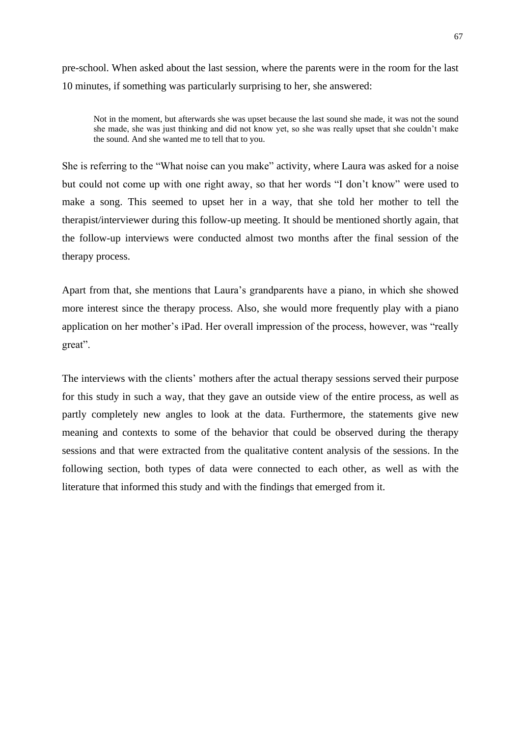pre-school. When asked about the last session, where the parents were in the room for the last 10 minutes, if something was particularly surprising to her, she answered:

> Not in the moment, but afterwards she was upset because the last sound she made, it was not the sound she made, she was just thinking and did not know yet, so she was really upset that she couldn't make the sound. And she wanted me to tell that to you.

She is referring to the "What noise can you make" activity, where Laura was asked for a noise but could not come up with one right away, so that her words "I don't know" were used to make a song. This seemed to upset her in a way, that she told her mother to tell the therapist/interviewer during this follow-up meeting. It should be mentioned shortly again, that the follow-up interviews were conducted almost two months after the final session of the therapy process.

Apart from that, she mentions that Laura's grandparents have a piano, in which she showed more interest since the therapy process. Also, she would more frequently play with a piano application on her mother's iPad. Her overall impression of the process, however, was "really great".

The interviews with the clients' mothers after the actual therapy sessions served their purpose for this study in such a way, that they gave an outside view of the entire process, as well as partly completely new angles to look at the data. Furthermore, the statements give new meaning and contexts to some of the behavior that could be observed during the therapy sessions and that were extracted from the qualitative content analysis of the sessions. In the following section, both types of data were connected to each other, as well as with the literature that informed this study and with the findings that emerged from it.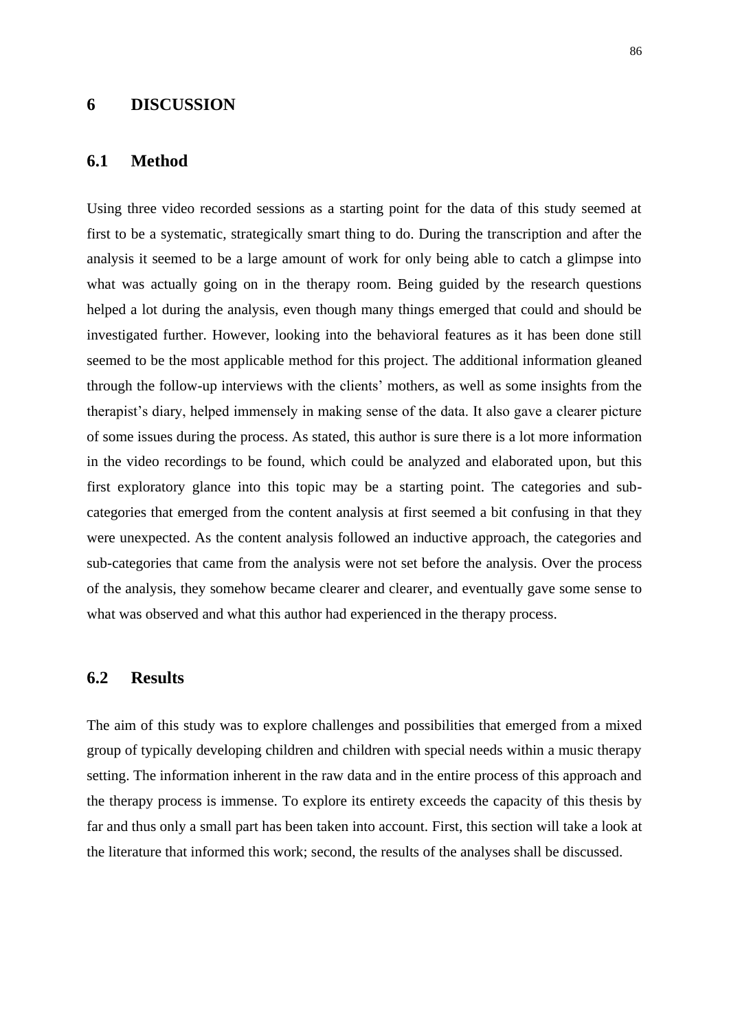# 6 DISCUSSION

## 6.1 Method

Using three video recorded sessions as a starting point for the data of this study seemed at first to be a systematic, strategically smart thing to do. During the transcription and after the analysis it seemed to be a large amount of work for only being able to catch a glimpse into what was actually going on in the therapy room. Being guided by the research questions helped a lot during the analysis, even though many things emerged that could and should be investigated further. However, looking into the behavioral features as it has been done still seemed to be the most applicable method for this project. The additional information gleaned through the follow-up interviews with the clients' mothers, as well as some insights from the therapist's diary, helped immensely in making sense of the data. It also gave a clearer picture of some issues during the process. As stated, this author is sure there is a lot more information in the video recordings to be found, which could be analyzed and elaborated upon, but this first exploratory glance into this topic may be a starting point. The categories and sub-categories that emerged from the content analysis at first seemed a bit confusing in that they were unexpected. As the content analysis followed an inductive approach, the categories and sub-categories that came from the analysis were not set before the analysis. Over the process of the analysis, they somehow became clearer and clearer, and eventually gave some sense to what was observed and what this author had experienced in the therapy process.

## 6.2 Results

The aim of this study was to explore challenges and possibilities that emerged from a mixed group of typically developing children and children with special needs within a music therapy setting. The information inherent in the raw data and in the entire process of this approach and the therapy process is immense. To explore its entirety exceeds the capacity of this thesis by far and thus only a small part has been taken into account. First, this section will take a look at the literature that informed this work; second, the results of the analyses shall be discussed.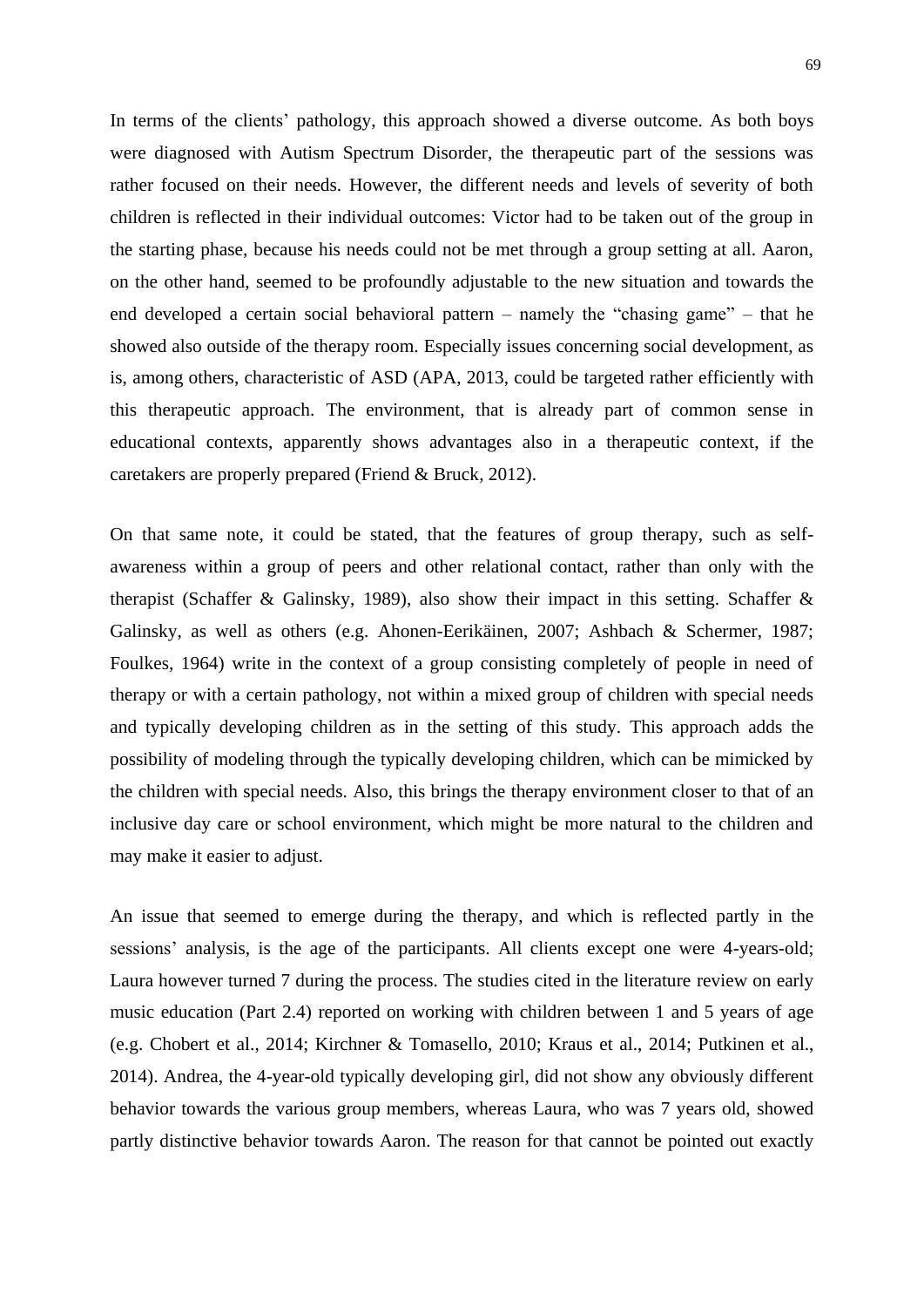In terms of the clients' pathology, this approach showed a diverse outcome. As both boys were diagnosed with Autism Spectrum Disorder, the therapeutic part of the sessions was rather focused on their needs. However, the different needs and levels of severity of both children is reflected in their individual outcomes: Victor had to be taken out of the group in the starting phase, because his needs could not be met through a group setting at all. Aaron, on the other hand, seemed to be profoundly adjustable to the new situation and towards the end developed a certain social behavioral pattern – namely the "chasing game" – that he showed also outside of the therapy room. Especially issues concerning social development, as is, among others, characteristic of ASD (APA, 2013, could be targeted rather efficiently with this therapeutic approach. The environment, that is already part of common sense in educational contexts, apparently shows advantages also in a therapeutic context, if the caretakers are properly prepared (Friend & Bruck, 2012).

On that same note, it could be stated, that the features of group therapy, such as self-awareness within a group of peers and other relational contact, rather than only with the therapist (Schaffer & Galinsky, 1989), also show their impact in this setting. Schaffer & Galinsky, as well as others (e.g. Ahonen-Eerikäinen, 2007; Ashbach & Schermer, 1987; Foulkes, 1964) write in the context of a group consisting completely of people in need of therapy or with a certain pathology, not within a mixed group of children with special needs and typically developing children as in the setting of this study. This approach adds the possibility of modeling through the typically developing children, which can be mimicked by the children with special needs. Also, this brings the therapy environment closer to that of an inclusive day care or school environment, which might be more natural to the children and may make it easier to adjust.

An issue that seemed to emerge during the therapy, and which is reflected partly in the sessions' analysis, is the age of the participants. All clients except one were 4-years-old; Laura however turned 7 during the process. The studies cited in the literature review on early music education (Part 2.4) reported on working with children between 1 and 5 years of age (e.g. Chobert et al., 2014; Kirchner & Tomasello, 2010; Kraus et al., 2014; Putkinen et al., 2014). Andrea, the 4-year-old typically developing girl, did not show any obviously different behavior towards the various group members, whereas Laura, who was 7 years old, showed partly distinctive behavior towards Aaron. The reason for that cannot be pointed out exactly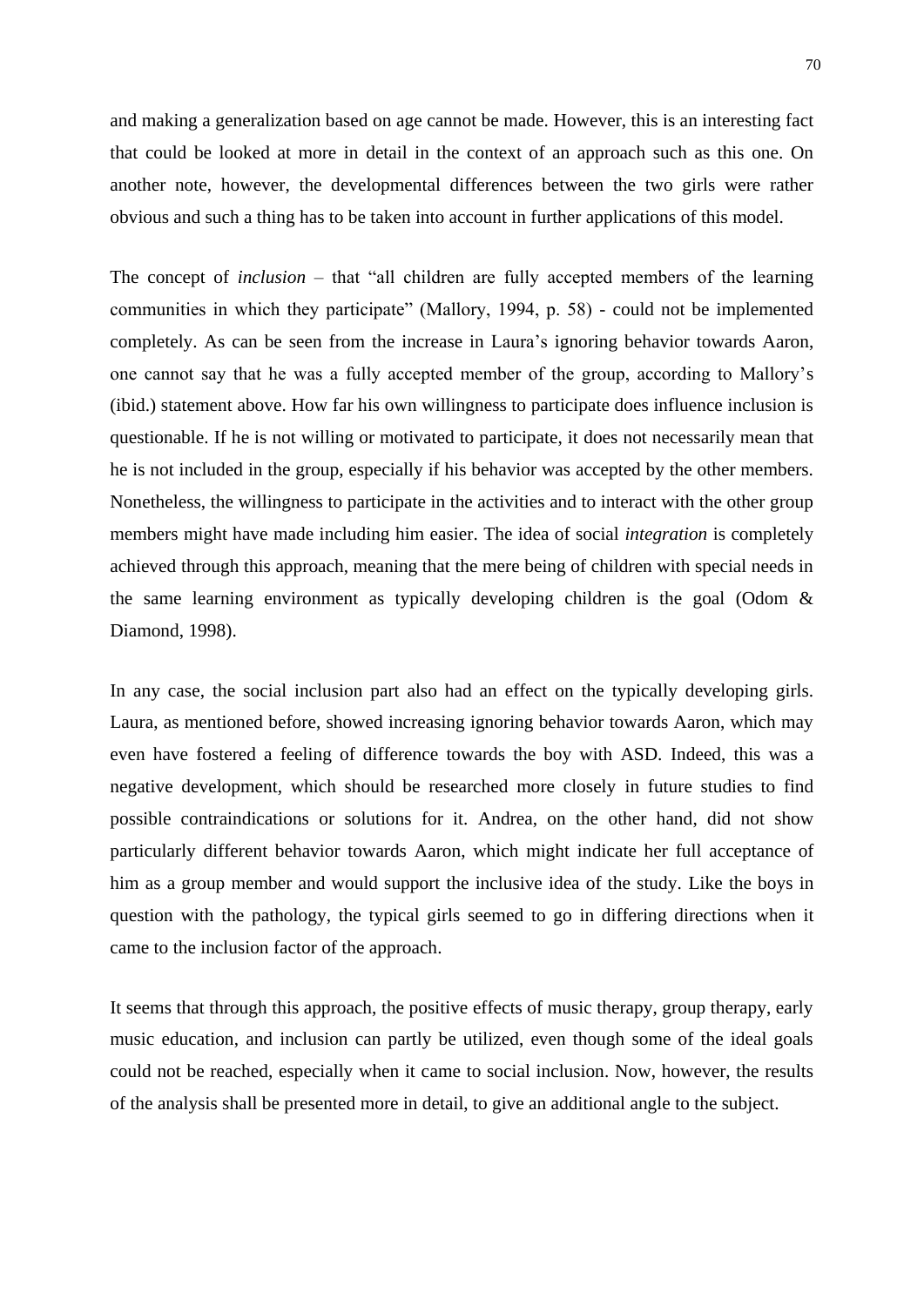and making a generalization based on age cannot be made. However, this is an interesting fact that could be looked at more in detail in the context of an approach such as this one. On another note, however, the developmental differences between the two girls were rather obvious and such a thing has to be taken into account in further applications of this model.

The concept of *inclusion* – that "all children are fully accepted members of the learning communities in which they participate" (Mallory, 1994, p. 58) - could not be implemented completely. As can be seen from the increase in Laura's ignoring behavior towards Aaron, one cannot say that he was a fully accepted member of the group, according to Mallory's (ibid.) statement above. How far his own willingness to participate does influence inclusion is questionable. If he is not willing or motivated to participate, it does not necessarily mean that he is not included in the group, especially if his behavior was accepted by the other members. Nonetheless, the willingness to participate in the activities and to interact with the other group members might have made including him easier. The idea of social *integration* is completely achieved through this approach, meaning that the mere being of children with special needs in the same learning environment as typically developing children is the goal (Odom & Diamond, 1998).

In any case, the social inclusion part also had an effect on the typically developing girls. Laura, as mentioned before, showed increasing ignoring behavior towards Aaron, which may even have fostered a feeling of difference towards the boy with ASD. Indeed, this was a negative development, which should be researched more closely in future studies to find possible contraindications or solutions for it. Andrea, on the other hand, did not show particularly different behavior towards Aaron, which might indicate her full acceptance of him as a group member and would support the inclusive idea of the study. Like the boys in question with the pathology, the typical girls seemed to go in differing directions when it came to the inclusion factor of the approach.

It seems that through this approach, the positive effects of music therapy, group therapy, early music education, and inclusion can partly be utilized, even though some of the ideal goals could not be reached, especially when it came to social inclusion. Now, however, the results of the analysis shall be presented more in detail, to give an additional angle to the subject.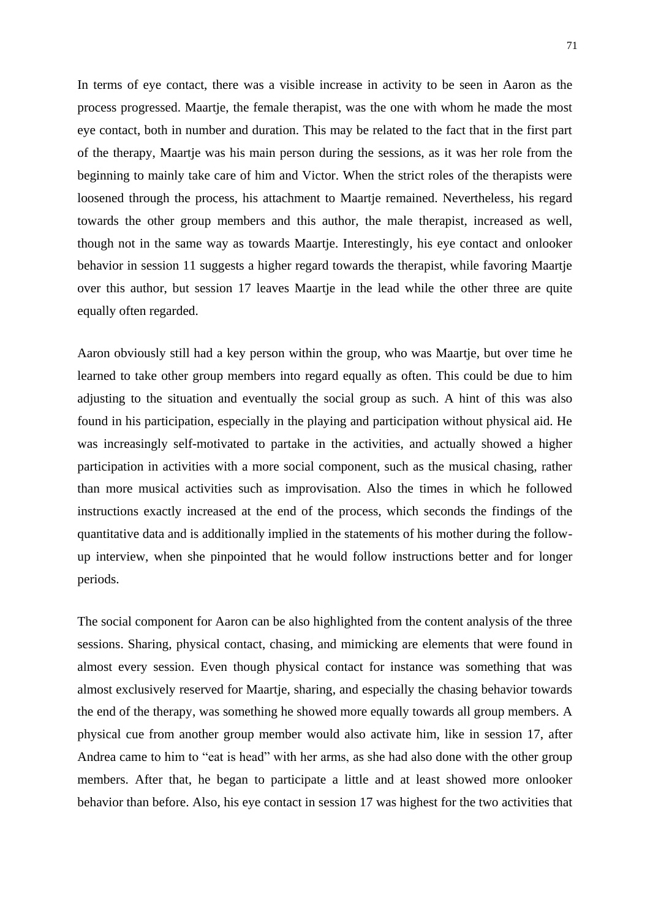In terms of eye contact, there was a visible increase in activity to be seen in Aaron as the process progressed. Maartje, the female therapist, was the one with whom he made the most eye contact, both in number and duration. This may be related to the fact that in the first part of the therapy, Maartje was his main person during the sessions, as it was her role from the beginning to mainly take care of him and Victor. When the strict roles of the therapists were loosened through the process, his attachment to Maartje remained. Nevertheless, his regard towards the other group members and this author, the male therapist, increased as well, though not in the same way as towards Maartje. Interestingly, his eye contact and onlooker behavior in session 11 suggests a higher regard towards the therapist, while favoring Maartje over this author, but session 17 leaves Maartje in the lead while the other three are quite equally often regarded.

Aaron obviously still had a key person within the group, who was Maartje, but over time he learned to take other group members into regard equally as often. This could be due to him adjusting to the situation and eventually the social group as such. A hint of this was also found in his participation, especially in the playing and participation without physical aid. He was increasingly self-motivated to partake in the activities, and actually showed a higher participation in activities with a more social component, such as the musical chasing, rather than more musical activities such as improvisation. Also the times in which he followed instructions exactly increased at the end of the process, which seconds the findings of the quantitative data and is additionally implied in the statements of his mother during the follow-up interview, when she pinpointed that he would follow instructions better and for longer periods.

The social component for Aaron can be also highlighted from the content analysis of the three sessions. Sharing, physical contact, chasing, and mimicking are elements that were found in almost every session. Even though physical contact for instance was something that was almost exclusively reserved for Maartje, sharing, and especially the chasing behavior towards the end of the therapy, was something he showed more equally towards all group members. A physical cue from another group member would also activate him, like in session 17, after Andrea came to him to "eat is head" with her arms, as she had also done with the other group members. After that, he began to participate a little and at least showed more onlooker behavior than before. Also, his eye contact in session 17 was highest for the two activities that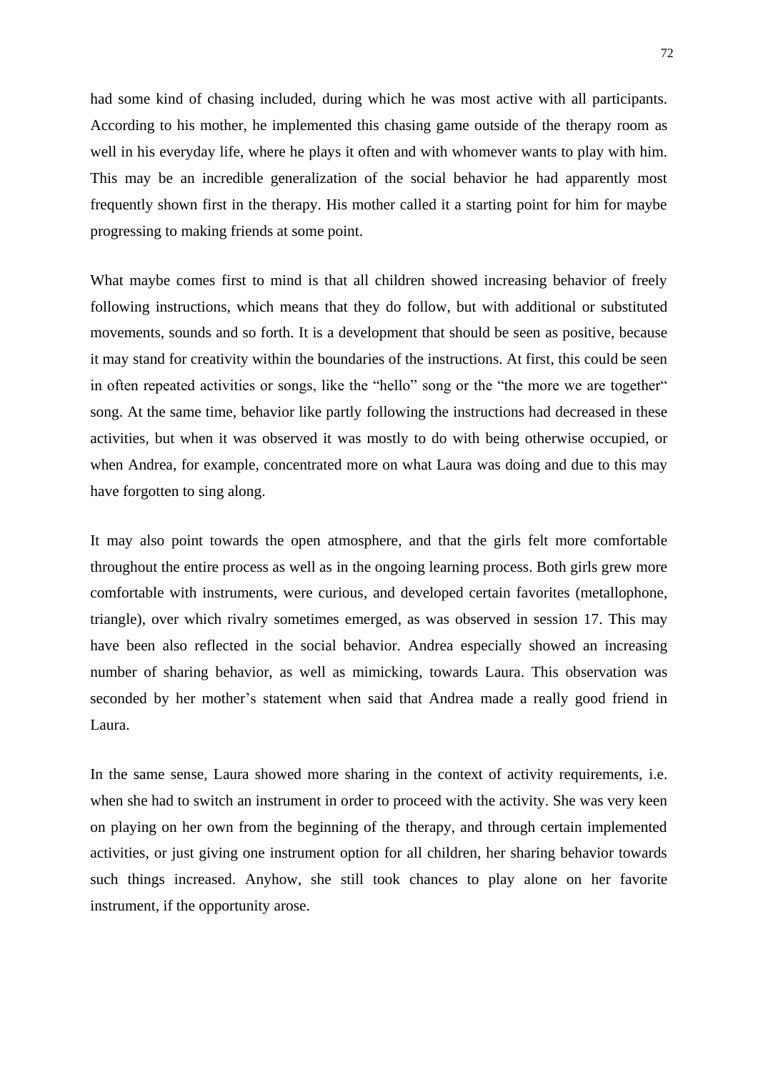had some kind of chasing included, during which he was most active with all participants. According to his mother, he implemented this chasing game outside of the therapy room as well in his everyday life, where he plays it often and with whomever wants to play with him. This may be an incredible generalization of the social behavior he had apparently most frequently shown first in the therapy. His mother called it a starting point for him for maybe progressing to making friends at some point.

What maybe comes first to mind is that all children showed increasing behavior of freely following instructions, which means that they do follow, but with additional or substituted movements, sounds and so forth. It is a development that should be seen as positive, because it may stand for creativity within the boundaries of the instructions. At first, this could be seen in often repeated activities or songs, like the "hello" song or the "the more we are together" song. At the same time, behavior like partly following the instructions had decreased in these activities, but when it was observed it was mostly to do with being otherwise occupied, or when Andrea, for example, concentrated more on what Laura was doing and due to this may have forgotten to sing along.

It may also point towards the open atmosphere, and that the girls felt more comfortable throughout the entire process as well as in the ongoing learning process. Both girls grew more comfortable with instruments, were curious, and developed certain favorites (metallophone, triangle), over which rivalry sometimes emerged, as was observed in session 17. This may have been also reflected in the social behavior. Andrea especially showed an increasing number of sharing behavior, as well as mimicking, towards Laura. This observation was seconded by her mother's statement when said that Andrea made a really good friend in Laura.

In the same sense, Laura showed more sharing in the context of activity requirements, i.e. when she had to switch an instrument in order to proceed with the activity. She was very keen on playing on her own from the beginning of the therapy, and through certain implemented activities, or just giving one instrument option for all children, her sharing behavior towards such things increased. Anyhow, she still took chances to play alone on her favorite instrument, if the opportunity arose.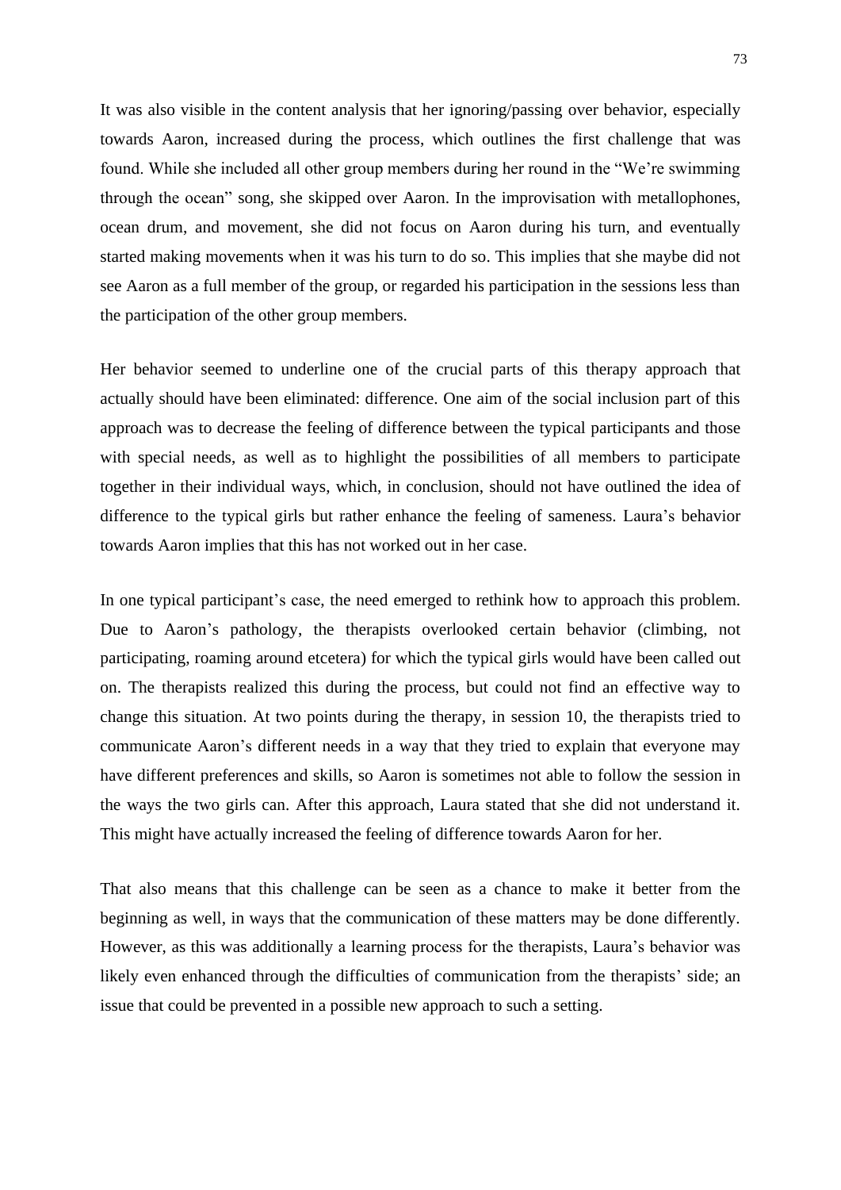It was also visible in the content analysis that her ignoring/passing over behavior, especially towards Aaron, increased during the process, which outlines the first challenge that was found. While she included all other group members during her round in the "We're swimming through the ocean" song, she skipped over Aaron. In the improvisation with metallophones, ocean drum, and movement, she did not focus on Aaron during his turn, and eventually started making movements when it was his turn to do so. This implies that she maybe did not see Aaron as a full member of the group, or regarded his participation in the sessions less than the participation of the other group members.

Her behavior seemed to underline one of the crucial parts of this therapy approach that actually should have been eliminated: difference. One aim of the social inclusion part of this approach was to decrease the feeling of difference between the typical participants and those with special needs, as well as to highlight the possibilities of all members to participate together in their individual ways, which, in conclusion, should not have outlined the idea of difference to the typical girls but rather enhance the feeling of sameness. Laura's behavior towards Aaron implies that this has not worked out in her case.

In one typical participant's case, the need emerged to rethink how to approach this problem. Due to Aaron's pathology, the therapists overlooked certain behavior (climbing, not participating, roaming around etcetera) for which the typical girls would have been called out on. The therapists realized this during the process, but could not find an effective way to change this situation. At two points during the therapy, in session 10, the therapists tried to communicate Aaron's different needs in a way that they tried to explain that everyone may have different preferences and skills, so Aaron is sometimes not able to follow the session in the ways the two girls can. After this approach, Laura stated that she did not understand it. This might have actually increased the feeling of difference towards Aaron for her.

That also means that this challenge can be seen as a chance to make it better from the beginning as well, in ways that the communication of these matters may be done differently. However, as this was additionally a learning process for the therapists, Laura's behavior was likely even enhanced through the difficulties of communication from the therapists' side; an issue that could be prevented in a possible new approach to such a setting.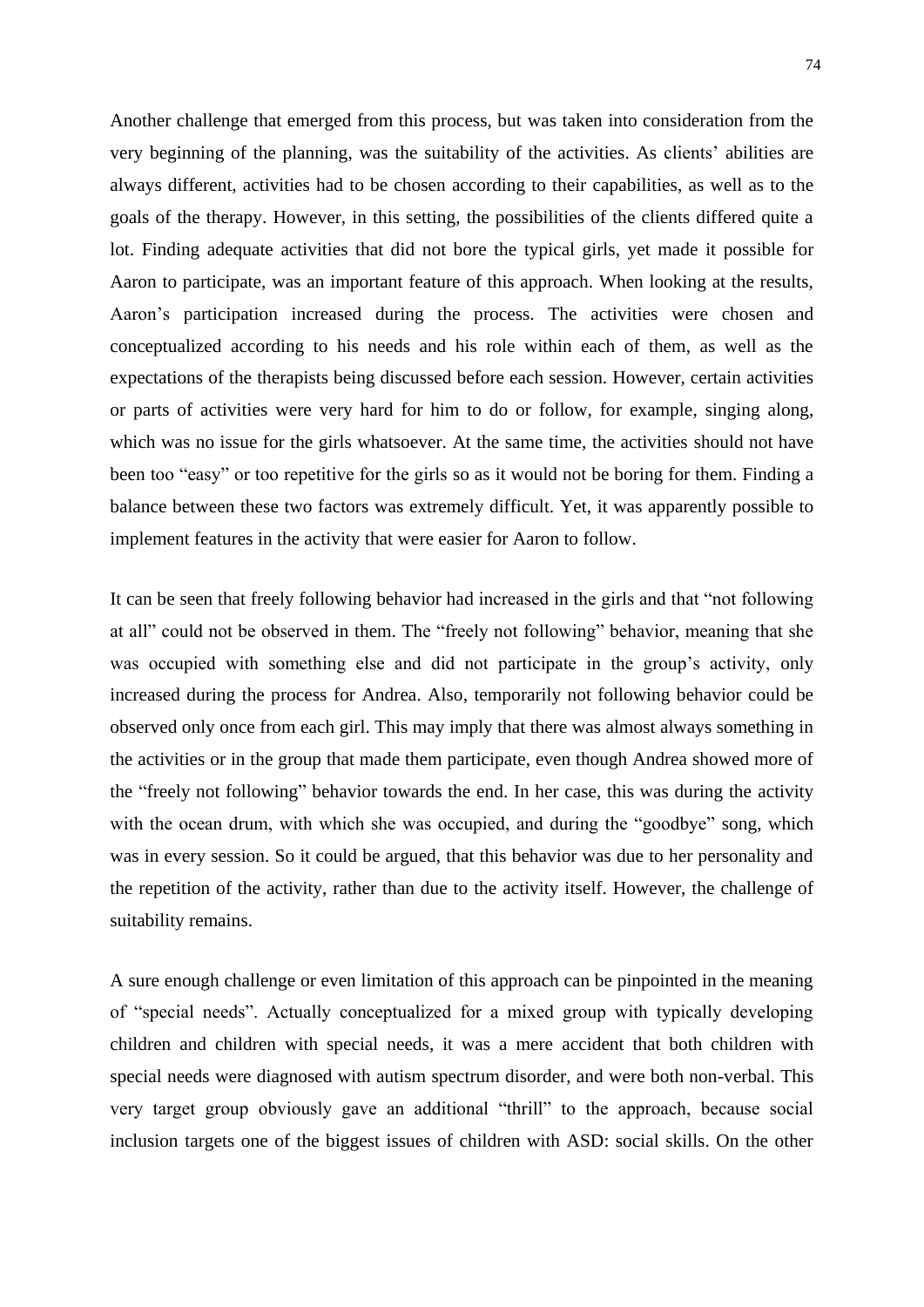Another challenge that emerged from this process, but was taken into consideration from the very beginning of the planning, was the suitability of the activities. As clients' abilities are always different, activities had to be chosen according to their capabilities, as well as to the goals of the therapy. However, in this setting, the possibilities of the clients differed quite a lot. Finding adequate activities that did not bore the typical girls, yet made it possible for Aaron to participate, was an important feature of this approach. When looking at the results, Aaron's participation increased during the process. The activities were chosen and conceptualized according to his needs and his role within each of them, as well as the expectations of the therapists being discussed before each session. However, certain activities or parts of activities were very hard for him to do or follow, for example, singing along, which was no issue for the girls whatsoever. At the same time, the activities should not have been too "easy" or too repetitive for the girls so as it would not be boring for them. Finding a balance between these two factors was extremely difficult. Yet, it was apparently possible to implement features in the activity that were easier for Aaron to follow.

It can be seen that freely following behavior had increased in the girls and that "not following at all" could not be observed in them. The "freely not following" behavior, meaning that she was occupied with something else and did not participate in the group's activity, only increased during the process for Andrea. Also, temporarily not following behavior could be observed only once from each girl. This may imply that there was almost always something in the activities or in the group that made them participate, even though Andrea showed more of the "freely not following" behavior towards the end. In her case, this was during the activity with the ocean drum, with which she was occupied, and during the "goodbye" song, which was in every session. So it could be argued, that this behavior was due to her personality and the repetition of the activity, rather than due to the activity itself. However, the challenge of suitability remains.

A sure enough challenge or even limitation of this approach can be pinpointed in the meaning of "special needs". Actually conceptualized for a mixed group with typically developing children and children with special needs, it was a mere accident that both children with special needs were diagnosed with autism spectrum disorder, and were both non-verbal. This very target group obviously gave an additional "thrill" to the approach, because social inclusion targets one of the biggest issues of children with ASD: social skills. On the other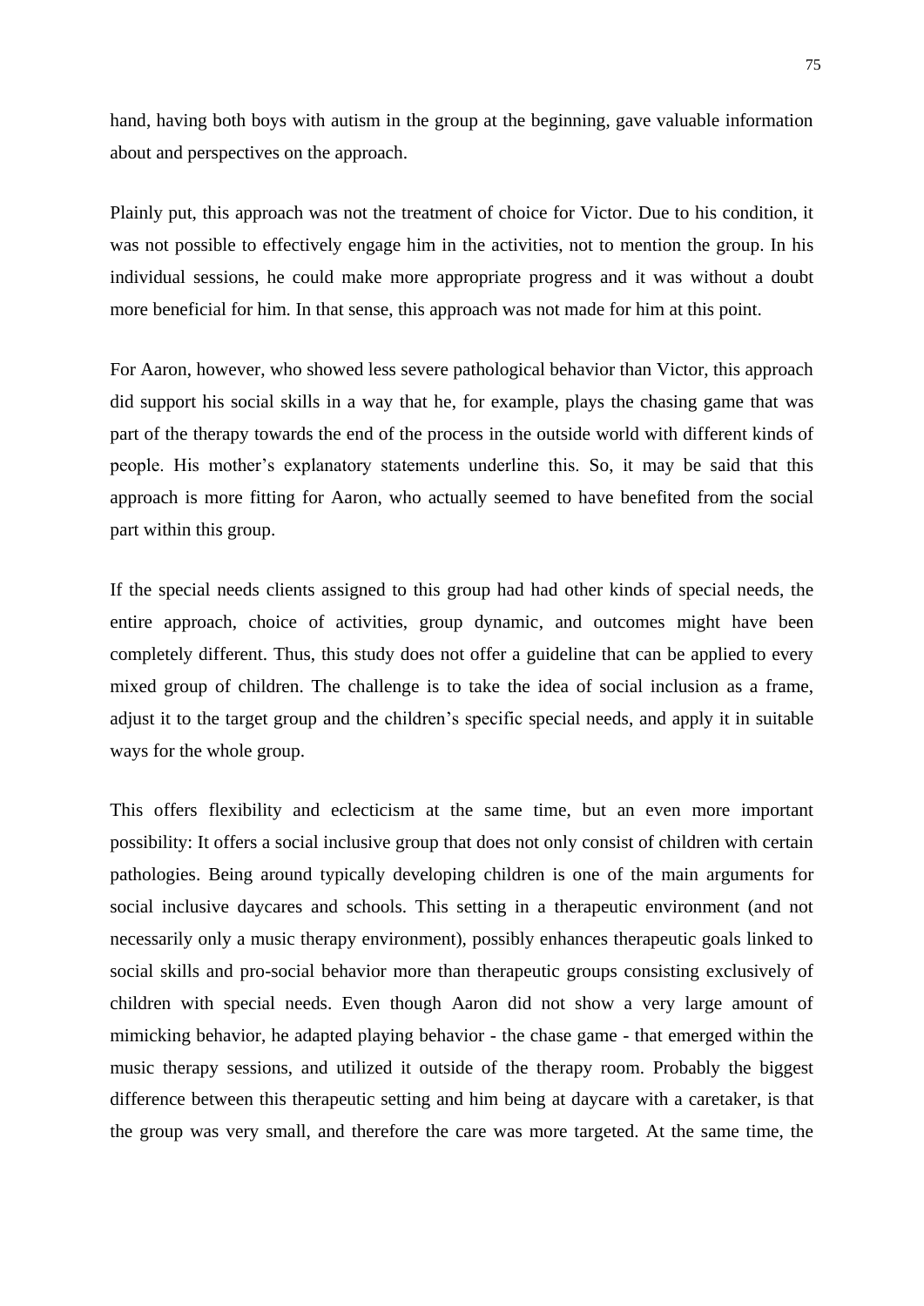hand, having both boys with autism in the group at the beginning, gave valuable information about and perspectives on the approach.

Plainly put, this approach was not the treatment of choice for Victor. Due to his condition, it was not possible to effectively engage him in the activities, not to mention the group. In his individual sessions, he could make more appropriate progress and it was without a doubt more beneficial for him. In that sense, this approach was not made for him at this point.

For Aaron, however, who showed less severe pathological behavior than Victor, this approach did support his social skills in a way that he, for example, plays the chasing game that was part of the therapy towards the end of the process in the outside world with different kinds of people. His mother's explanatory statements underline this. So, it may be said that this approach is more fitting for Aaron, who actually seemed to have benefited from the social part within this group.

If the special needs clients assigned to this group had had other kinds of special needs, the entire approach, choice of activities, group dynamic, and outcomes might have been completely different. Thus, this study does not offer a guideline that can be applied to every mixed group of children. The challenge is to take the idea of social inclusion as a frame, adjust it to the target group and the children's specific special needs, and apply it in suitable ways for the whole group.

This offers flexibility and eclecticism at the same time, but an even more important possibility: It offers a social inclusive group that does not only consist of children with certain pathologies. Being around typically developing children is one of the main arguments for social inclusive daycares and schools. This setting in a therapeutic environment (and not necessarily only a music therapy environment), possibly enhances therapeutic goals linked to social skills and pro-social behavior more than therapeutic groups consisting exclusively of children with special needs. Even though Aaron did not show a very large amount of mimicking behavior, he adapted playing behavior - the chase game - that emerged within the music therapy sessions, and utilized it outside of the therapy room. Probably the biggest difference between this therapeutic setting and him being at daycare with a caretaker, is that the group was very small, and therefore the care was more targeted. At the same time, the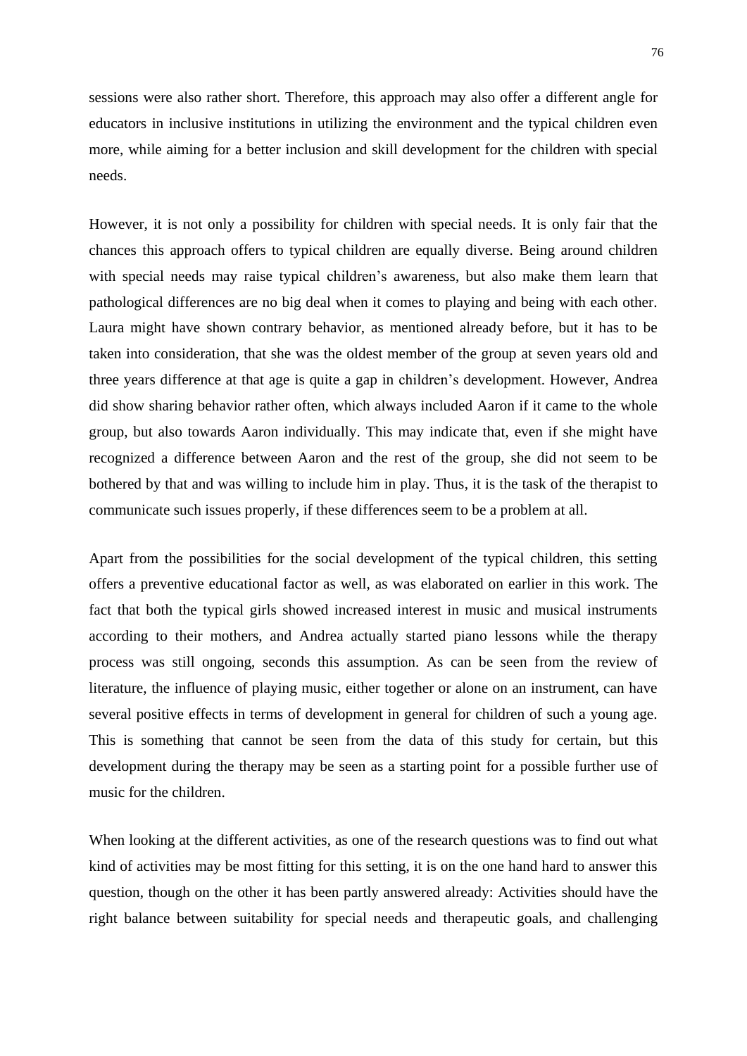sessions were also rather short. Therefore, this approach may also offer a different angle for educators in inclusive institutions in utilizing the environment and the typical children even more, while aiming for a better inclusion and skill development for the children with special needs.

However, it is not only a possibility for children with special needs. It is only fair that the chances this approach offers to typical children are equally diverse. Being around children with special needs may raise typical children's awareness, but also make them learn that pathological differences are no big deal when it comes to playing and being with each other. Laura might have shown contrary behavior, as mentioned already before, but it has to be taken into consideration, that she was the oldest member of the group at seven years old and three years difference at that age is quite a gap in children's development. However, Andrea did show sharing behavior rather often, which always included Aaron if it came to the whole group, but also towards Aaron individually. This may indicate that, even if she might have recognized a difference between Aaron and the rest of the group, she did not seem to be bothered by that and was willing to include him in play. Thus, it is the task of the therapist to communicate such issues properly, if these differences seem to be a problem at all.

Apart from the possibilities for the social development of the typical children, this setting offers a preventive educational factor as well, as was elaborated on earlier in this work. The fact that both the typical girls showed increased interest in music and musical instruments according to their mothers, and Andrea actually started piano lessons while the therapy process was still ongoing, seconds this assumption. As can be seen from the review of literature, the influence of playing music, either together or alone on an instrument, can have several positive effects in terms of development in general for children of such a young age. This is something that cannot be seen from the data of this study for certain, but this development during the therapy may be seen as a starting point for a possible further use of music for the children.

When looking at the different activities, as one of the research questions was to find out what kind of activities may be most fitting for this setting, it is on the one hand hard to answer this question, though on the other it has been partly answered already: Activities should have the right balance between suitability for special needs and therapeutic goals, and challenging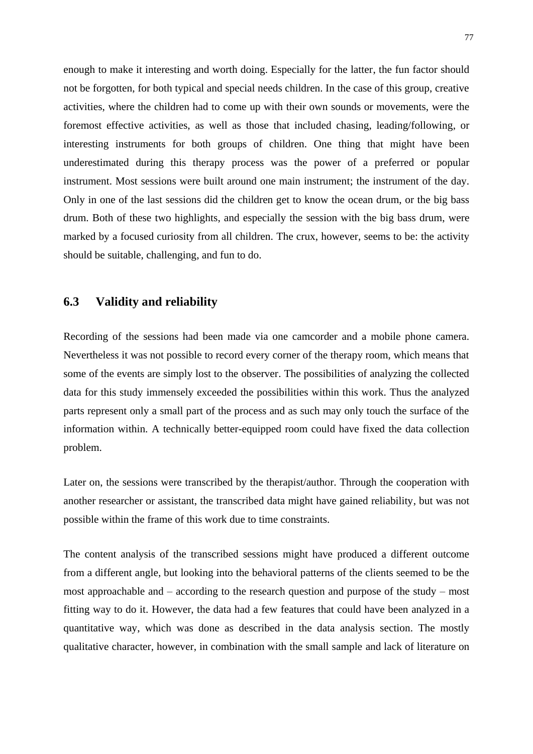enough to make it interesting and worth doing. Especially for the latter, the fun factor should not be forgotten, for both typical and special needs children. In the case of this group, creative activities, where the children had to come up with their own sounds or movements, were the foremost effective activities, as well as those that included chasing, leading/following, or interesting instruments for both groups of children. One thing that might have been underestimated during this therapy process was the power of a preferred or popular instrument. Most sessions were built around one main instrument; the instrument of the day. Only in one of the last sessions did the children get to know the ocean drum, or the big bass drum. Both of these two highlights, and especially the session with the big bass drum, were marked by a focused curiosity from all children. The crux, however, seems to be: the activity should be suitable, challenging, and fun to do.

## 6.3 Validity and reliability

Recording of the sessions had been made via one camcorder and a mobile phone camera. Nevertheless it was not possible to record every corner of the therapy room, which means that some of the events are simply lost to the observer. The possibilities of analyzing the collected data for this study immensely exceeded the possibilities within this work. Thus the analyzed parts represent only a small part of the process and as such may only touch the surface of the information within. A technically better-equipped room could have fixed the data collection problem.

Later on, the sessions were transcribed by the therapist/author. Through the cooperation with another researcher or assistant, the transcribed data might have gained reliability, but was not possible within the frame of this work due to time constraints.

The content analysis of the transcribed sessions might have produced a different outcome from a different angle, but looking into the behavioral patterns of the clients seemed to be the most approachable and – according to the research question and purpose of the study – most fitting way to do it. However, the data had a few features that could have been analyzed in a quantitative way, which was done as described in the data analysis section. The mostly qualitative character, however, in combination with the small sample and lack of literature on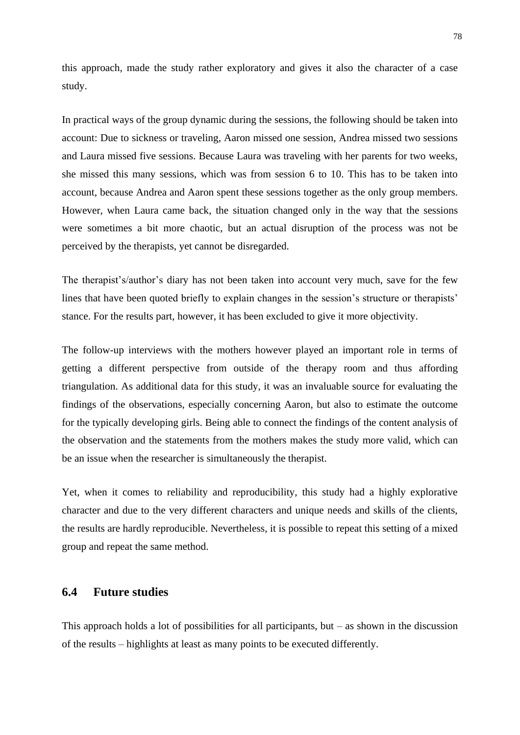this approach, made the study rather exploratory and gives it also the character of a case study.

In practical ways of the group dynamic during the sessions, the following should be taken into account: Due to sickness or traveling, Aaron missed one session, Andrea missed two sessions and Laura missed five sessions. Because Laura was traveling with her parents for two weeks, she missed this many sessions, which was from session 6 to 10. This has to be taken into account, because Andrea and Aaron spent these sessions together as the only group members. However, when Laura came back, the situation changed only in the way that the sessions were sometimes a bit more chaotic, but an actual disruption of the process was not be perceived by the therapists, yet cannot be disregarded.

The therapist's/author's diary has not been taken into account very much, save for the few lines that have been quoted briefly to explain changes in the session's structure or therapists' stance. For the results part, however, it has been excluded to give it more objectivity.

The follow-up interviews with the mothers however played an important role in terms of getting a different perspective from outside of the therapy room and thus affording triangulation. As additional data for this study, it was an invaluable source for evaluating the findings of the observations, especially concerning Aaron, but also to estimate the outcome for the typically developing girls. Being able to connect the findings of the content analysis of the observation and the statements from the mothers makes the study more valid, which can be an issue when the researcher is simultaneously the therapist.

Yet, when it comes to reliability and reproducibility, this study had a highly explorative character and due to the very different characters and unique needs and skills of the clients, the results are hardly reproducible. Nevertheless, it is possible to repeat this setting of a mixed group and repeat the same method.

## 6.4 Future studies

This approach holds a lot of possibilities for all participants, but – as shown in the discussion of the results – highlights at least as many points to be executed differently.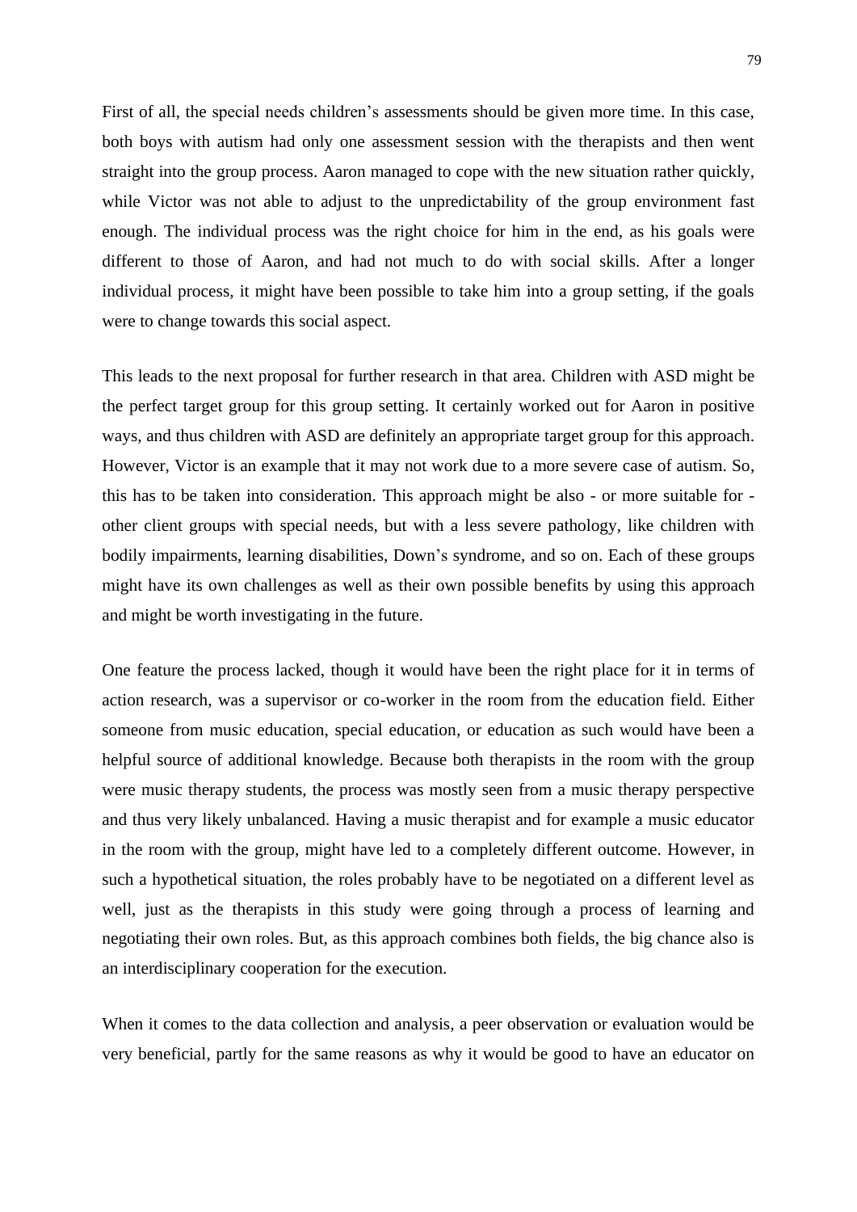First of all, the special needs children's assessments should be given more time. In this case, both boys with autism had only one assessment session with the therapists and then went straight into the group process. Aaron managed to cope with the new situation rather quickly, while Victor was not able to adjust to the unpredictability of the group environment fast enough. The individual process was the right choice for him in the end, as his goals were different to those of Aaron, and had not much to do with social skills. After a longer individual process, it might have been possible to take him into a group setting, if the goals were to change towards this social aspect.

This leads to the next proposal for further research in that area. Children with ASD might be the perfect target group for this group setting. It certainly worked out for Aaron in positive ways, and thus children with ASD are definitely an appropriate target group for this approach. However, Victor is an example that it may not work due to a more severe case of autism. So, this has to be taken into consideration. This approach might be also - or more suitable for - other client groups with special needs, but with a less severe pathology, like children with bodily impairments, learning disabilities, Down's syndrome, and so on. Each of these groups might have its own challenges as well as their own possible benefits by using this approach and might be worth investigating in the future.

One feature the process lacked, though it would have been the right place for it in terms of action research, was a supervisor or co-worker in the room from the education field. Either someone from music education, special education, or education as such would have been a helpful source of additional knowledge. Because both therapists in the room with the group were music therapy students, the process was mostly seen from a music therapy perspective and thus very likely unbalanced. Having a music therapist and for example a music educator in the room with the group, might have led to a completely different outcome. However, in such a hypothetical situation, the roles probably have to be negotiated on a different level as well, just as the therapists in this study were going through a process of learning and negotiating their own roles. But, as this approach combines both fields, the big chance also is an interdisciplinary cooperation for the execution.

When it comes to the data collection and analysis, a peer observation or evaluation would be very beneficial, partly for the same reasons as why it would be good to have an educator on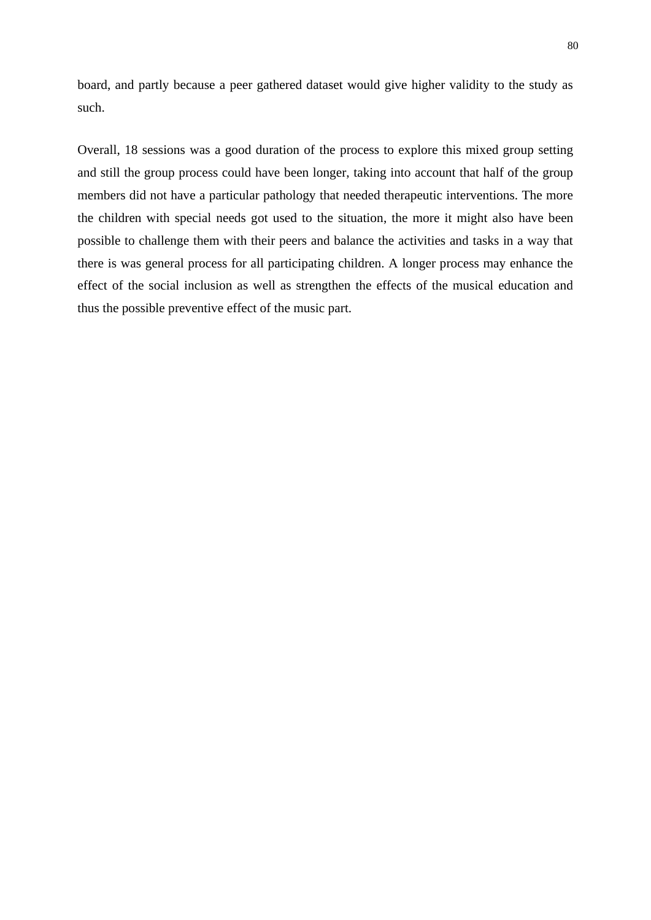board, and partly because a peer gathered dataset would give higher validity to the study as such.

Overall, 18 sessions was a good duration of the process to explore this mixed group setting and still the group process could have been longer, taking into account that half of the group members did not have a particular pathology that needed therapeutic interventions. The more the children with special needs got used to the situation, the more it might also have been possible to challenge them with their peers and balance the activities and tasks in a way that there is was general process for all participating children. A longer process may enhance the effect of the social inclusion as well as strengthen the effects of the musical education and thus the possible preventive effect of the music part.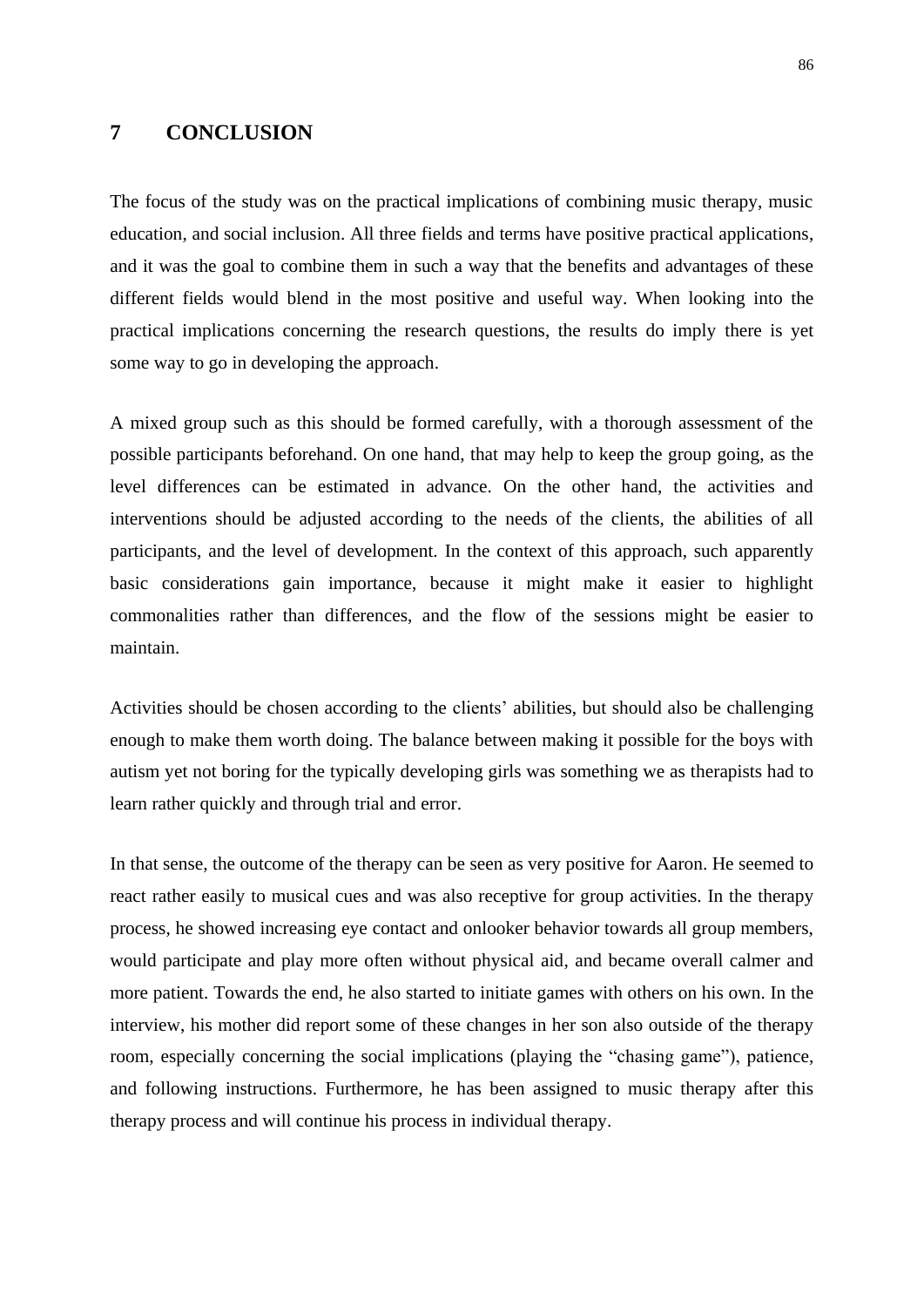# 7 CONCLUSION

The focus of the study was on the practical implications of combining music therapy, music education, and social inclusion. All three fields and terms have positive practical applications, and it was the goal to combine them in such a way that the benefits and advantages of these different fields would blend in the most positive and useful way. When looking into the practical implications concerning the research questions, the results do imply there is yet some way to go in developing the approach.

A mixed group such as this should be formed carefully, with a thorough assessment of the possible participants beforehand. On one hand, that may help to keep the group going, as the level differences can be estimated in advance. On the other hand, the activities and interventions should be adjusted according to the needs of the clients, the abilities of all participants, and the level of development. In the context of this approach, such apparently basic considerations gain importance, because it might make it easier to highlight commonalities rather than differences, and the flow of the sessions might be easier to maintain.

Activities should be chosen according to the clients' abilities, but should also be challenging enough to make them worth doing. The balance between making it possible for the boys with autism yet not boring for the typically developing girls was something we as therapists had to learn rather quickly and through trial and error.

In that sense, the outcome of the therapy can be seen as very positive for Aaron. He seemed to react rather easily to musical cues and was also receptive for group activities. In the therapy process, he showed increasing eye contact and onlooker behavior towards all group members, would participate and play more often without physical aid, and became overall calmer and more patient. Towards the end, he also started to initiate games with others on his own. In the interview, his mother did report some of these changes in her son also outside of the therapy room, especially concerning the social implications (playing the "chasing game"), patience, and following instructions. Furthermore, he has been assigned to music therapy after this therapy process and will continue his process in individual therapy.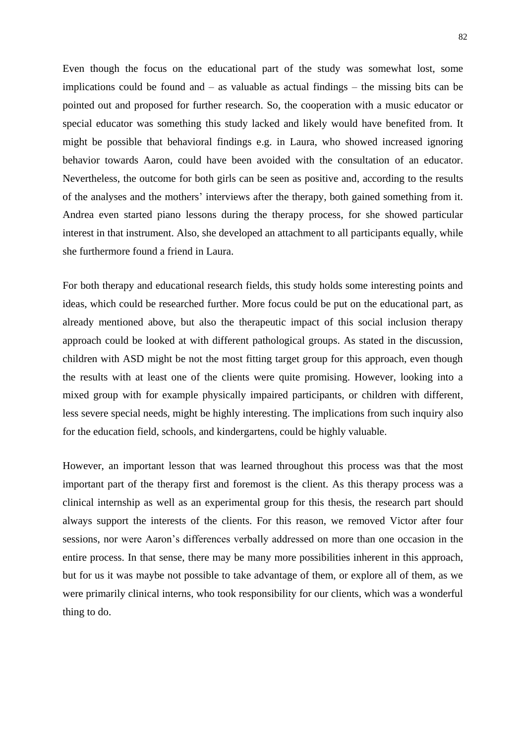Even though the focus on the educational part of the study was somewhat lost, some implications could be found and – as valuable as actual findings – the missing bits can be pointed out and proposed for further research. So, the cooperation with a music educator or special educator was something this study lacked and likely would have benefited from. It might be possible that behavioral findings e.g. in Laura, who showed increased ignoring behavior towards Aaron, could have been avoided with the consultation of an educator. Nevertheless, the outcome for both girls can be seen as positive and, according to the results of the analyses and the mothers' interviews after the therapy, both gained something from it. Andrea even started piano lessons during the therapy process, for she showed particular interest in that instrument. Also, she developed an attachment to all participants equally, while she furthermore found a friend in Laura.

For both therapy and educational research fields, this study holds some interesting points and ideas, which could be researched further. More focus could be put on the educational part, as already mentioned above, but also the therapeutic impact of this social inclusion therapy approach could be looked at with different pathological groups. As stated in the discussion, children with ASD might be not the most fitting target group for this approach, even though the results with at least one of the clients were quite promising. However, looking into a mixed group with for example physically impaired participants, or children with different, less severe special needs, might be highly interesting. The implications from such inquiry also for the education field, schools, and kindergartens, could be highly valuable.

However, an important lesson that was learned throughout this process was that the most important part of the therapy first and foremost is the client. As this therapy process was a clinical internship as well as an experimental group for this thesis, the research part should always support the interests of the clients. For this reason, we removed Victor after four sessions, nor were Aaron's differences verbally addressed on more than one occasion in the entire process. In that sense, there may be many more possibilities inherent in this approach, but for us it was maybe not possible to take advantage of them, or explore all of them, as we were primarily clinical interns, who took responsibility for our clients, which was a wonderful thing to do.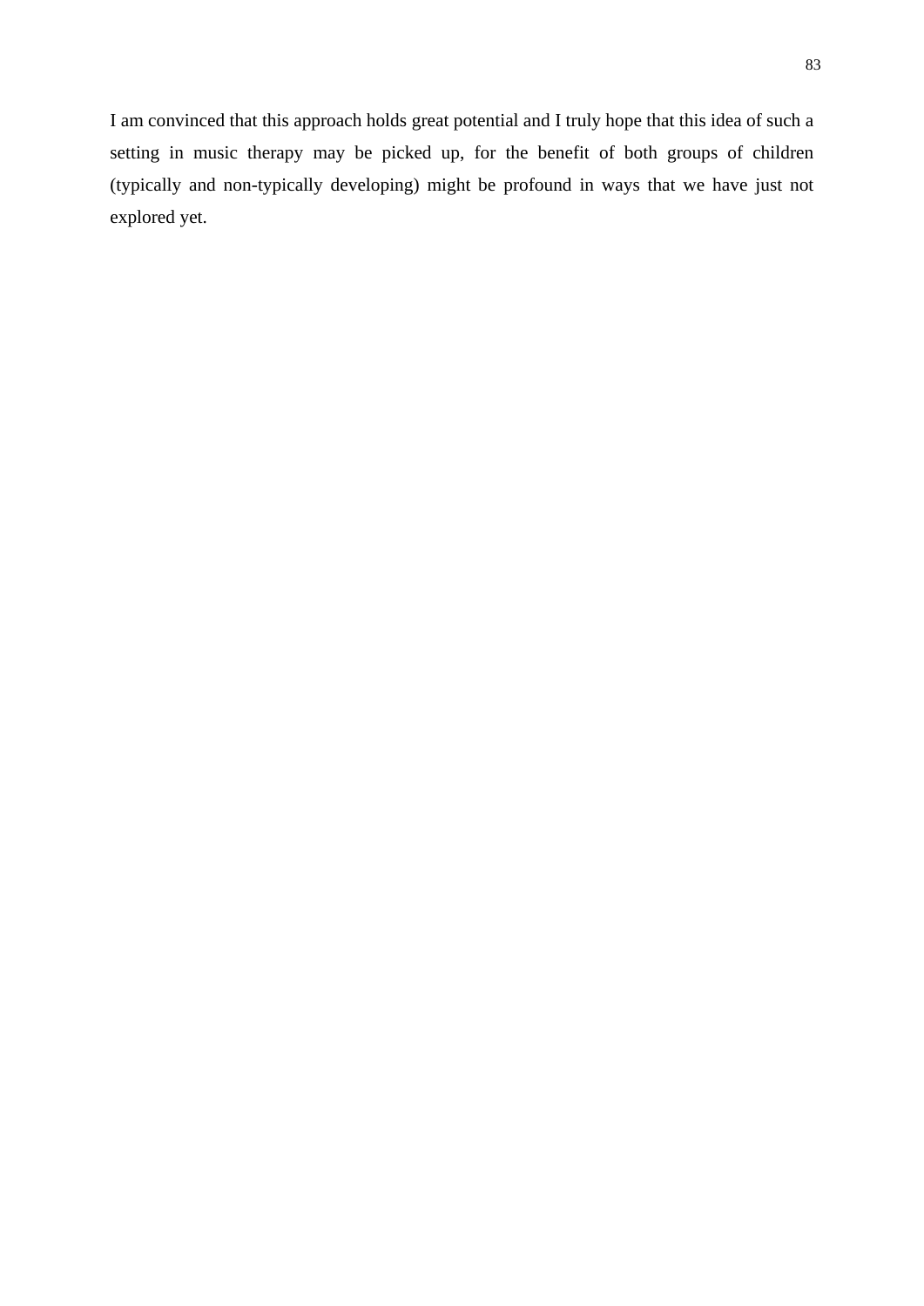I am convinced that this approach holds great potential and I truly hope that this idea of such a setting in music therapy may be picked up, for the benefit of both groups of children (typically and non-typically developing) might be profound in ways that we have just not explored yet.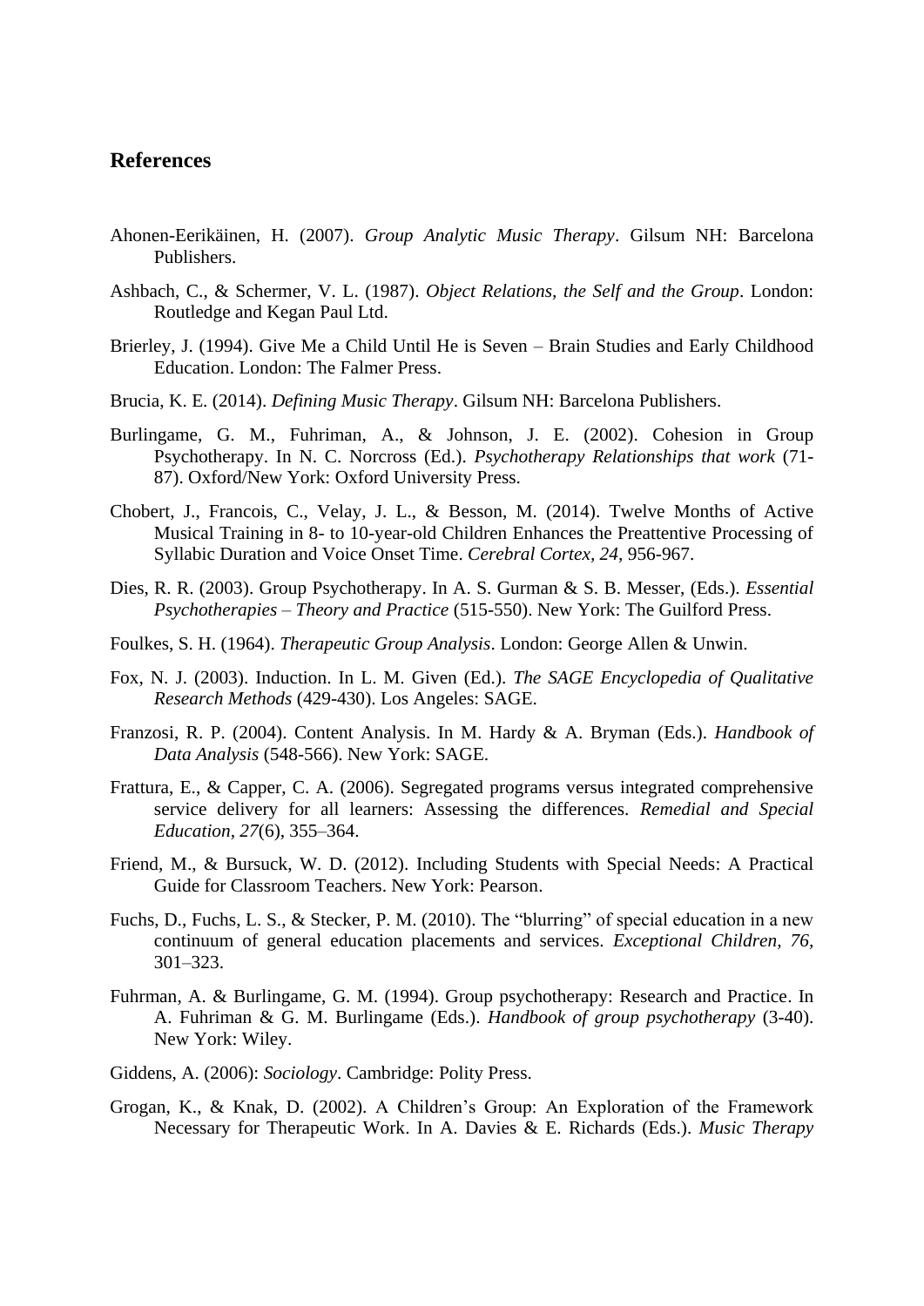## References

Ahonen-Eerikäinen, H. (2007). *Group Analytic Music Therapy*. Gilsum NH: Barcelona Publishers.

Ashbach, C., & Schermer, V. L. (1987). *Object Relations, the Self and the Group*. London: Routledge and Kegan Paul Ltd.

Brierley, J. (1994). Give Me a Child Until He is Seven – Brain Studies and Early Childhood Education. London: The Falmer Press.

Brucia, K. E. (2014). *Defining Music Therapy*. Gilsum NH: Barcelona Publishers.

Burlingame, G. M., Fuhriman, A., & Johnson, J. E. (2002). Cohesion in Group Psychotherapy. In N. C. Norcross (Ed.). *Psychotherapy Relationships that work* (71-87). Oxford/New York: Oxford University Press.

Chobert, J., Francois, C., Velay, J. L., & Besson, M. (2014). Twelve Months of Active Musical Training in 8- to 10-year-old Children Enhances the Preattentive Processing of Syllabic Duration and Voice Onset Time. *Cerebral Cortex, 24*, 956-967.

Dies, R. R. (2003). Group Psychotherapy. In A. S. Gurman & S. B. Messer, (Eds.). *Essential Psychotherapies – Theory and Practice* (515-550). New York: The Guilford Press.

Foulkes, S. H. (1964). *Therapeutic Group Analysis*. London: George Allen & Unwin.

Fox, N. J. (2003). Induction. In L. M. Given (Ed.). *The SAGE Encyclopedia of Qualitative Research Methods* (429-430). Los Angeles: SAGE.

Franzosi, R. P. (2004). Content Analysis. In M. Hardy & A. Bryman (Eds.). *Handbook of Data Analysis* (548-566). New York: SAGE.

Frattura, E., & Capper, C. A. (2006). Segregated programs versus integrated comprehensive service delivery for all learners: Assessing the differences. *Remedial and Special Education, 27*(6), 355–364.

Friend, M., & Bursuck, W. D. (2012). Including Students with Special Needs: A Practical Guide for Classroom Teachers. New York: Pearson.

Fuchs, D., Fuchs, L. S., & Stecker, P. M. (2010). The "blurring" of special education in a new continuum of general education placements and services. *Exceptional Children, 76,* 301–323.

Fuhrman, A. & Burlingame, G. M. (1994). Group psychotherapy: Research and Practice. In A. Fuhriman & G. M. Burlingame (Eds.). *Handbook of group psychotherapy* (3-40). New York: Wiley.

Giddens, A. (2006): *Sociology*. Cambridge: Polity Press.

Grogan, K., & Knak, D. (2002). A Children's Group: An Exploration of the Framework Necessary for Therapeutic Work. In A. Davies & E. Richards (Eds.). *Music Therapy*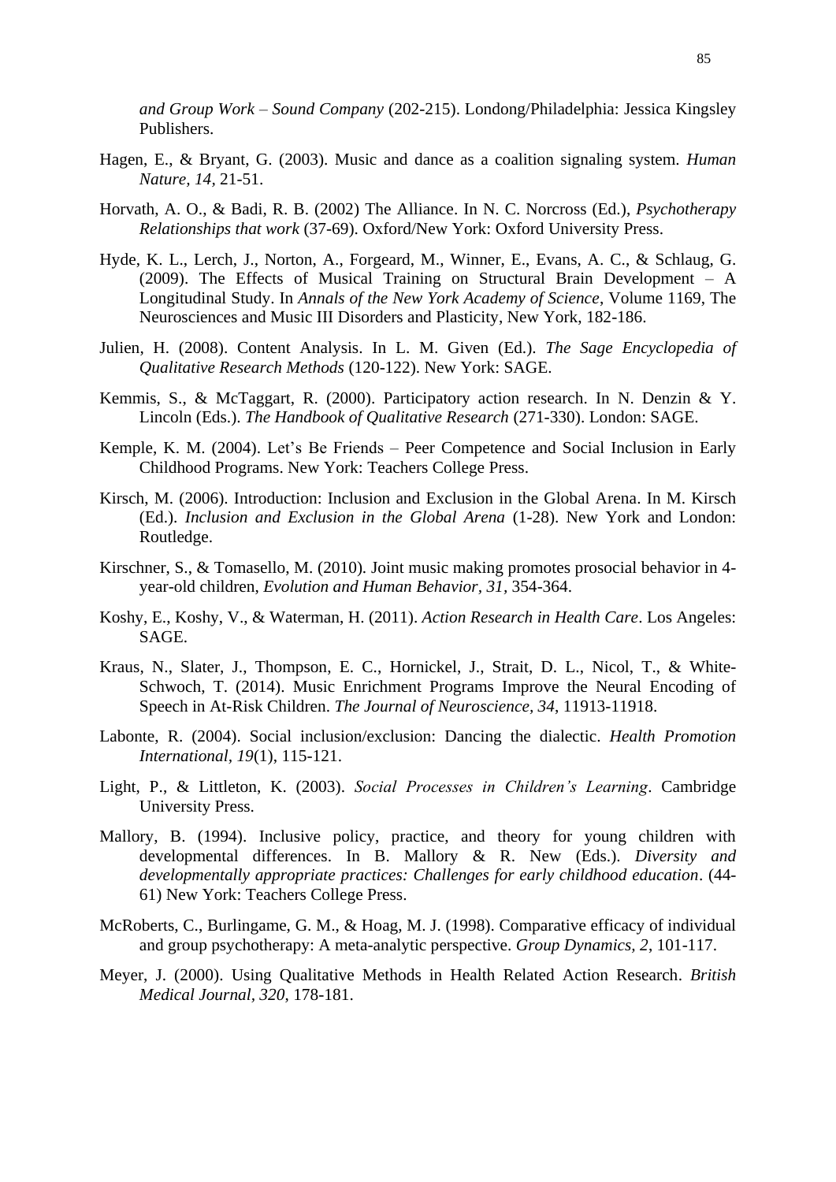*and Group Work – Sound Company* (202-215). Londong/Philadelphia: Jessica Kingsley Publishers.

Hagen, E., & Bryant, G. (2003). Music and dance as a coalition signaling system. *Human Nature, 14,* 21-51.

Horvath, A. O., & Badi, R. B. (2002) The Alliance. In N. C. Norcross (Ed.), *Psychotherapy Relationships that work* (37-69). Oxford/New York: Oxford University Press.

Hyde, K. L., Lerch, J., Norton, A., Forgeard, M., Winner, E., Evans, A. C., & Schlaug, G. (2009). The Effects of Musical Training on Structural Brain Development – A Longitudinal Study. In *Annals of the New York Academy of Science*, Volume 1169, The Neurosciences and Music III Disorders and Plasticity, New York, 182-186.

Julien, H. (2008). Content Analysis. In L. M. Given (Ed.). *The Sage Encyclopedia of Qualitative Research Methods* (120-122). New York: SAGE.

Kemmis, S., & McTaggart, R. (2000). Participatory action research. In N. Denzin & Y. Lincoln (Eds.). *The Handbook of Qualitative Research* (271-330). London: SAGE.

Kemple, K. M. (2004). Let's Be Friends – Peer Competence and Social Inclusion in Early Childhood Programs. New York: Teachers College Press.

Kirsch, M. (2006). Introduction: Inclusion and Exclusion in the Global Arena. In M. Kirsch (Ed.). *Inclusion and Exclusion in the Global Arena* (1-28). New York and London: Routledge.

Kirschner, S., & Tomasello, M. (2010). Joint music making promotes prosocial behavior in 4-year-old children, *Evolution and Human Behavior, 31*, 354-364.

Koshy, E., Koshy, V., & Waterman, H. (2011). *Action Research in Health Care*. Los Angeles: SAGE.

Kraus, N., Slater, J., Thompson, E. C., Hornickel, J., Strait, D. L., Nicol, T., & White-Schwoch, T. (2014). Music Enrichment Programs Improve the Neural Encoding of Speech in At-Risk Children. *The Journal of Neuroscience, 34*, 11913-11918.

Labonte, R. (2004). Social inclusion/exclusion: Dancing the dialectic. *Health Promotion International*, *19*(1), 115-121.

Light, P., & Littleton, K. (2003). *Social Processes in Children's Learning*. Cambridge University Press.

Mallory, B. (1994). Inclusive policy, practice, and theory for young children with developmental differences. In B. Mallory & R. New (Eds.). *Diversity and developmentally appropriate practices: Challenges for early childhood education*. (44-61) New York: Teachers College Press.

McRoberts, C., Burlingame, G. M., & Hoag, M. J. (1998). Comparative efficacy of individual and group psychotherapy: A meta-analytic perspective. *Group Dynamics, 2*, 101-117.

Meyer, J. (2000). Using Qualitative Methods in Health Related Action Research. *British Medical Journal*, *320*, 178-181.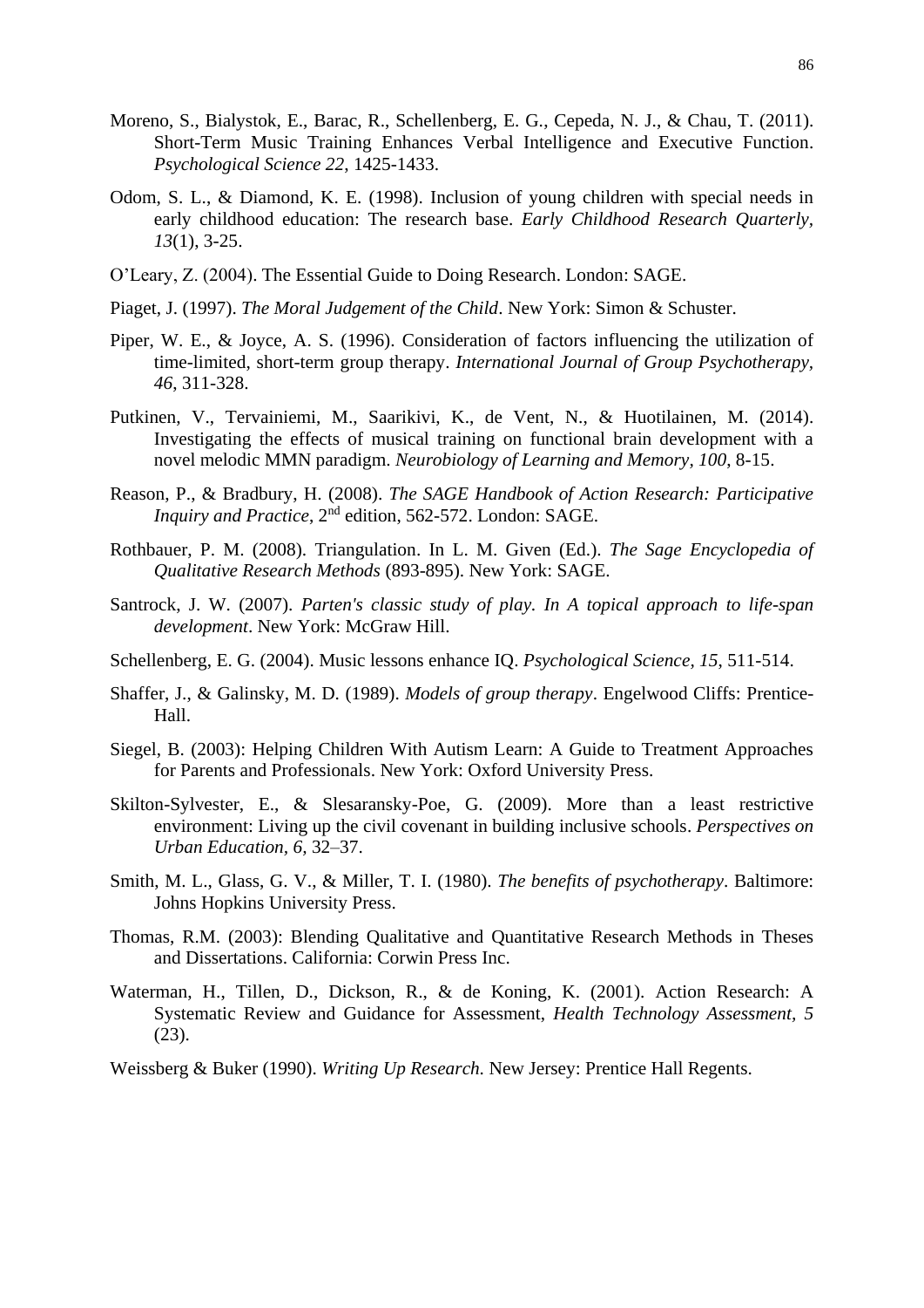Moreno, S., Bialystok, E., Barac, R., Schellenberg, E. G., Cepeda, N. J., & Chau, T. (2011). Short-Term Music Training Enhances Verbal Intelligence and Executive Function. *Psychological Science 22*, 1425-1433.

Odom, S. L., & Diamond, K. E. (1998). Inclusion of young children with special needs in early childhood education: The research base. *Early Childhood Research Quarterly, 13*(1), 3-25.

O'Leary, Z. (2004). The Essential Guide to Doing Research. London: SAGE.

Piaget, J. (1997). *The Moral Judgement of the Child*. New York: Simon & Schuster.

Piper, W. E., & Joyce, A. S. (1996). Consideration of factors influencing the utilization of time-limited, short-term group therapy. *International Journal of Group Psychotherapy, 46*, 311-328.

Putkinen, V., Tervainiemi, M., Saarikivi, K., de Vent, N., & Huotilainen, M. (2014). Investigating the effects of musical training on functional brain development with a novel melodic MMN paradigm. *Neurobiology of Learning and Memory, 100*, 8-15.

Reason, P., & Bradbury, H. (2008). *The SAGE Handbook of Action Research: Participative Inquiry and Practice*, 2nd edition, 562-572. London: SAGE.

Rothbauer, P. M. (2008). Triangulation. In L. M. Given (Ed.). *The Sage Encyclopedia of Qualitative Research Methods* (893-895). New York: SAGE.

Santrock, J. W. (2007). *Parten's classic study of play. In A topical approach to life-span development*. New York: McGraw Hill.

Schellenberg, E. G. (2004). Music lessons enhance IQ. *Psychological Science, 15*, 511-514.

Shaffer, J., & Galinsky, M. D. (1989). *Models of group therapy*. Engelwood Cliffs: Prentice-Hall.

Siegel, B. (2003): Helping Children With Autism Learn: A Guide to Treatment Approaches for Parents and Professionals. New York: Oxford University Press.

Skilton-Sylvester, E., & Slesaransky-Poe, G. (2009). More than a least restrictive environment: Living up the civil covenant in building inclusive schools. *Perspectives on Urban Education, 6*, 32–37.

Smith, M. L., Glass, G. V., & Miller, T. I. (1980). *The benefits of psychotherapy*. Baltimore: Johns Hopkins University Press.

Thomas, R.M. (2003): Blending Qualitative and Quantitative Research Methods in Theses and Dissertations. California: Corwin Press Inc.

Waterman, H., Tillen, D., Dickson, R., & de Koning, K. (2001). Action Research: A Systematic Review and Guidance for Assessment, *Health Technology Assessment, 5* (23).

Weissberg & Buker (1990). *Writing Up Research.* New Jersey: Prentice Hall Regents.